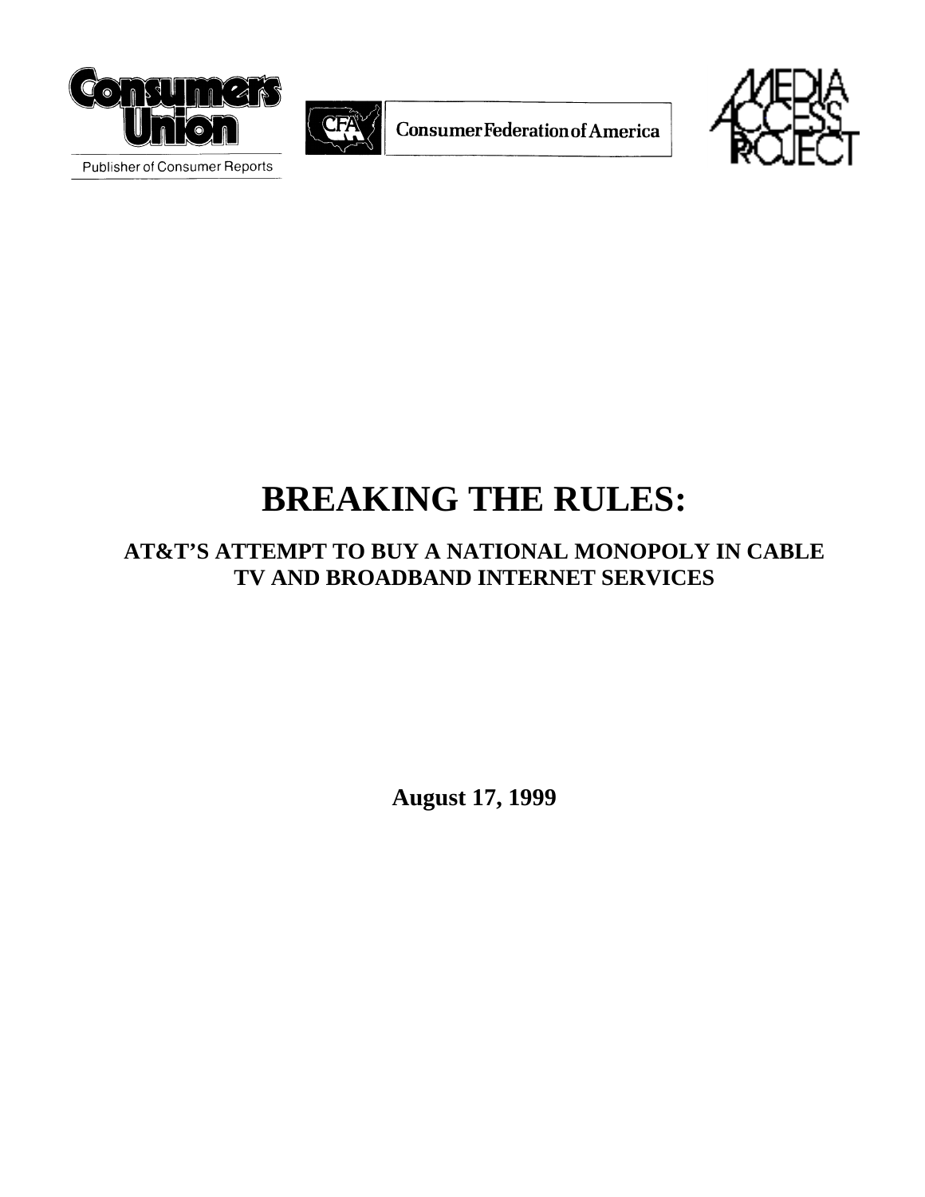Consumers Union

Publisher of Consumer Reports

Consumer Federation of America

MEDIA ACCESS PROJECT

# BREAKING THE RULES:

## AT&T'S ATTEMPT TO BUY A NATIONAL MONOPOLY IN CABLE TV AND BROADBAND INTERNET SERVICES

**August 17, 1999**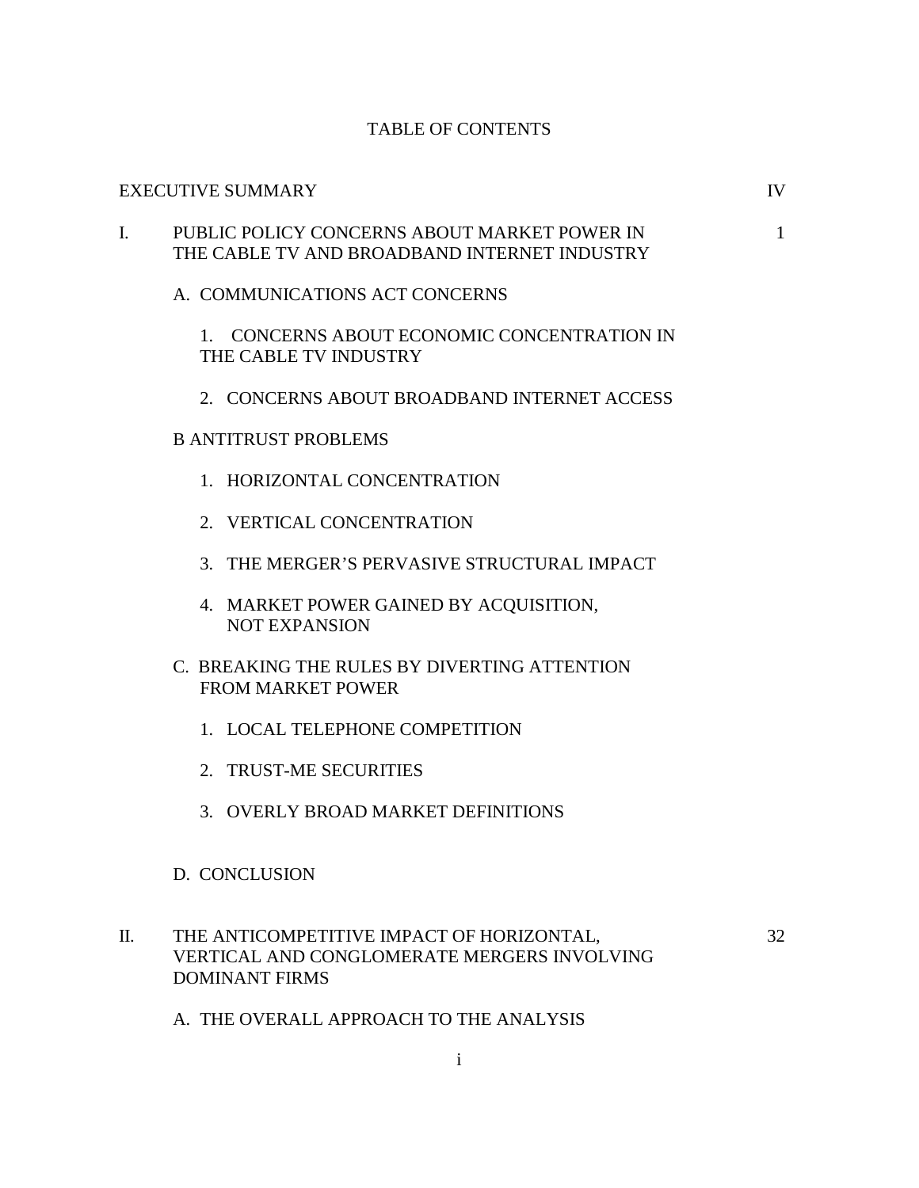# TABLE OF CONTENTS

| | |
|---|---|
| EXECUTIVE SUMMARY | IV |
| I. PUBLIC POLICY CONCERNS ABOUT MARKET POWER IN THE CABLE TV AND BROADBAND INTERNET INDUSTRY | 1 |
| A. COMMUNICATIONS ACT CONCERNS | |
| 1. CONCERNS ABOUT ECONOMIC CONCENTRATION IN THE CABLE TV INDUSTRY | |
| 2. CONCERNS ABOUT BROADBAND INTERNET ACCESS | |
| B ANTITRUST PROBLEMS | |
| 1. HORIZONTAL CONCENTRATION | |
| 2. VERTICAL CONCENTRATION | |
| 3. THE MERGER'S PERVASIVE STRUCTURAL IMPACT | |
| 4. MARKET POWER GAINED BY ACQUISITION, NOT EXPANSION | |
| C. BREAKING THE RULES BY DIVERTING ATTENTION FROM MARKET POWER | |
| 1. LOCAL TELEPHONE COMPETITION | |
| 2. TRUST-ME SECURITIES | |
| 3. OVERLY BROAD MARKET DEFINITIONS | |
| D. CONCLUSION | |
| II. THE ANTICOMPETITIVE IMPACT OF HORIZONTAL, VERTICAL AND CONGLOMERATE MERGERS INVOLVING DOMINANT FIRMS | 32 |
| A. THE OVERALL APPROACH TO THE ANALYSIS | |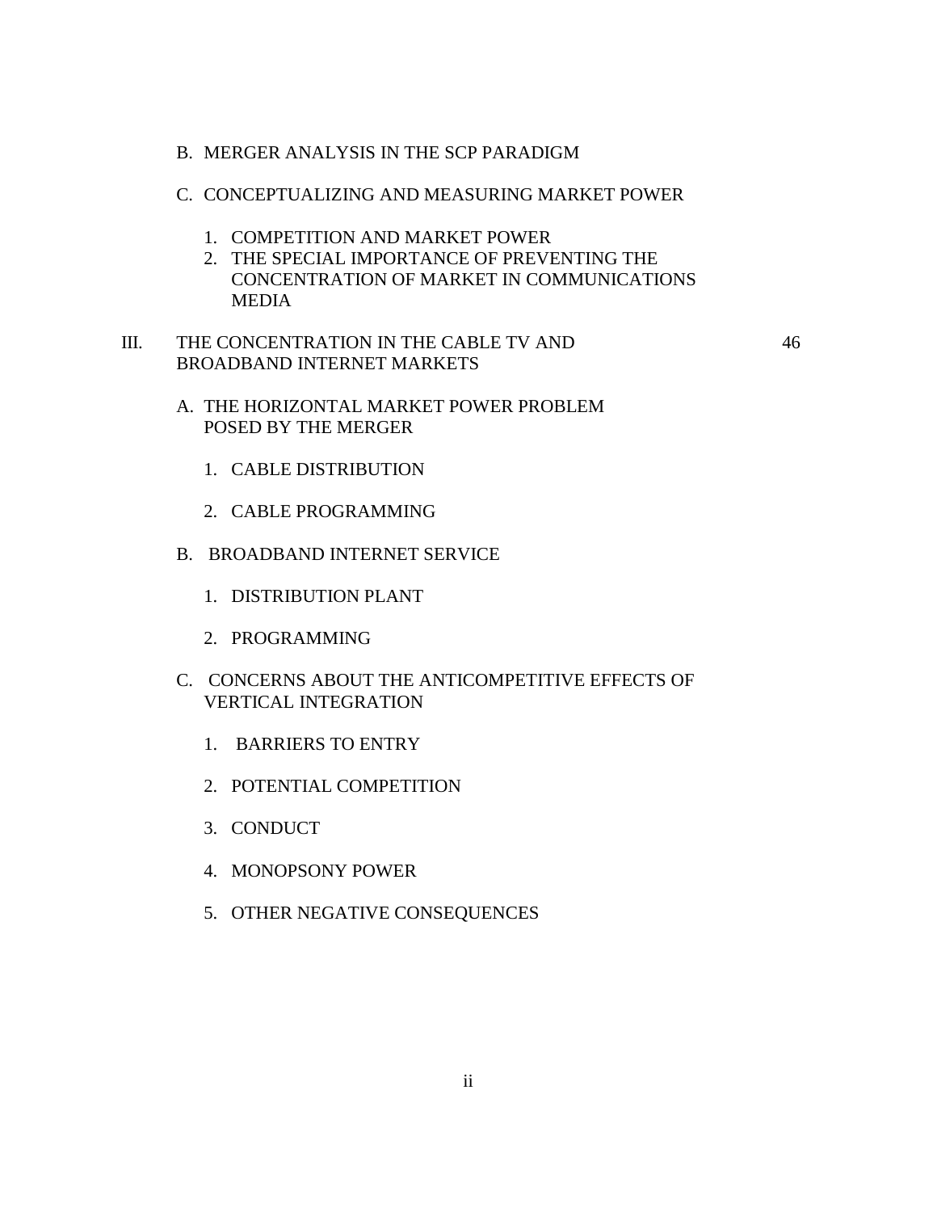B. MERGER ANALYSIS IN THE SCP PARADIGM

C. CONCEPTUALIZING AND MEASURING MARKET POWER

1. COMPETITION AND MARKET POWER
2. THE SPECIAL IMPORTANCE OF PREVENTING THE CONCENTRATION OF MARKET IN COMMUNICATIONS MEDIA

III. THE CONCENTRATION IN THE CABLE TV AND BROADBAND INTERNET MARKETS 46

A. THE HORIZONTAL MARKET POWER PROBLEM POSED BY THE MERGER

1. CABLE DISTRIBUTION

2. CABLE PROGRAMMING

B. BROADBAND INTERNET SERVICE

1. DISTRIBUTION PLANT

2. PROGRAMMING

C. CONCERNS ABOUT THE ANTICOMPETITIVE EFFECTS OF VERTICAL INTEGRATION

1. BARRIERS TO ENTRY

2. POTENTIAL COMPETITION

3. CONDUCT

4. MONOPSONY POWER

5. OTHER NEGATIVE CONSEQUENCES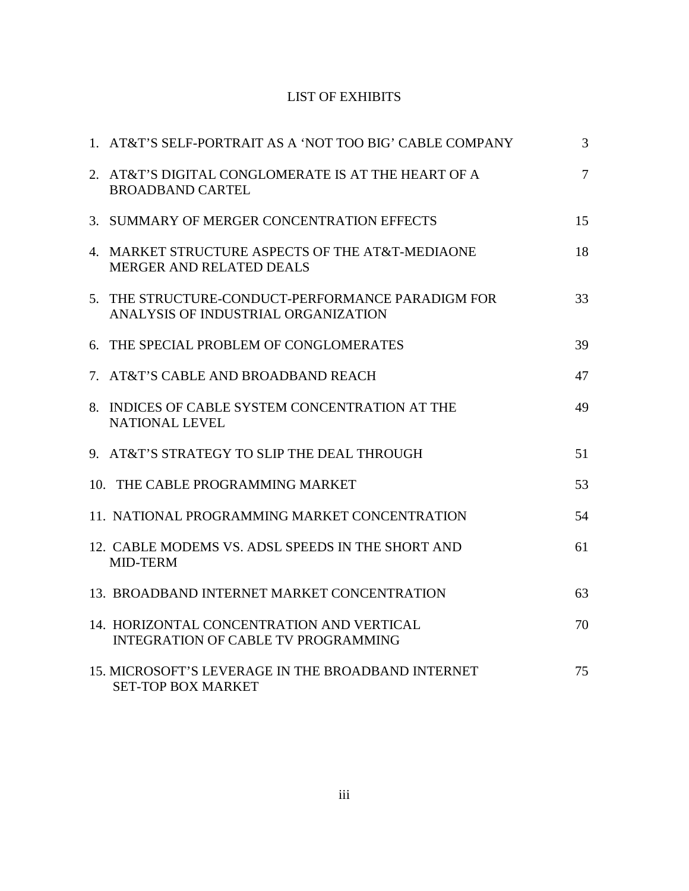# LIST OF EXHIBITS

| | |
|---|---|
| 1. AT&T'S SELF-PORTRAIT AS A 'NOT TOO BIG' CABLE COMPANY | 3 |
| 2. AT&T'S DIGITAL CONGLOMERATE IS AT THE HEART OF A BROADBAND CARTEL | 7 |
| 3. SUMMARY OF MERGER CONCENTRATION EFFECTS | 15 |
| 4. MARKET STRUCTURE ASPECTS OF THE AT&T-MEDIAONE MERGER AND RELATED DEALS | 18 |
| 5. THE STRUCTURE-CONDUCT-PERFORMANCE PARADIGM FOR ANALYSIS OF INDUSTRIAL ORGANIZATION | 33 |
| 6. THE SPECIAL PROBLEM OF CONGLOMERATES | 39 |
| 7. AT&T'S CABLE AND BROADBAND REACH | 47 |
| 8. INDICES OF CABLE SYSTEM CONCENTRATION AT THE NATIONAL LEVEL | 49 |
| 9. AT&T'S STRATEGY TO SLIP THE DEAL THROUGH | 51 |
| 10. THE CABLE PROGRAMMING MARKET | 53 |
| 11. NATIONAL PROGRAMMING MARKET CONCENTRATION | 54 |
| 12. CABLE MODEMS VS. ADSL SPEEDS IN THE SHORT AND MID-TERM | 61 |
| 13. BROADBAND INTERNET MARKET CONCENTRATION | 63 |
| 14. HORIZONTAL CONCENTRATION AND VERTICAL INTEGRATION OF CABLE TV PROGRAMMING | 70 |
| 15. MICROSOFT'S LEVERAGE IN THE BROADBAND INTERNET SET-TOP BOX MARKET | 75 |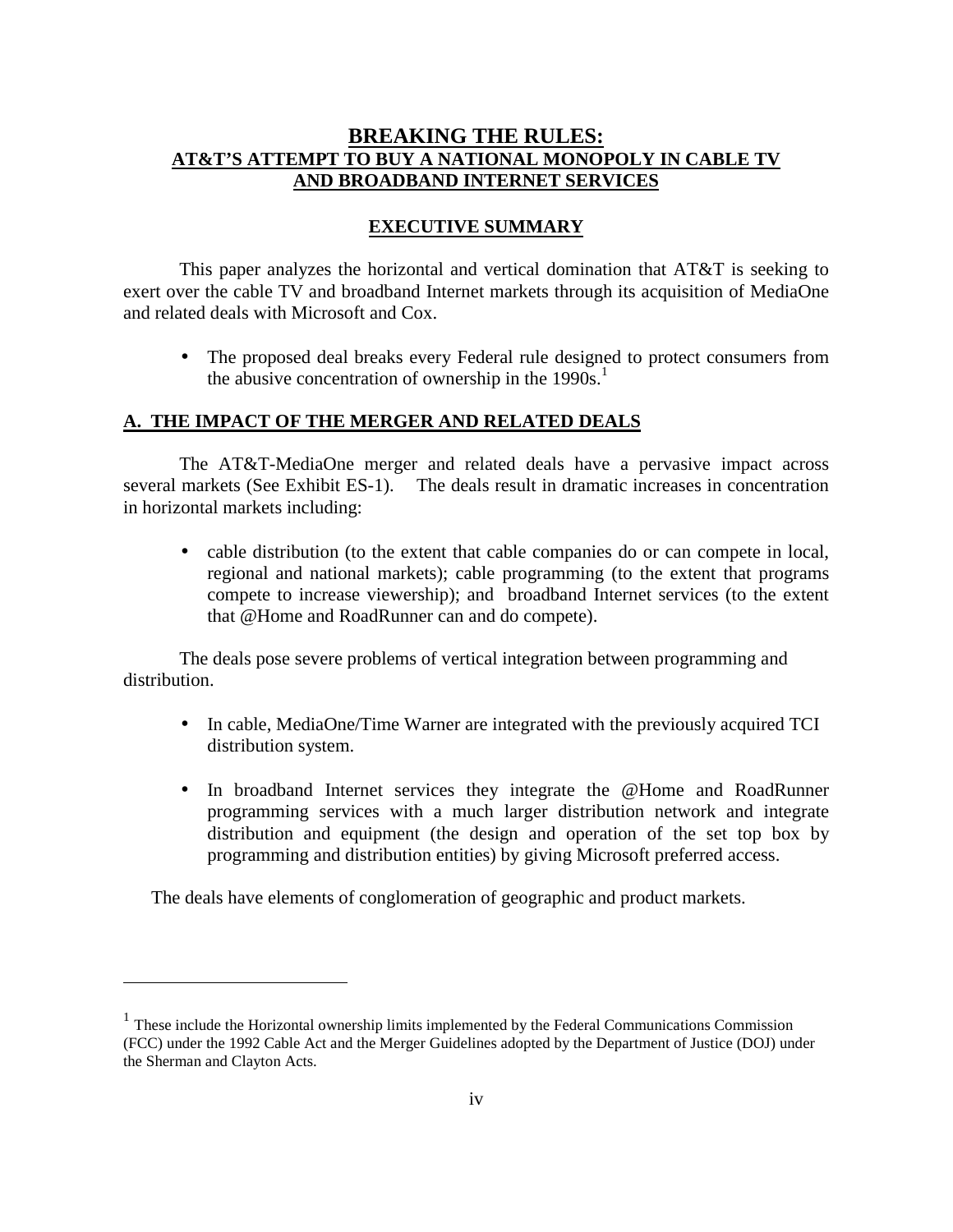# BREAKING THE RULES:
## AT&T'S ATTEMPT TO BUY A NATIONAL MONOPOLY IN CABLE TV AND BROADBAND INTERNET SERVICES

## EXECUTIVE SUMMARY

This paper analyzes the horizontal and vertical domination that AT&T is seeking to exert over the cable TV and broadband Internet markets through its acquisition of MediaOne and related deals with Microsoft and Cox.

- The proposed deal breaks every Federal rule designed to protect consumers from the abusive concentration of ownership in the 1990s.[1]

### A. THE IMPACT OF THE MERGER AND RELATED DEALS

The AT&T-MediaOne merger and related deals have a pervasive impact across several markets (See Exhibit ES-1). The deals result in dramatic increases in concentration in horizontal markets including:

- cable distribution (to the extent that cable companies do or can compete in local, regional and national markets); cable programming (to the extent that programs compete to increase viewership); and broadband Internet services (to the extent that @Home and RoadRunner can and do compete).

The deals pose severe problems of vertical integration between programming and distribution.

- In cable, MediaOne/Time Warner are integrated with the previously acquired TCI distribution system.

- In broadband Internet services they integrate the @Home and RoadRunner programming services with a much larger distribution network and integrate distribution and equipment (the design and operation of the set top box by programming and distribution entities) by giving Microsoft preferred access.

The deals have elements of conglomeration of geographic and product markets.

---

[1] These include the Horizontal ownership limits implemented by the Federal Communications Commission (FCC) under the 1992 Cable Act and the Merger Guidelines adopted by the Department of Justice (DOJ) under the Sherman and Clayton Acts.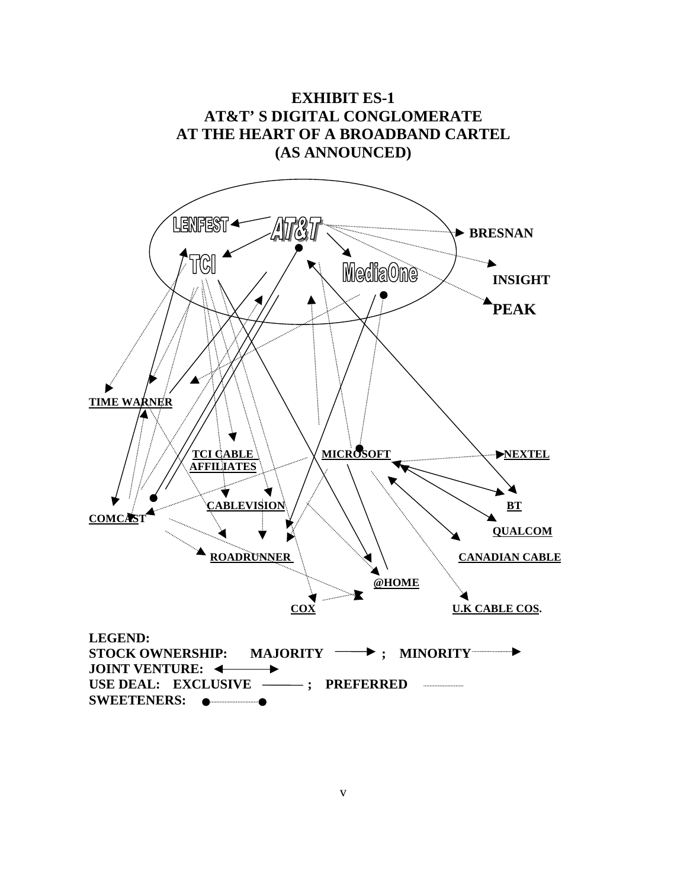# EXHIBIT ES-1
# AT&T' S DIGITAL CONGLOMERATE
# AT THE HEART OF A BROADBAND CARTEL
# (AS ANNOUNCED)

LENFEST

AT&T

TCI

MediaOne

BRESNAN

INSIGHT

PEAK

TIME WARNER

TCI CABLE AFFILIATES

MICROSOFT

NEXTEL

CABLEVISION

BT

COMCAST

QUALCOM

ROADRUNNER

CANADIAN CABLE

@HOME

COX

U.K CABLE COS.

**LEGEND:**
**STOCK OWNERSHIP: MAJORITY** ⟶ **; MINORITY** ┈┈▸
**JOINT VENTURE:** ⟷
**USE DEAL: EXCLUSIVE** —— **; PREFERRED** ┈┈
**SWEETENERS:** ●┈┈●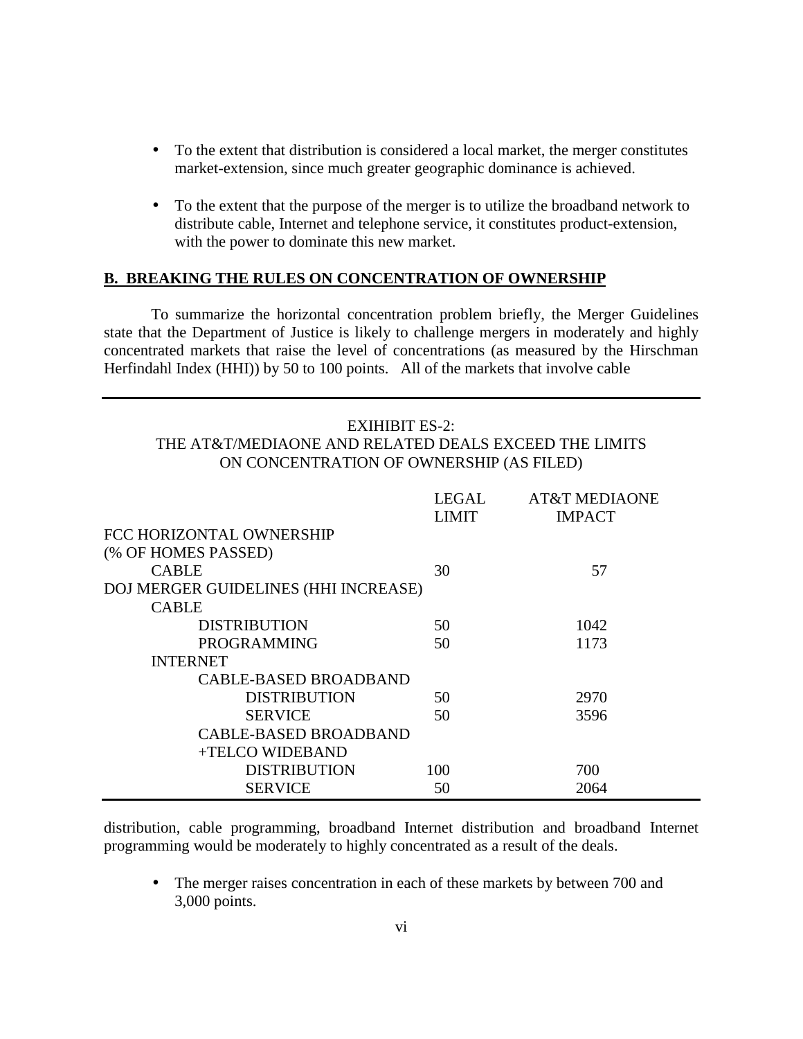- To the extent that distribution is considered a local market, the merger constitutes market-extension, since much greater geographic dominance is achieved.

- To the extent that the purpose of the merger is to utilize the broadband network to distribute cable, Internet and telephone service, it constitutes product-extension, with the power to dominate this new market.

## B. BREAKING THE RULES ON CONCENTRATION OF OWNERSHIP

To summarize the horizontal concentration problem briefly, the Merger Guidelines state that the Department of Justice is likely to challenge mergers in moderately and highly concentrated markets that raise the level of concentrations (as measured by the Hirschman Herfindahl Index (HHI)) by 50 to 100 points. All of the markets that involve cable distribution, cable programming, broadband Internet distribution and broadband Internet programming would be moderately to highly concentrated as a result of the deals.

EXIHIBIT ES-2:
THE AT&T/MEDIAONE AND RELATED DEALS EXCEED THE LIMITS ON CONCENTRATION OF OWNERSHIP (AS FILED)

| | LEGAL LIMIT | AT&T MEDIAONE IMPACT |
|---|---|---|
| FCC HORIZONTAL OWNERSHIP (% OF HOMES PASSED) | | |
| CABLE | 30 | 57 |
| DOJ MERGER GUIDELINES (HHI INCREASE) | | |
| CABLE | | |
| DISTRIBUTION | 50 | 1042 |
| PROGRAMMING | 50 | 1173 |
| INTERNET | | |
| CABLE-BASED BROADBAND | | |
| DISTRIBUTION | 50 | 2970 |
| SERVICE | 50 | 3596 |
| CABLE-BASED BROADBAND +TELCO WIDEBAND | | |
| DISTRIBUTION | 100 | 700 |
| SERVICE | 50 | 2064 |

- The merger raises concentration in each of these markets by between 700 and 3,000 points.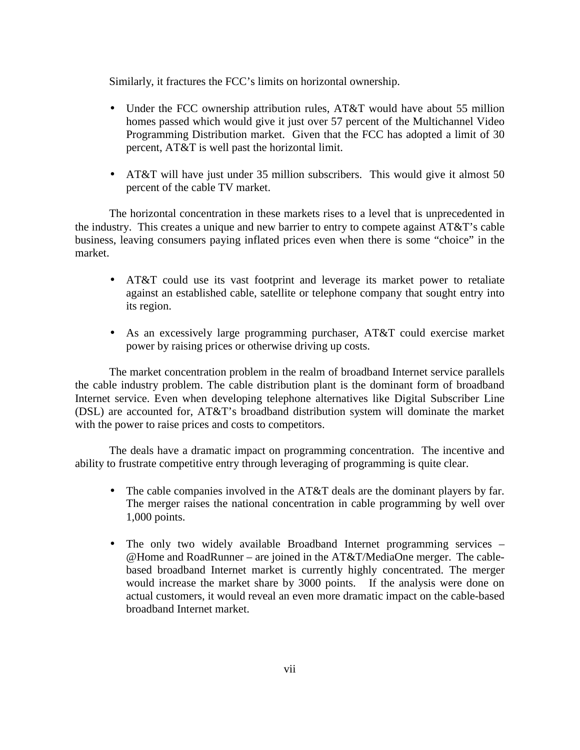Similarly, it fractures the FCC's limits on horizontal ownership.

- Under the FCC ownership attribution rules, AT&T would have about 55 million homes passed which would give it just over 57 percent of the Multichannel Video Programming Distribution market. Given that the FCC has adopted a limit of 30 percent, AT&T is well past the horizontal limit.

- AT&T will have just under 35 million subscribers. This would give it almost 50 percent of the cable TV market.

The horizontal concentration in these markets rises to a level that is unprecedented in the industry. This creates a unique and new barrier to entry to compete against AT&T's cable business, leaving consumers paying inflated prices even when there is some "choice" in the market.

- AT&T could use its vast footprint and leverage its market power to retaliate against an established cable, satellite or telephone company that sought entry into its region.

- As an excessively large programming purchaser, AT&T could exercise market power by raising prices or otherwise driving up costs.

The market concentration problem in the realm of broadband Internet service parallels the cable industry problem. The cable distribution plant is the dominant form of broadband Internet service. Even when developing telephone alternatives like Digital Subscriber Line (DSL) are accounted for, AT&T's broadband distribution system will dominate the market with the power to raise prices and costs to competitors.

The deals have a dramatic impact on programming concentration. The incentive and ability to frustrate competitive entry through leveraging of programming is quite clear.

- The cable companies involved in the AT&T deals are the dominant players by far. The merger raises the national concentration in cable programming by well over 1,000 points.

- The only two widely available Broadband Internet programming services – @Home and RoadRunner – are joined in the AT&T/MediaOne merger. The cable-based broadband Internet market is currently highly concentrated. The merger would increase the market share by 3000 points. If the analysis were done on actual customers, it would reveal an even more dramatic impact on the cable-based broadband Internet market.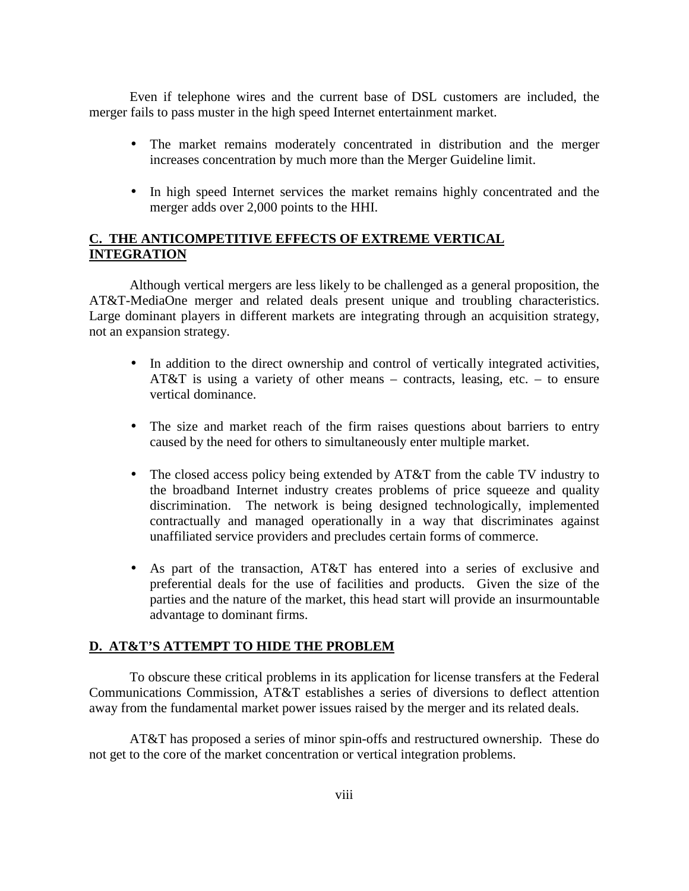Even if telephone wires and the current base of DSL customers are included, the merger fails to pass muster in the high speed Internet entertainment market.

- The market remains moderately concentrated in distribution and the merger increases concentration by much more than the Merger Guideline limit.

- In high speed Internet services the market remains highly concentrated and the merger adds over 2,000 points to the HHI.

## C. THE ANTICOMPETITIVE EFFECTS OF EXTREME VERTICAL INTEGRATION

Although vertical mergers are less likely to be challenged as a general proposition, the AT&T-MediaOne merger and related deals present unique and troubling characteristics. Large dominant players in different markets are integrating through an acquisition strategy, not an expansion strategy.

- In addition to the direct ownership and control of vertically integrated activities, AT&T is using a variety of other means – contracts, leasing, etc. – to ensure vertical dominance.

- The size and market reach of the firm raises questions about barriers to entry caused by the need for others to simultaneously enter multiple market.

- The closed access policy being extended by AT&T from the cable TV industry to the broadband Internet industry creates problems of price squeeze and quality discrimination. The network is being designed technologically, implemented contractually and managed operationally in a way that discriminates against unaffiliated service providers and precludes certain forms of commerce.

- As part of the transaction, AT&T has entered into a series of exclusive and preferential deals for the use of facilities and products. Given the size of the parties and the nature of the market, this head start will provide an insurmountable advantage to dominant firms.

## D. AT&T'S ATTEMPT TO HIDE THE PROBLEM

To obscure these critical problems in its application for license transfers at the Federal Communications Commission, AT&T establishes a series of diversions to deflect attention away from the fundamental market power issues raised by the merger and its related deals.

AT&T has proposed a series of minor spin-offs and restructured ownership. These do not get to the core of the market concentration or vertical integration problems.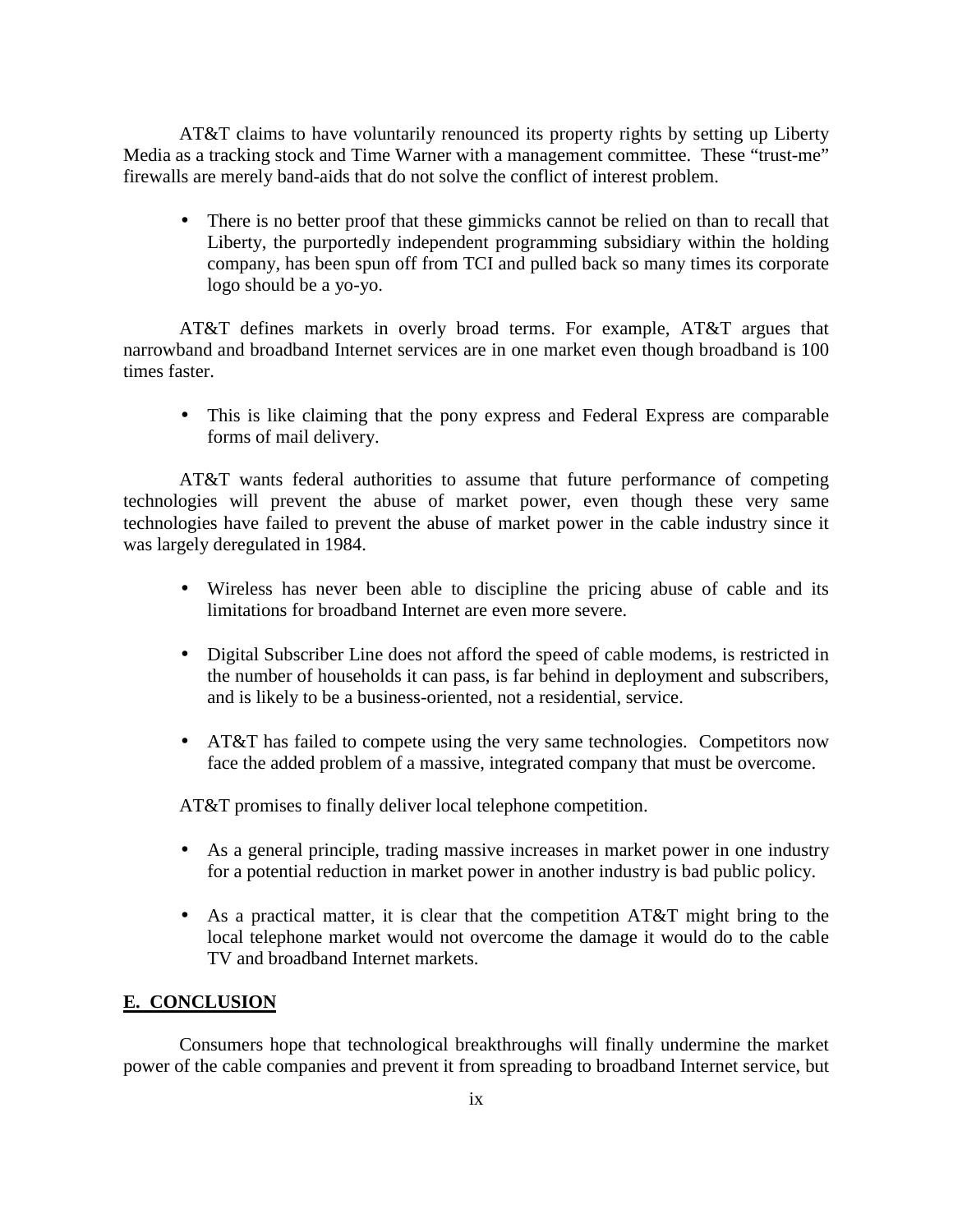AT&T claims to have voluntarily renounced its property rights by setting up Liberty Media as a tracking stock and Time Warner with a management committee. These "trust-me" firewalls are merely band-aids that do not solve the conflict of interest problem.

- There is no better proof that these gimmicks cannot be relied on than to recall that Liberty, the purportedly independent programming subsidiary within the holding company, has been spun off from TCI and pulled back so many times its corporate logo should be a yo-yo.

AT&T defines markets in overly broad terms. For example, AT&T argues that narrowband and broadband Internet services are in one market even though broadband is 100 times faster.

- This is like claiming that the pony express and Federal Express are comparable forms of mail delivery.

AT&T wants federal authorities to assume that future performance of competing technologies will prevent the abuse of market power, even though these very same technologies have failed to prevent the abuse of market power in the cable industry since it was largely deregulated in 1984.

- Wireless has never been able to discipline the pricing abuse of cable and its limitations for broadband Internet are even more severe.

- Digital Subscriber Line does not afford the speed of cable modems, is restricted in the number of households it can pass, is far behind in deployment and subscribers, and is likely to be a business-oriented, not a residential, service.

- AT&T has failed to compete using the very same technologies. Competitors now face the added problem of a massive, integrated company that must be overcome.

AT&T promises to finally deliver local telephone competition.

- As a general principle, trading massive increases in market power in one industry for a potential reduction in market power in another industry is bad public policy.

- As a practical matter, it is clear that the competition AT&T might bring to the local telephone market would not overcome the damage it would do to the cable TV and broadband Internet markets.

## E. CONCLUSION

Consumers hope that technological breakthroughs will finally undermine the market power of the cable companies and prevent it from spreading to broadband Internet service, but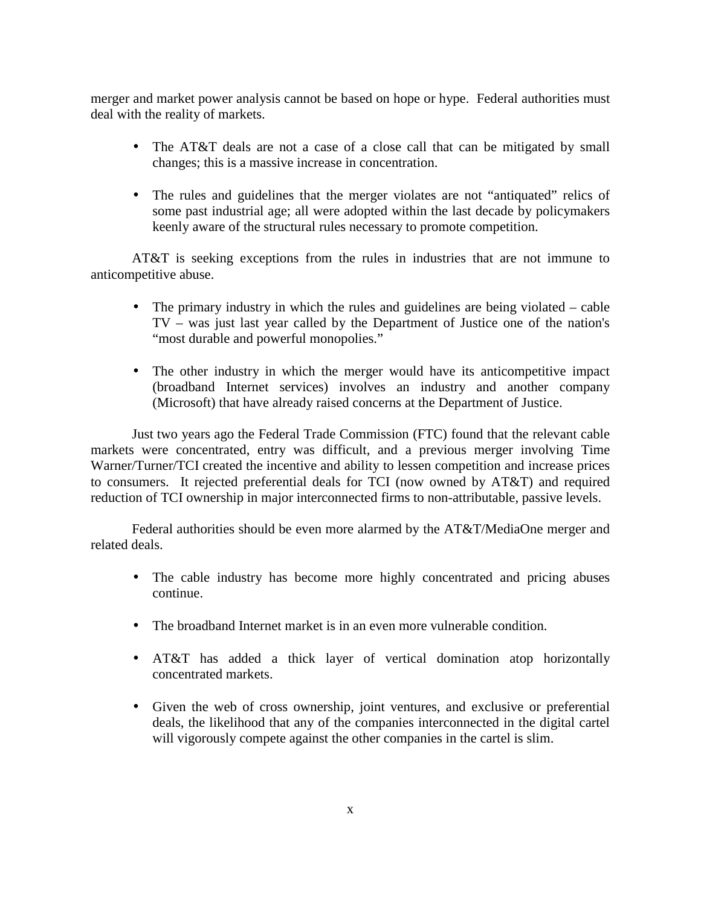merger and market power analysis cannot be based on hope or hype. Federal authorities must deal with the reality of markets.

- The AT&T deals are not a case of a close call that can be mitigated by small changes; this is a massive increase in concentration.

- The rules and guidelines that the merger violates are not "antiquated" relics of some past industrial age; all were adopted within the last decade by policymakers keenly aware of the structural rules necessary to promote competition.

AT&T is seeking exceptions from the rules in industries that are not immune to anticompetitive abuse.

- The primary industry in which the rules and guidelines are being violated – cable TV – was just last year called by the Department of Justice one of the nation's "most durable and powerful monopolies."

- The other industry in which the merger would have its anticompetitive impact (broadband Internet services) involves an industry and another company (Microsoft) that have already raised concerns at the Department of Justice.

Just two years ago the Federal Trade Commission (FTC) found that the relevant cable markets were concentrated, entry was difficult, and a previous merger involving Time Warner/Turner/TCI created the incentive and ability to lessen competition and increase prices to consumers. It rejected preferential deals for TCI (now owned by AT&T) and required reduction of TCI ownership in major interconnected firms to non-attributable, passive levels.

Federal authorities should be even more alarmed by the AT&T/MediaOne merger and related deals.

- The cable industry has become more highly concentrated and pricing abuses continue.

- The broadband Internet market is in an even more vulnerable condition.

- AT&T has added a thick layer of vertical domination atop horizontally concentrated markets.

- Given the web of cross ownership, joint ventures, and exclusive or preferential deals, the likelihood that any of the companies interconnected in the digital cartel will vigorously compete against the other companies in the cartel is slim.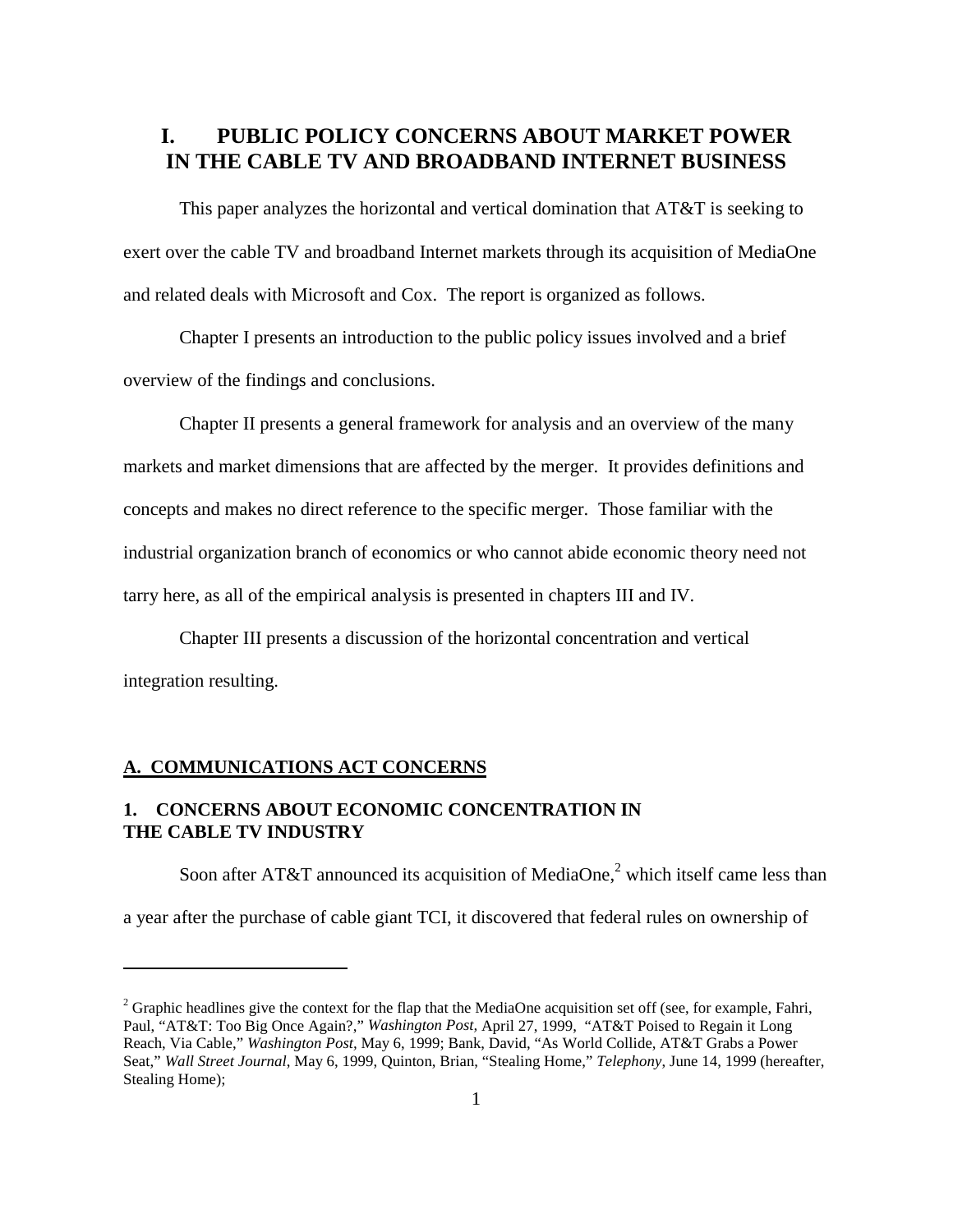# I. PUBLIC POLICY CONCERNS ABOUT MARKET POWER IN THE CABLE TV AND BROADBAND INTERNET BUSINESS

This paper analyzes the horizontal and vertical domination that AT&T is seeking to exert over the cable TV and broadband Internet markets through its acquisition of MediaOne and related deals with Microsoft and Cox. The report is organized as follows.

Chapter I presents an introduction to the public policy issues involved and a brief overview of the findings and conclusions.

Chapter II presents a general framework for analysis and an overview of the many markets and market dimensions that are affected by the merger. It provides definitions and concepts and makes no direct reference to the specific merger. Those familiar with the industrial organization branch of economics or who cannot abide economic theory need not tarry here, as all of the empirical analysis is presented in chapters III and IV.

Chapter III presents a discussion of the horizontal concentration and vertical integration resulting.

## A. COMMUNICATIONS ACT CONCERNS

### 1. CONCERNS ABOUT ECONOMIC CONCENTRATION IN THE CABLE TV INDUSTRY

Soon after AT&T announced its acquisition of MediaOne,[2] which itself came less than a year after the purchase of cable giant TCI, it discovered that federal rules on ownership of

---

[2] Graphic headlines give the context for the flap that the MediaOne acquisition set off (see, for example, Fahri, Paul, "AT&T: Too Big Once Again?," *Washington Post*, April 27, 1999, "AT&T Poised to Regain it Long Reach, Via Cable," *Washington Post*, May 6, 1999; Bank, David, "As World Collide, AT&T Grabs a Power Seat," *Wall Street Journal*, May 6, 1999, Quinton, Brian, "Stealing Home," *Telephony*, June 14, 1999 (hereafter, Stealing Home);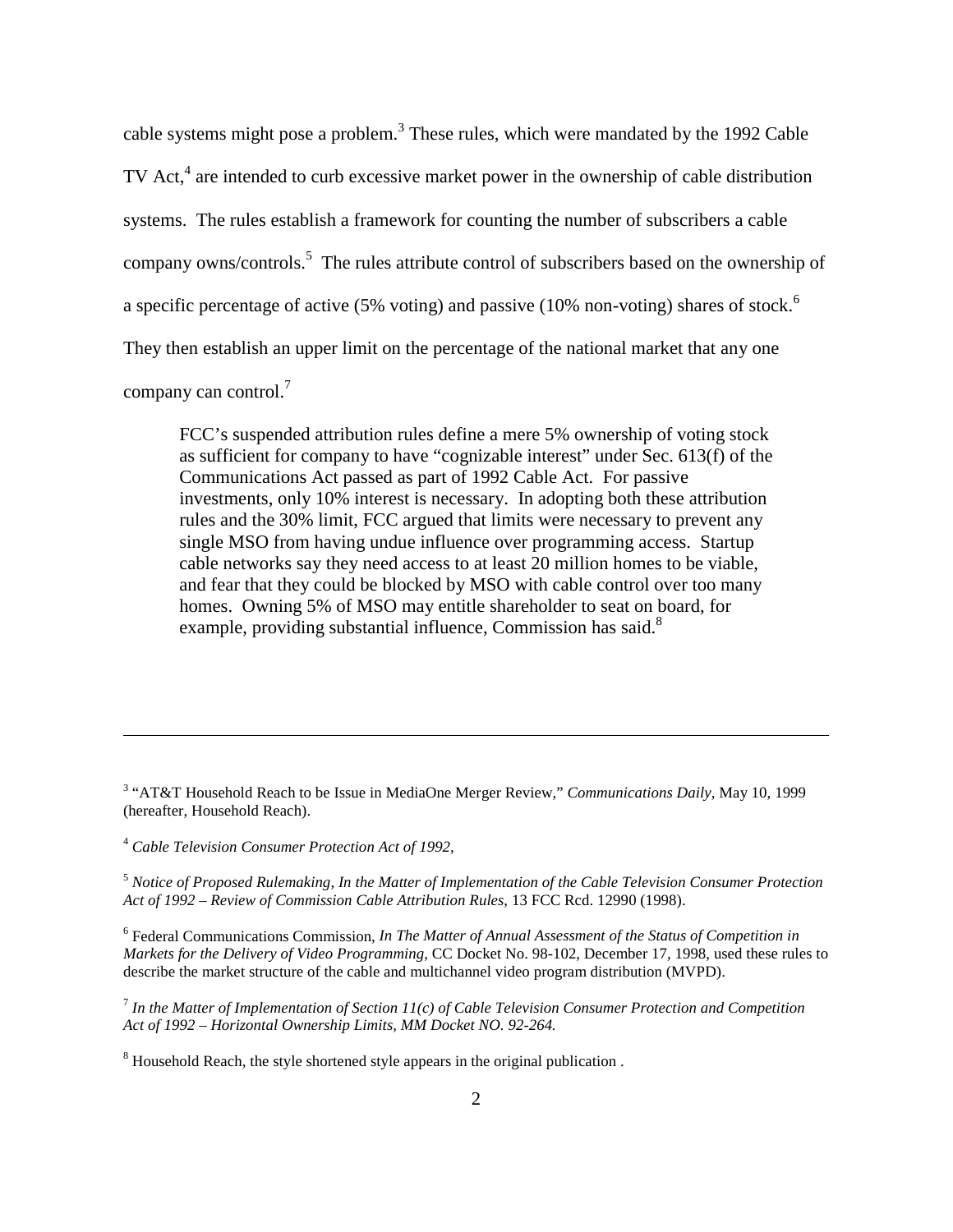cable systems might pose a problem.[3] These rules, which were mandated by the 1992 Cable TV Act,[4] are intended to curb excessive market power in the ownership of cable distribution systems. The rules establish a framework for counting the number of subscribers a cable company owns/controls.[5] The rules attribute control of subscribers based on the ownership of a specific percentage of active (5% voting) and passive (10% non-voting) shares of stock.[6] They then establish an upper limit on the percentage of the national market that any one company can control.[7]

> FCC's suspended attribution rules define a mere 5% ownership of voting stock as sufficient for company to have "cognizable interest" under Sec. 613(f) of the Communications Act passed as part of 1992 Cable Act. For passive investments, only 10% interest is necessary. In adopting both these attribution rules and the 30% limit, FCC argued that limits were necessary to prevent any single MSO from having undue influence over programming access. Startup cable networks say they need access to at least 20 million homes to be viable, and fear that they could be blocked by MSO with cable control over too many homes. Owning 5% of MSO may entitle shareholder to seat on board, for example, providing substantial influence, Commission has said.[8]

---

[3] "AT&T Household Reach to be Issue in MediaOne Merger Review," *Communications Daily*, May 10, 1999 (hereafter, Household Reach).

[4] *Cable Television Consumer Protection Act of 1992*,

[5] *Notice of Proposed Rulemaking, In the Matter of Implementation of the Cable Television Consumer Protection Act of 1992 – Review of Commission Cable Attribution Rules*, 13 FCC Rcd. 12990 (1998).

[6] Federal Communications Commission, *In The Matter of Annual Assessment of the Status of Competition in Markets for the Delivery of Video Programming*, CC Docket No. 98-102, December 17, 1998, used these rules to describe the market structure of the cable and multichannel video program distribution (MVPD).

[7] *In the Matter of Implementation of Section 11(c) of Cable Television Consumer Protection and Competition Act of 1992 – Horizontal Ownership Limits, MM Docket NO. 92-264.*

[8] Household Reach, the style shortened style appears in the original publication .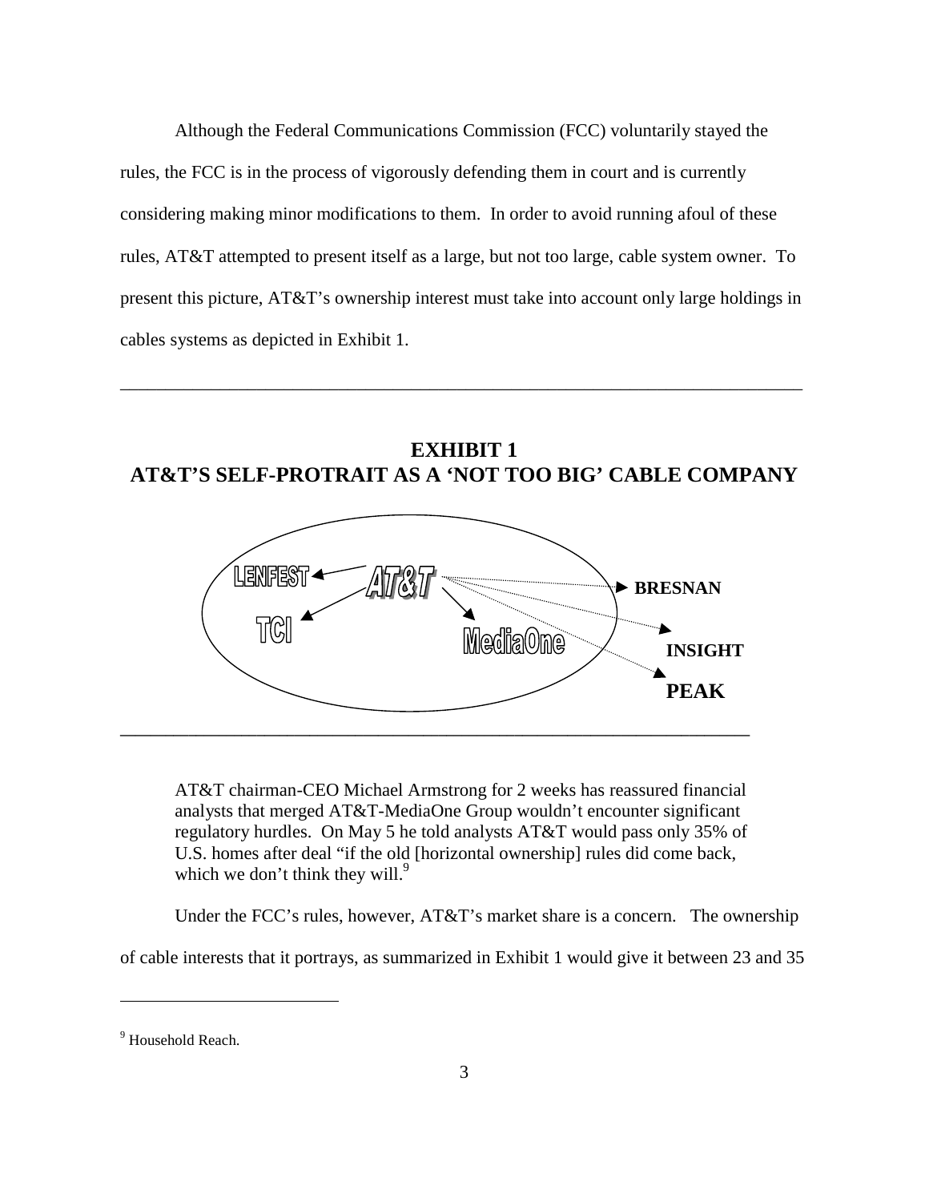Although the Federal Communications Commission (FCC) voluntarily stayed the rules, the FCC is in the process of vigorously defending them in court and is currently considering making minor modifications to them. In order to avoid running afoul of these rules, AT&T attempted to present itself as a large, but not too large, cable system owner. To present this picture, AT&T's ownership interest must take into account only large holdings in cables systems as depicted in Exhibit 1.

---

**EXHIBIT 1**
**AT&T'S SELF-PROTRAIT AS A 'NOT TOO BIG' CABLE COMPANY**

LENFEST, AT&T, TCI, MediaOne, BRESNAN, INSIGHT, PEAK

---

> AT&T chairman-CEO Michael Armstrong for 2 weeks has reassured financial analysts that merged AT&T-MediaOne Group wouldn't encounter significant regulatory hurdles. On May 5 he told analysts AT&T would pass only 35% of U.S. homes after deal "if the old [horizontal ownership] rules did come back, which we don't think they will.[9]

Under the FCC's rules, however, AT&T's market share is a concern. The ownership of cable interests that it portrays, as summarized in Exhibit 1 would give it between 23 and 35

---

[9] Household Reach.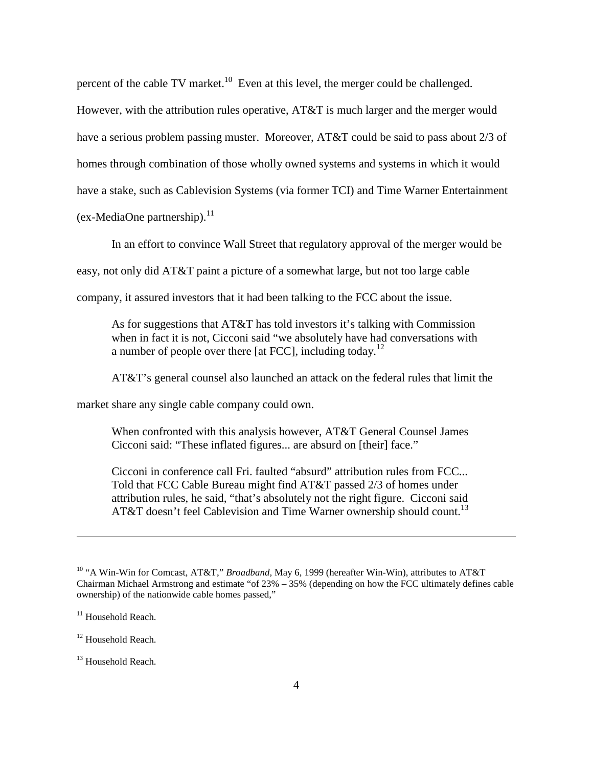percent of the cable TV market.[10] Even at this level, the merger could be challenged. However, with the attribution rules operative, AT&T is much larger and the merger would have a serious problem passing muster. Moreover, AT&T could be said to pass about 2/3 of homes through combination of those wholly owned systems and systems in which it would have a stake, such as Cablevision Systems (via former TCI) and Time Warner Entertainment (ex-MediaOne partnership).[11]

In an effort to convince Wall Street that regulatory approval of the merger would be easy, not only did AT&T paint a picture of a somewhat large, but not too large cable company, it assured investors that it had been talking to the FCC about the issue.

> As for suggestions that AT&T has told investors it's talking with Commission when in fact it is not, Cicconi said "we absolutely have had conversations with a number of people over there [at FCC], including today.[12]

AT&T's general counsel also launched an attack on the federal rules that limit the market share any single cable company could own.

> When confronted with this analysis however, AT&T General Counsel James Cicconi said: "These inflated figures... are absurd on [their] face."
>
> Cicconi in conference call Fri. faulted "absurd" attribution rules from FCC... Told that FCC Cable Bureau might find AT&T passed 2/3 of homes under attribution rules, he said, "that's absolutely not the right figure. Cicconi said AT&T doesn't feel Cablevision and Time Warner ownership should count.[13]

---

[10] "A Win-Win for Comcast, AT&T," *Broadband*, May 6, 1999 (hereafter Win-Win), attributes to AT&T Chairman Michael Armstrong and estimate "of 23% – 35% (depending on how the FCC ultimately defines cable ownership) of the nationwide cable homes passed,"

[11] Household Reach.

[12] Household Reach.

[13] Household Reach.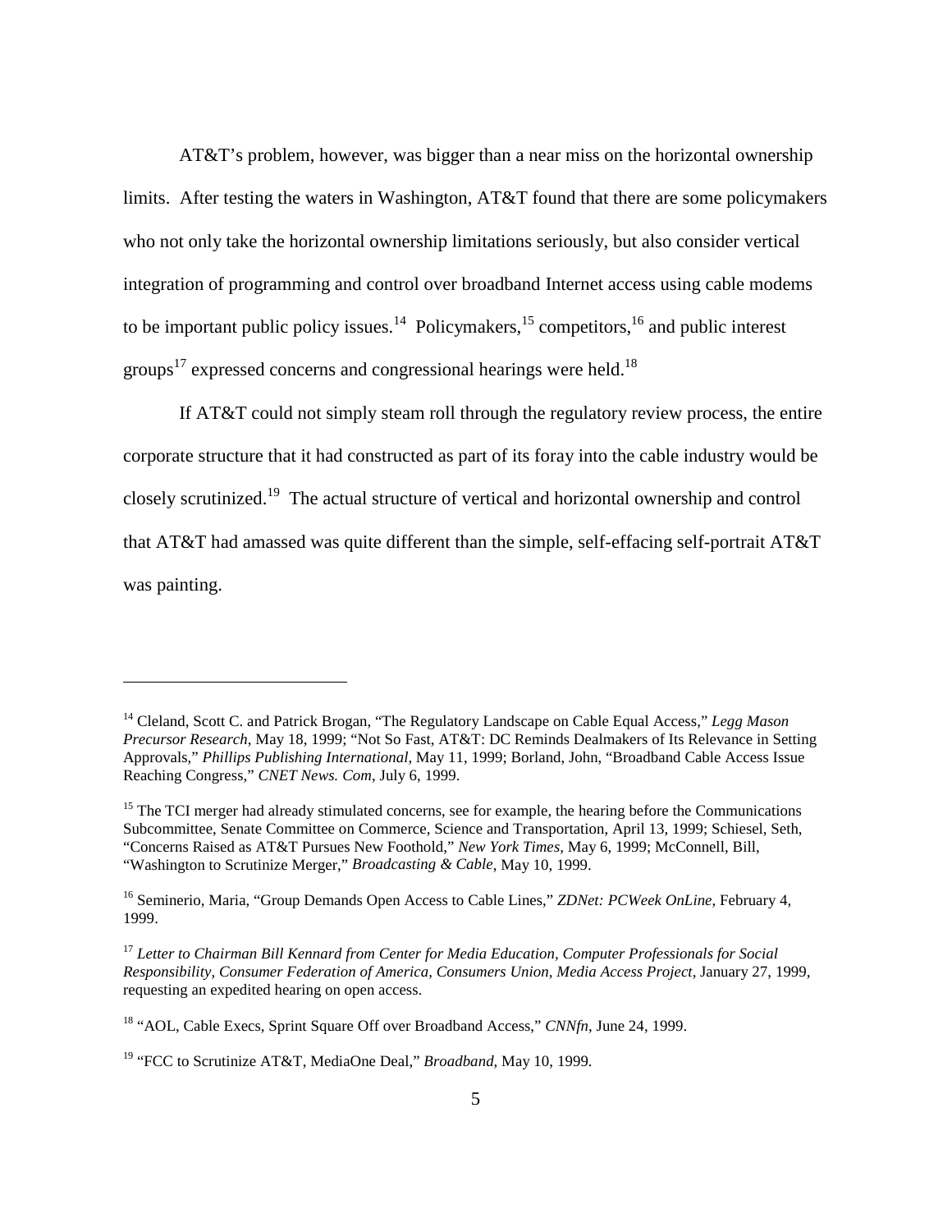AT&T's problem, however, was bigger than a near miss on the horizontal ownership limits. After testing the waters in Washington, AT&T found that there are some policymakers who not only take the horizontal ownership limitations seriously, but also consider vertical integration of programming and control over broadband Internet access using cable modems to be important public policy issues.[14] Policymakers,[15] competitors,[16] and public interest groups[17] expressed concerns and congressional hearings were held.[18]

If AT&T could not simply steam roll through the regulatory review process, the entire corporate structure that it had constructed as part of its foray into the cable industry would be closely scrutinized.[19] The actual structure of vertical and horizontal ownership and control that AT&T had amassed was quite different than the simple, self-effacing self-portrait AT&T was painting.

---

[14] Cleland, Scott C. and Patrick Brogan, "The Regulatory Landscape on Cable Equal Access," *Legg Mason Precursor Research*, May 18, 1999; "Not So Fast, AT&T: DC Reminds Dealmakers of Its Relevance in Setting Approvals," *Phillips Publishing International,* May 11, 1999; Borland, John, "Broadband Cable Access Issue Reaching Congress," *CNET News. Com,* July 6, 1999.

[15] The TCI merger had already stimulated concerns, see for example, the hearing before the Communications Subcommittee, Senate Committee on Commerce, Science and Transportation, April 13, 1999; Schiesel, Seth, "Concerns Raised as AT&T Pursues New Foothold," *New York Times*, May 6, 1999; McConnell, Bill, "Washington to Scrutinize Merger," *Broadcasting & Cable*, May 10, 1999.

[16] Seminerio, Maria, "Group Demands Open Access to Cable Lines," *ZDNet: PCWeek OnLine*, February 4, 1999.

[17] *Letter to Chairman Bill Kennard from Center for Media Education, Computer Professionals for Social Responsibility, Consumer Federation of America, Consumers Union, Media Access Project,* January 27, 1999, requesting an expedited hearing on open access.

[18] "AOL, Cable Execs, Sprint Square Off over Broadband Access," *CNNfn*, June 24, 1999.

[19] "FCC to Scrutinize AT&T, MediaOne Deal," *Broadband,* May 10, 1999.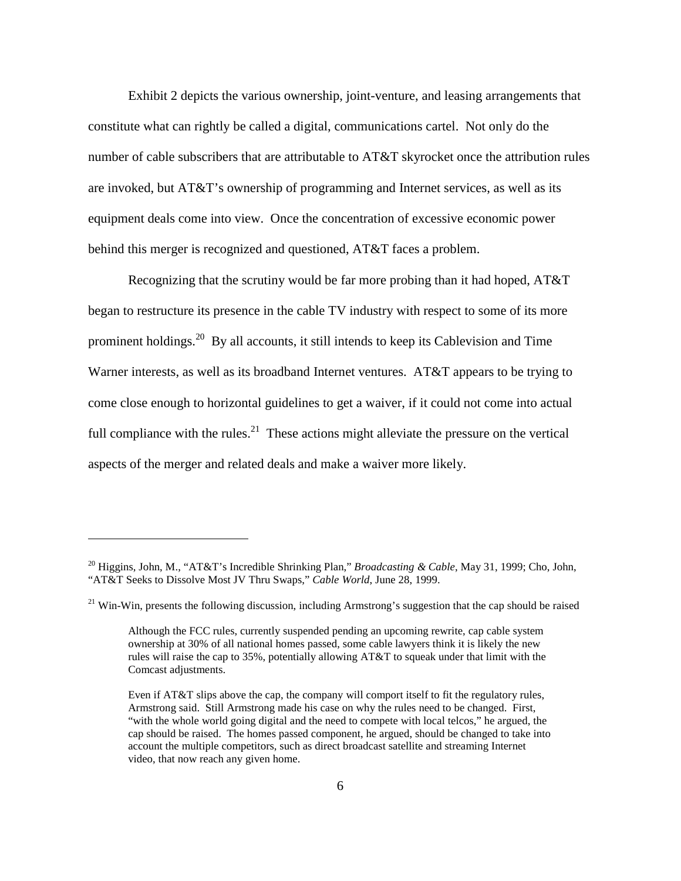Exhibit 2 depicts the various ownership, joint-venture, and leasing arrangements that constitute what can rightly be called a digital, communications cartel. Not only do the number of cable subscribers that are attributable to AT&T skyrocket once the attribution rules are invoked, but AT&T's ownership of programming and Internet services, as well as its equipment deals come into view. Once the concentration of excessive economic power behind this merger is recognized and questioned, AT&T faces a problem.

Recognizing that the scrutiny would be far more probing than it had hoped, AT&T began to restructure its presence in the cable TV industry with respect to some of its more prominent holdings.[20] By all accounts, it still intends to keep its Cablevision and Time Warner interests, as well as its broadband Internet ventures. AT&T appears to be trying to come close enough to horizontal guidelines to get a waiver, if it could not come into actual full compliance with the rules.[21] These actions might alleviate the pressure on the vertical aspects of the merger and related deals and make a waiver more likely.

---

[20] Higgins, John, M., "AT&T's Incredible Shrinking Plan," *Broadcasting & Cable*, May 31, 1999; Cho, John, "AT&T Seeks to Dissolve Most JV Thru Swaps," *Cable World*, June 28, 1999.

[21] Win-Win, presents the following discussion, including Armstrong's suggestion that the cap should be raised

> Although the FCC rules, currently suspended pending an upcoming rewrite, cap cable system ownership at 30% of all national homes passed, some cable lawyers think it is likely the new rules will raise the cap to 35%, potentially allowing AT&T to squeak under that limit with the Comcast adjustments.
>
> Even if AT&T slips above the cap, the company will comport itself to fit the regulatory rules, Armstrong said. Still Armstrong made his case on why the rules need to be changed. First, "with the whole world going digital and the need to compete with local telcos," he argued, the cap should be raised. The homes passed component, he argued, should be changed to take into account the multiple competitors, such as direct broadcast satellite and streaming Internet video, that now reach any given home.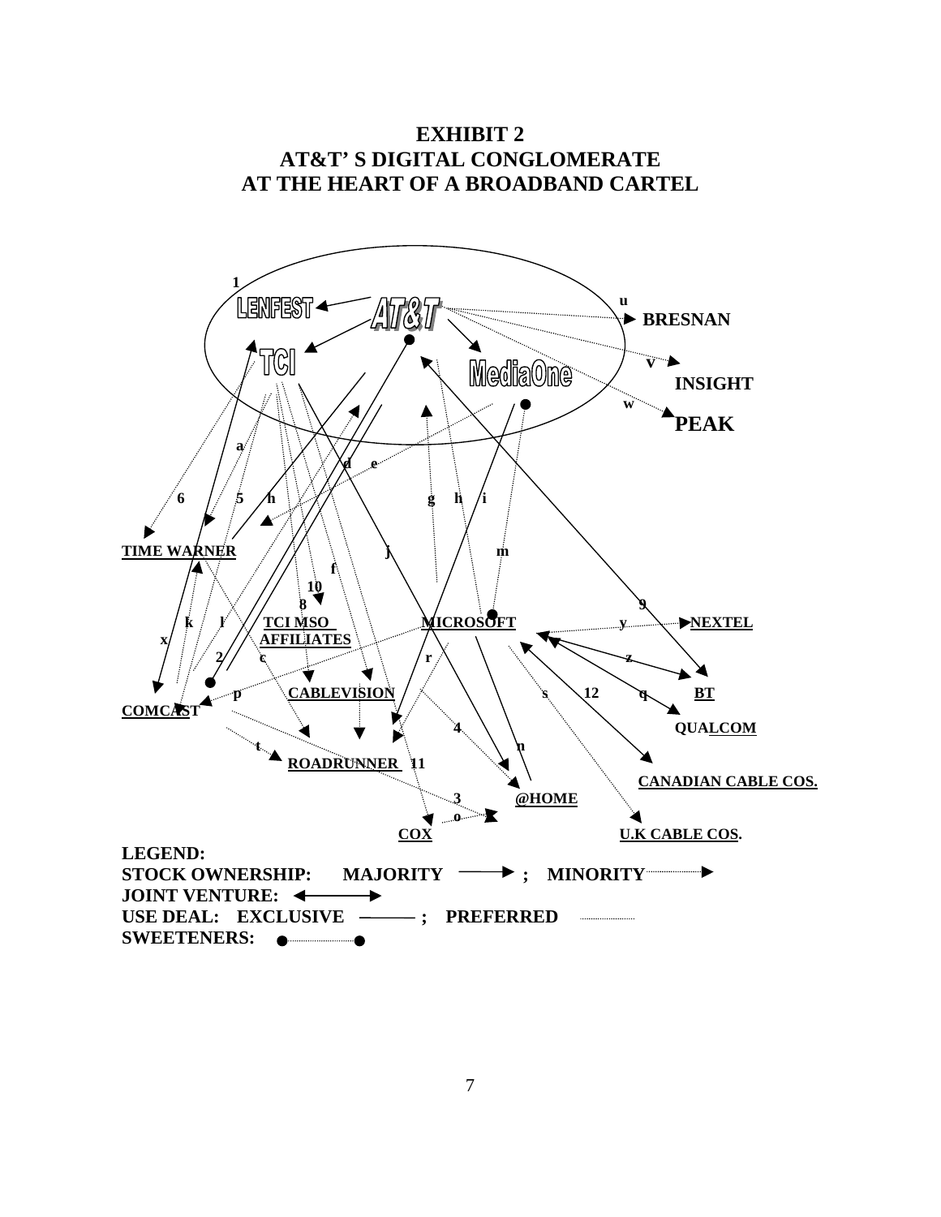# EXHIBIT 2
# AT&T' S DIGITAL CONGLOMERATE
# AT THE HEART OF A BROADBAND CARTEL

1 LENFEST AT&T u BRESNAN

TCI MediaOne v INSIGHT

w PEAK

a

d e

6 5 h g h i

TIME WARNER j m

f

10

8 9

k l TCI MSO AFFILIATES MICROSOFT y NEXTEL

x 2 c r z

p CABLEVISION s 12 q BT

COMCAST QUALCOM

4

t n

ROADRUNNER 11 CANADIAN CABLE COS.

3 @HOME

o

COX U.K CABLE COS.

**LEGEND:**
**STOCK OWNERSHIP: MAJORITY ; MINORITY**
**JOINT VENTURE:**
**USE DEAL: EXCLUSIVE ; PREFERRED**
**SWEETENERS:**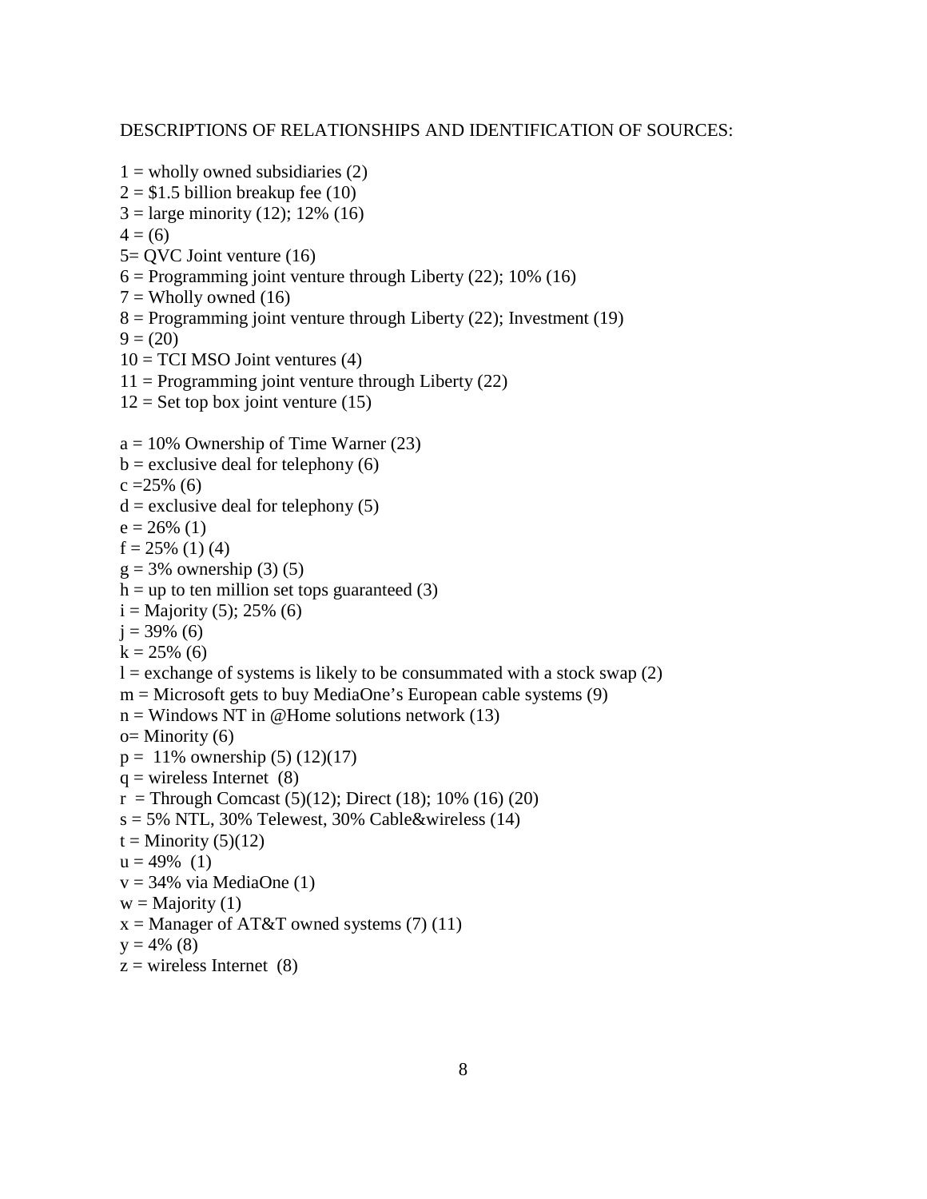DESCRIPTIONS OF RELATIONSHIPS AND IDENTIFICATION OF SOURCES:

1 = wholly owned subsidiaries (2)
2 = $1.5 billion breakup fee (10)
3 = large minority (12); 12% (16)
4 = (6)
5= QVC Joint venture (16)
6 = Programming joint venture through Liberty (22); 10% (16)
7 = Wholly owned (16)
8 = Programming joint venture through Liberty (22); Investment (19)
9 = (20)
10 = TCI MSO Joint ventures (4)
11 = Programming joint venture through Liberty (22)
12 = Set top box joint venture (15)

a = 10% Ownership of Time Warner (23)
b = exclusive deal for telephony (6)
c =25% (6)
d = exclusive deal for telephony (5)
e = 26% (1)
f = 25% (1) (4)
g = 3% ownership (3) (5)
h = up to ten million set tops guaranteed (3)
i = Majority (5); 25% (6)
j = 39% (6)
k = 25% (6)
l = exchange of systems is likely to be consummated with a stock swap (2)
m = Microsoft gets to buy MediaOne's European cable systems (9)
n = Windows NT in @Home solutions network (13)
o= Minority (6)
p = 11% ownership (5) (12)(17)
q = wireless Internet (8)
r = Through Comcast (5)(12); Direct (18); 10% (16) (20)
s = 5% NTL, 30% Telewest, 30% Cable&wireless (14)
t = Minority (5)(12)
u = 49% (1)
v = 34% via MediaOne (1)
w = Majority (1)
x = Manager of AT&T owned systems (7) (11)
y = 4% (8)
z = wireless Internet (8)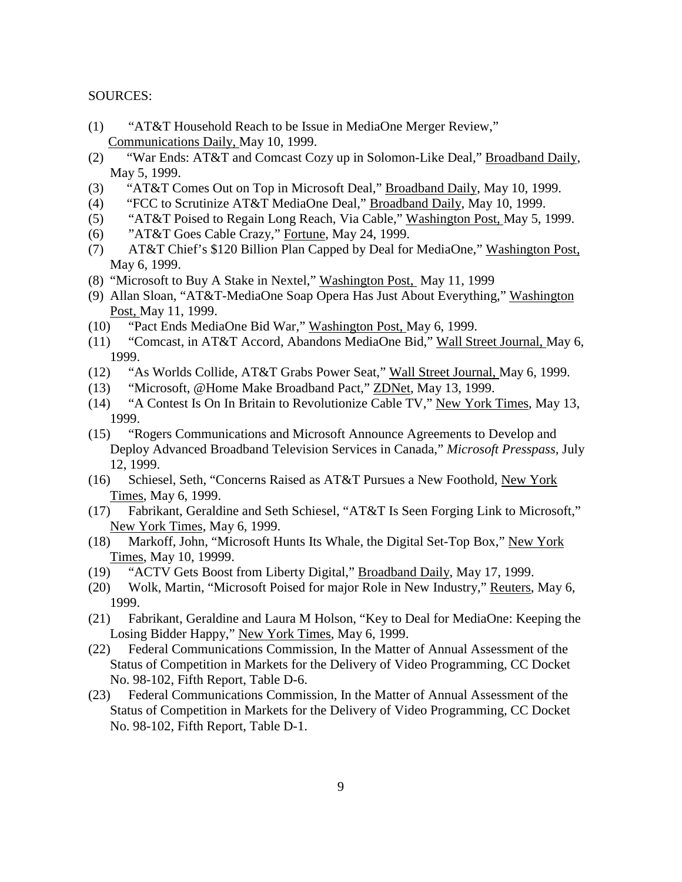SOURCES:

(1) "AT&T Household Reach to be Issue in MediaOne Merger Review," Communications Daily, May 10, 1999.
(2) "War Ends: AT&T and Comcast Cozy up in Solomon-Like Deal," Broadband Daily, May 5, 1999.
(3) "AT&T Comes Out on Top in Microsoft Deal," Broadband Daily, May 10, 1999.
(4) "FCC to Scrutinize AT&T MediaOne Deal," Broadband Daily, May 10, 1999.
(5) "AT&T Poised to Regain Long Reach, Via Cable," Washington Post, May 5, 1999.
(6) "AT&T Goes Cable Crazy," Fortune, May 24, 1999.
(7) AT&T Chief's $120 Billion Plan Capped by Deal for MediaOne," Washington Post, May 6, 1999.
(8) "Microsoft to Buy A Stake in Nextel," Washington Post, May 11, 1999
(9) Allan Sloan, "AT&T-MediaOne Soap Opera Has Just About Everything," Washington Post, May 11, 1999.
(10) "Pact Ends MediaOne Bid War," Washington Post, May 6, 1999.
(11) "Comcast, in AT&T Accord, Abandons MediaOne Bid," Wall Street Journal, May 6, 1999.
(12) "As Worlds Collide, AT&T Grabs Power Seat," Wall Street Journal, May 6, 1999.
(13) "Microsoft, @Home Make Broadband Pact," ZDNet, May 13, 1999.
(14) "A Contest Is On In Britain to Revolutionize Cable TV," New York Times, May 13, 1999.
(15) "Rogers Communications and Microsoft Announce Agreements to Develop and Deploy Advanced Broadband Television Services in Canada," *Microsoft Presspass*, July 12, 1999.
(16) Schiesel, Seth, "Concerns Raised as AT&T Pursues a New Foothold, New York Times, May 6, 1999.
(17) Fabrikant, Geraldine and Seth Schiesel, "AT&T Is Seen Forging Link to Microsoft," New York Times, May 6, 1999.
(18) Markoff, John, "Microsoft Hunts Its Whale, the Digital Set-Top Box," New York Times, May 10, 19999.
(19) "ACTV Gets Boost from Liberty Digital," Broadband Daily, May 17, 1999.
(20) Wolk, Martin, "Microsoft Poised for major Role in New Industry," Reuters, May 6, 1999.
(21) Fabrikant, Geraldine and Laura M Holson, "Key to Deal for MediaOne: Keeping the Losing Bidder Happy," New York Times, May 6, 1999.
(22) Federal Communications Commission, In the Matter of Annual Assessment of the Status of Competition in Markets for the Delivery of Video Programming, CC Docket No. 98-102, Fifth Report, Table D-6.
(23) Federal Communications Commission, In the Matter of Annual Assessment of the Status of Competition in Markets for the Delivery of Video Programming, CC Docket No. 98-102, Fifth Report, Table D-1.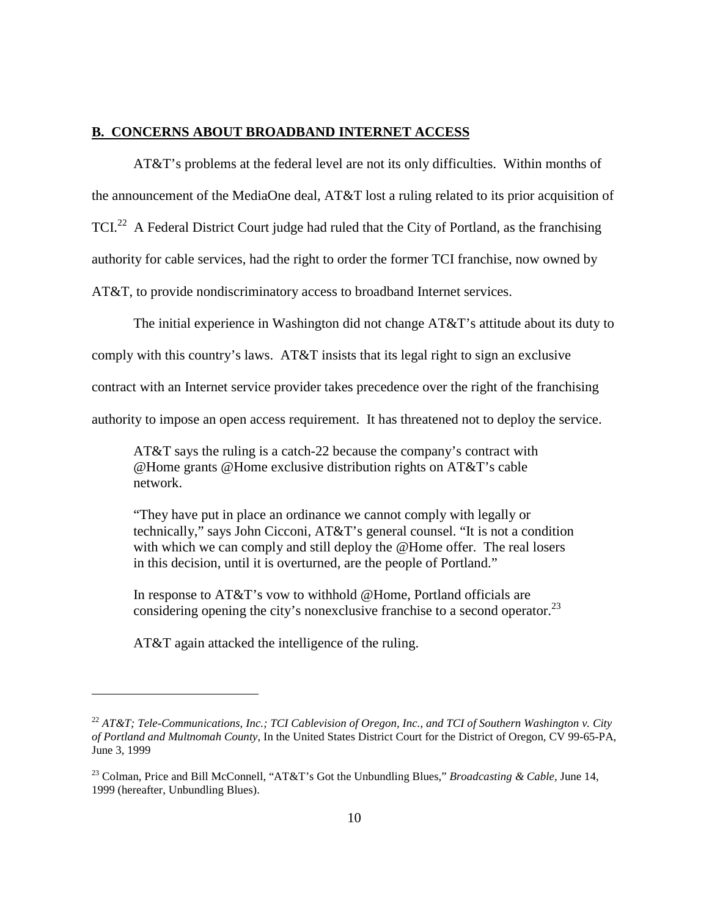## B. CONCERNS ABOUT BROADBAND INTERNET ACCESS

AT&T's problems at the federal level are not its only difficulties. Within months of the announcement of the MediaOne deal, AT&T lost a ruling related to its prior acquisition of TCI.[22] A Federal District Court judge had ruled that the City of Portland, as the franchising authority for cable services, had the right to order the former TCI franchise, now owned by AT&T, to provide nondiscriminatory access to broadband Internet services.

The initial experience in Washington did not change AT&T's attitude about its duty to comply with this country's laws. AT&T insists that its legal right to sign an exclusive contract with an Internet service provider takes precedence over the right of the franchising authority to impose an open access requirement. It has threatened not to deploy the service.

> AT&T says the ruling is a catch-22 because the company's contract with @Home grants @Home exclusive distribution rights on AT&T's cable network.
>
> "They have put in place an ordinance we cannot comply with legally or technically," says John Cicconi, AT&T's general counsel. "It is not a condition with which we can comply and still deploy the @Home offer. The real losers in this decision, until it is overturned, are the people of Portland."
>
> In response to AT&T's vow to withhold @Home, Portland officials are considering opening the city's nonexclusive franchise to a second operator.[23]
>
> AT&T again attacked the intelligence of the ruling.

---

[22] *AT&T; Tele-Communications, Inc.; TCI Cablevision of Oregon, Inc., and TCI of Southern Washington v. City of Portland and Multnomah County*, In the United States District Court for the District of Oregon, CV 99-65-PA, June 3, 1999

[23] Colman, Price and Bill McConnell, "AT&T's Got the Unbundling Blues," *Broadcasting & Cable*, June 14, 1999 (hereafter, Unbundling Blues).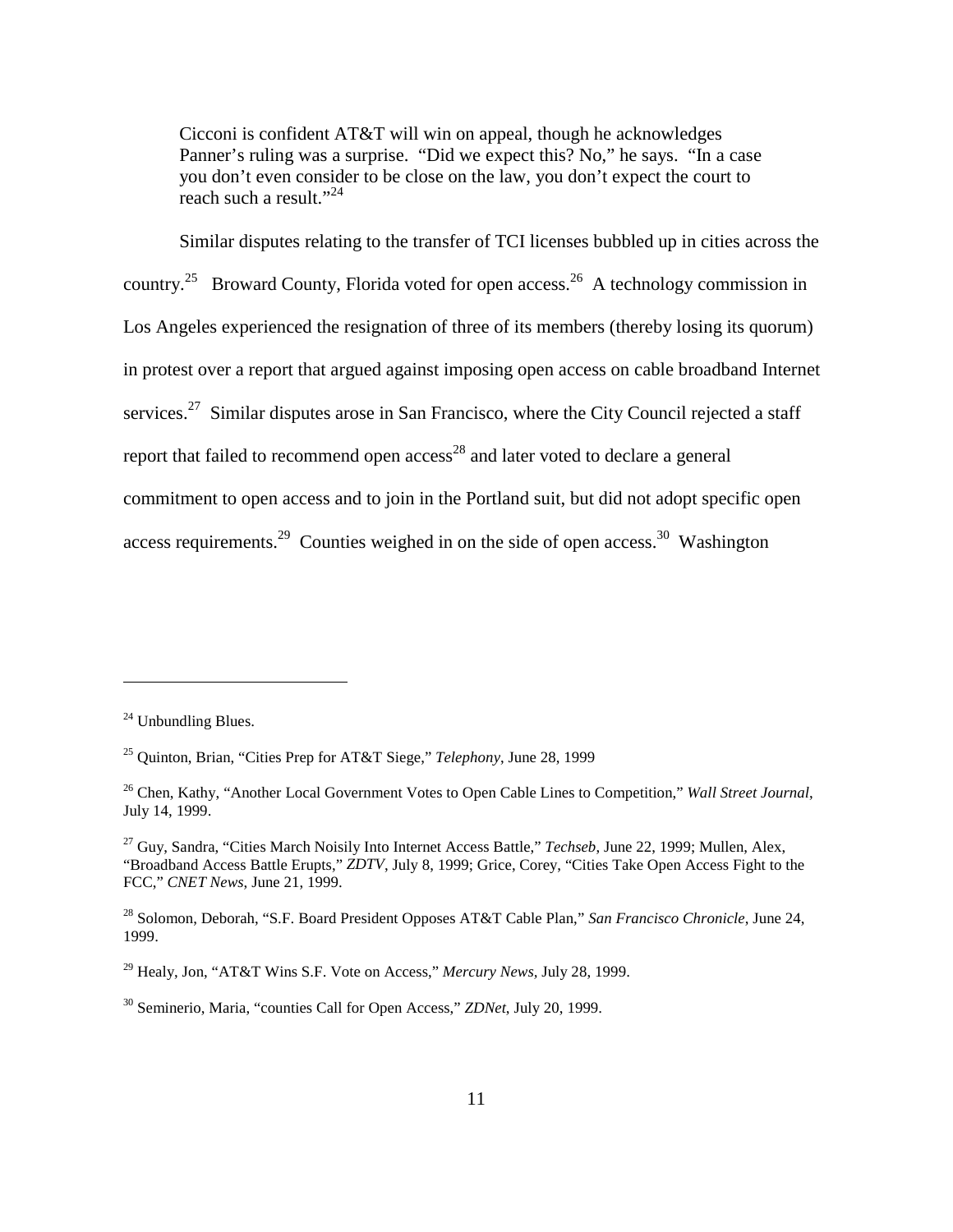> Cicconi is confident AT&T will win on appeal, though he acknowledges Panner's ruling was a surprise. "Did we expect this? No," he says. "In a case you don't even consider to be close on the law, you don't expect the court to reach such a result."[24]

Similar disputes relating to the transfer of TCI licenses bubbled up in cities across the country.[25] Broward County, Florida voted for open access.[26] A technology commission in Los Angeles experienced the resignation of three of its members (thereby losing its quorum) in protest over a report that argued against imposing open access on cable broadband Internet services.[27] Similar disputes arose in San Francisco, where the City Council rejected a staff report that failed to recommend open access[28] and later voted to declare a general commitment to open access and to join in the Portland suit, but did not adopt specific open access requirements.[29] Counties weighed in on the side of open access.[30] Washington

---

[24] Unbundling Blues.

[25] Quinton, Brian, "Cities Prep for AT&T Siege," *Telephony*, June 28, 1999

[26] Chen, Kathy, "Another Local Government Votes to Open Cable Lines to Competition," *Wall Street Journal*, July 14, 1999.

[27] Guy, Sandra, "Cities March Noisily Into Internet Access Battle," *Techseb*, June 22, 1999; Mullen, Alex, "Broadband Access Battle Erupts," *ZDTV*, July 8, 1999; Grice, Corey, "Cities Take Open Access Fight to the FCC," *CNET News*, June 21, 1999.

[28] Solomon, Deborah, "S.F. Board President Opposes AT&T Cable Plan," *San Francisco Chronicle*, June 24, 1999.

[29] Healy, Jon, "AT&T Wins S.F. Vote on Access," *Mercury News*, July 28, 1999.

[30] Seminerio, Maria, "counties Call for Open Access," *ZDNet*, July 20, 1999.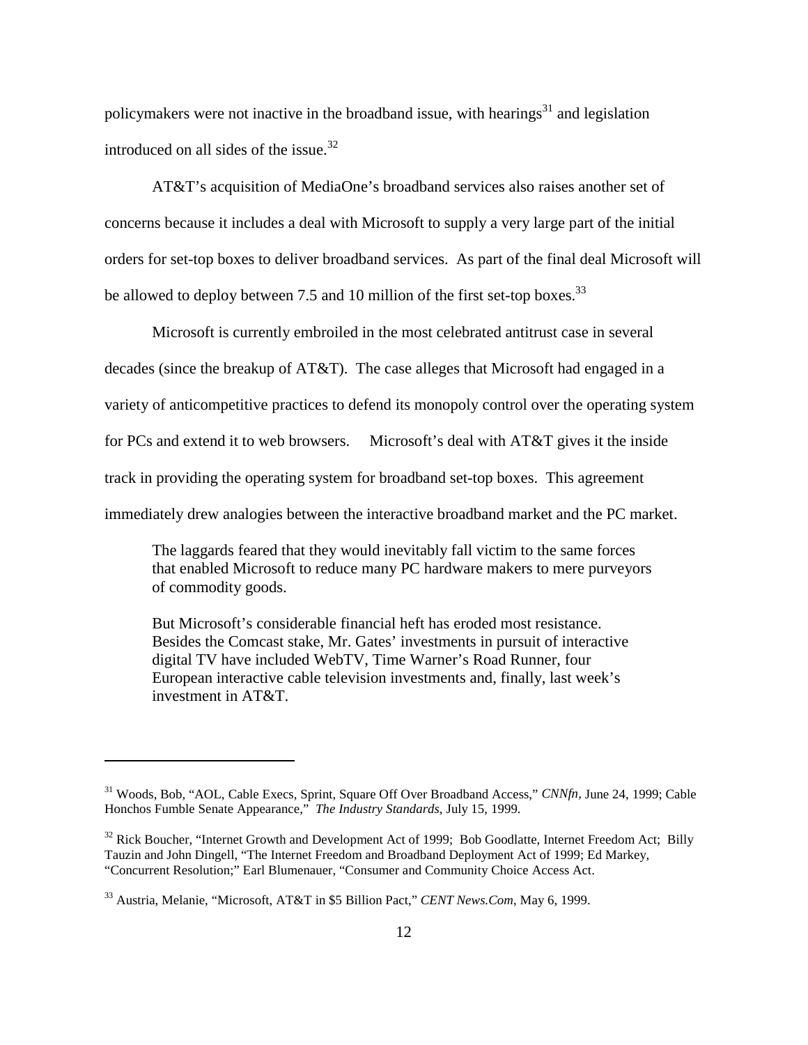policymakers were not inactive in the broadband issue, with hearings[31] and legislation introduced on all sides of the issue.[32]

AT&T's acquisition of MediaOne's broadband services also raises another set of concerns because it includes a deal with Microsoft to supply a very large part of the initial orders for set-top boxes to deliver broadband services. As part of the final deal Microsoft will be allowed to deploy between 7.5 and 10 million of the first set-top boxes.[33]

Microsoft is currently embroiled in the most celebrated antitrust case in several decades (since the breakup of AT&T). The case alleges that Microsoft had engaged in a variety of anticompetitive practices to defend its monopoly control over the operating system for PCs and extend it to web browsers. Microsoft's deal with AT&T gives it the inside track in providing the operating system for broadband set-top boxes. This agreement immediately drew analogies between the interactive broadband market and the PC market.

> The laggards feared that they would inevitably fall victim to the same forces that enabled Microsoft to reduce many PC hardware makers to mere purveyors of commodity goods.
>
> But Microsoft's considerable financial heft has eroded most resistance. Besides the Comcast stake, Mr. Gates' investments in pursuit of interactive digital TV have included WebTV, Time Warner's Road Runner, four European interactive cable television investments and, finally, last week's investment in AT&T.

---

[31] Woods, Bob, "AOL, Cable Execs, Sprint, Square Off Over Broadband Access," *CNNfn,* June 24, 1999; Cable Honchos Fumble Senate Appearance," *The Industry Standards*, July 15, 1999.

[32] Rick Boucher, "Internet Growth and Development Act of 1999; Bob Goodlatte, Internet Freedom Act; Billy Tauzin and John Dingell, "The Internet Freedom and Broadband Deployment Act of 1999; Ed Markey, "Concurrent Resolution;" Earl Blumenauer, "Consumer and Community Choice Access Act.

[33] Austria, Melanie, "Microsoft, AT&T in $5 Billion Pact," *CENT News.Com*, May 6, 1999.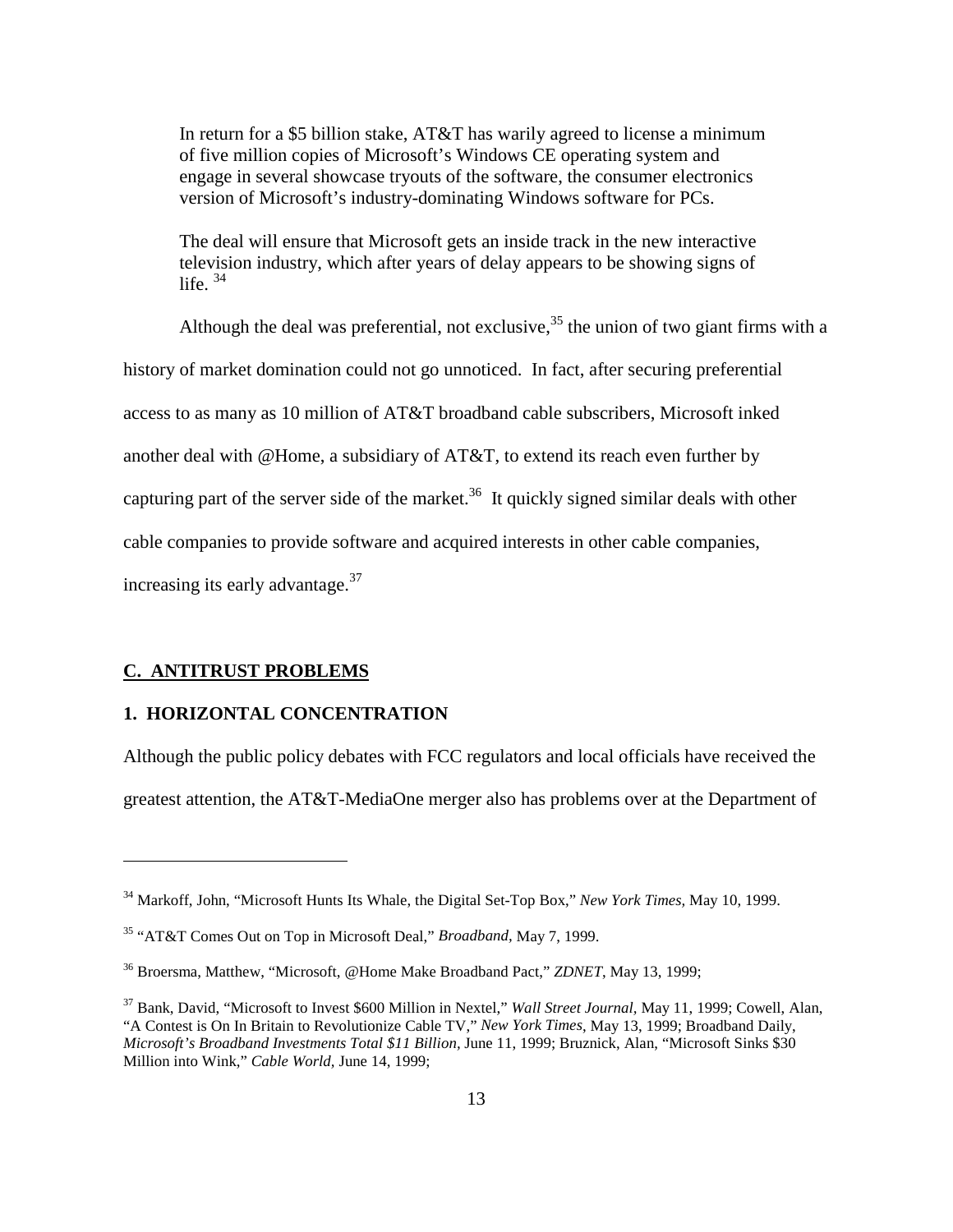> In return for a $5 billion stake, AT&T has warily agreed to license a minimum of five million copies of Microsoft's Windows CE operating system and engage in several showcase tryouts of the software, the consumer electronics version of Microsoft's industry-dominating Windows software for PCs.
>
> The deal will ensure that Microsoft gets an inside track in the new interactive television industry, which after years of delay appears to be showing signs of life. [34]

Although the deal was preferential, not exclusive,[35] the union of two giant firms with a history of market domination could not go unnoticed. In fact, after securing preferential access to as many as 10 million of AT&T broadband cable subscribers, Microsoft inked another deal with @Home, a subsidiary of AT&T, to extend its reach even further by capturing part of the server side of the market.[36] It quickly signed similar deals with other cable companies to provide software and acquired interests in other cable companies, increasing its early advantage.[37]

## C. ANTITRUST PROBLEMS

### 1. HORIZONTAL CONCENTRATION

Although the public policy debates with FCC regulators and local officials have received the greatest attention, the AT&T-MediaOne merger also has problems over at the Department of

---

[34] Markoff, John, "Microsoft Hunts Its Whale, the Digital Set-Top Box," *New York Times,* May 10, 1999.

[35] "AT&T Comes Out on Top in Microsoft Deal," *Broadband,* May 7, 1999.

[36] Broersma, Matthew, "Microsoft, @Home Make Broadband Pact," *ZDNET*, May 13, 1999;

[37] Bank, David, "Microsoft to Invest $600 Million in Nextel," *Wall Street Journal,* May 11, 1999; Cowell, Alan, "A Contest is On In Britain to Revolutionize Cable TV," *New York Times*, May 13, 1999; Broadband Daily, *Microsoft's Broadband Investments Total $11 Billion,* June 11, 1999; Bruznick, Alan, "Microsoft Sinks $30 Million into Wink," *Cable World*, June 14, 1999;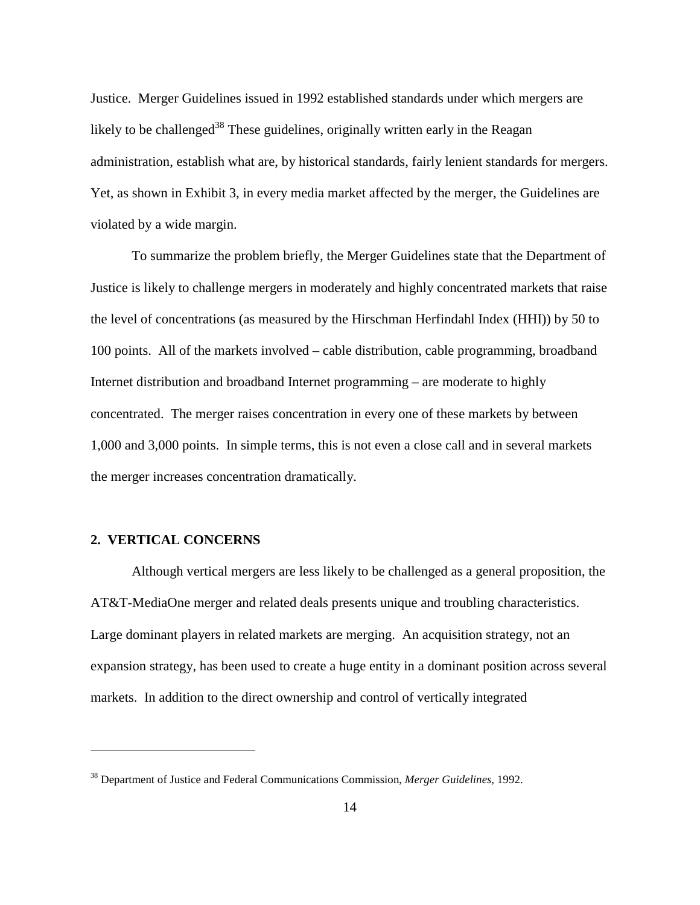Justice. Merger Guidelines issued in 1992 established standards under which mergers are likely to be challenged[38] These guidelines, originally written early in the Reagan administration, establish what are, by historical standards, fairly lenient standards for mergers. Yet, as shown in Exhibit 3, in every media market affected by the merger, the Guidelines are violated by a wide margin.

To summarize the problem briefly, the Merger Guidelines state that the Department of Justice is likely to challenge mergers in moderately and highly concentrated markets that raise the level of concentrations (as measured by the Hirschman Herfindahl Index (HHI)) by 50 to 100 points. All of the markets involved – cable distribution, cable programming, broadband Internet distribution and broadband Internet programming – are moderate to highly concentrated. The merger raises concentration in every one of these markets by between 1,000 and 3,000 points. In simple terms, this is not even a close call and in several markets the merger increases concentration dramatically.

## 2. VERTICAL CONCERNS

Although vertical mergers are less likely to be challenged as a general proposition, the AT&T-MediaOne merger and related deals presents unique and troubling characteristics. Large dominant players in related markets are merging. An acquisition strategy, not an expansion strategy, has been used to create a huge entity in a dominant position across several markets. In addition to the direct ownership and control of vertically integrated

---

[38] Department of Justice and Federal Communications Commission, *Merger Guidelines*, 1992.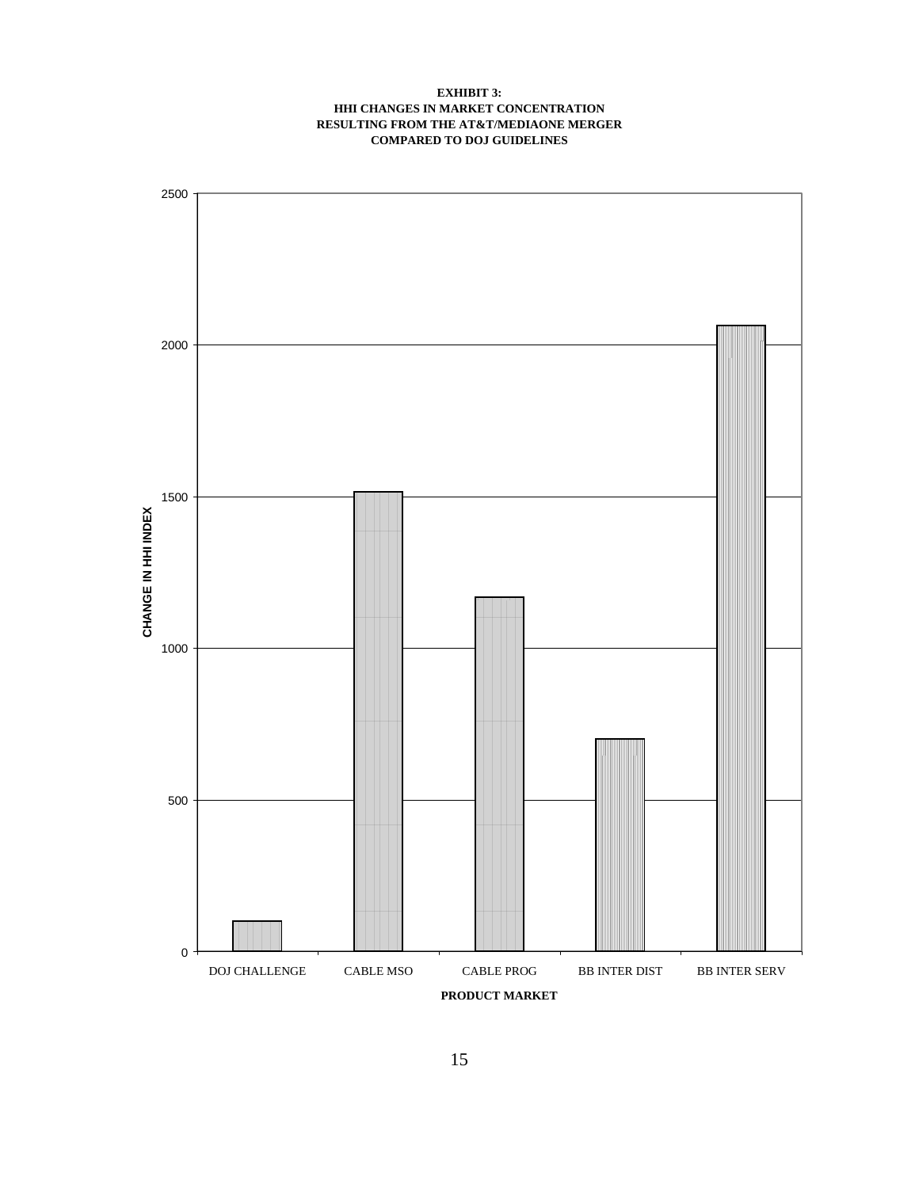**EXHIBIT 3:**
**HHI CHANGES IN MARKET CONCENTRATION**
**RESULTING FROM THE AT&T/MEDIAONE MERGER**
**COMPARED TO DOJ GUIDELINES**

CHANGE IN HHI INDEX

2500
2000
1500
1000
500
0

DOJ CHALLENGE | CABLE MSO | CABLE PROG | BB INTER DIST | BB INTER SERV

PRODUCT MARKET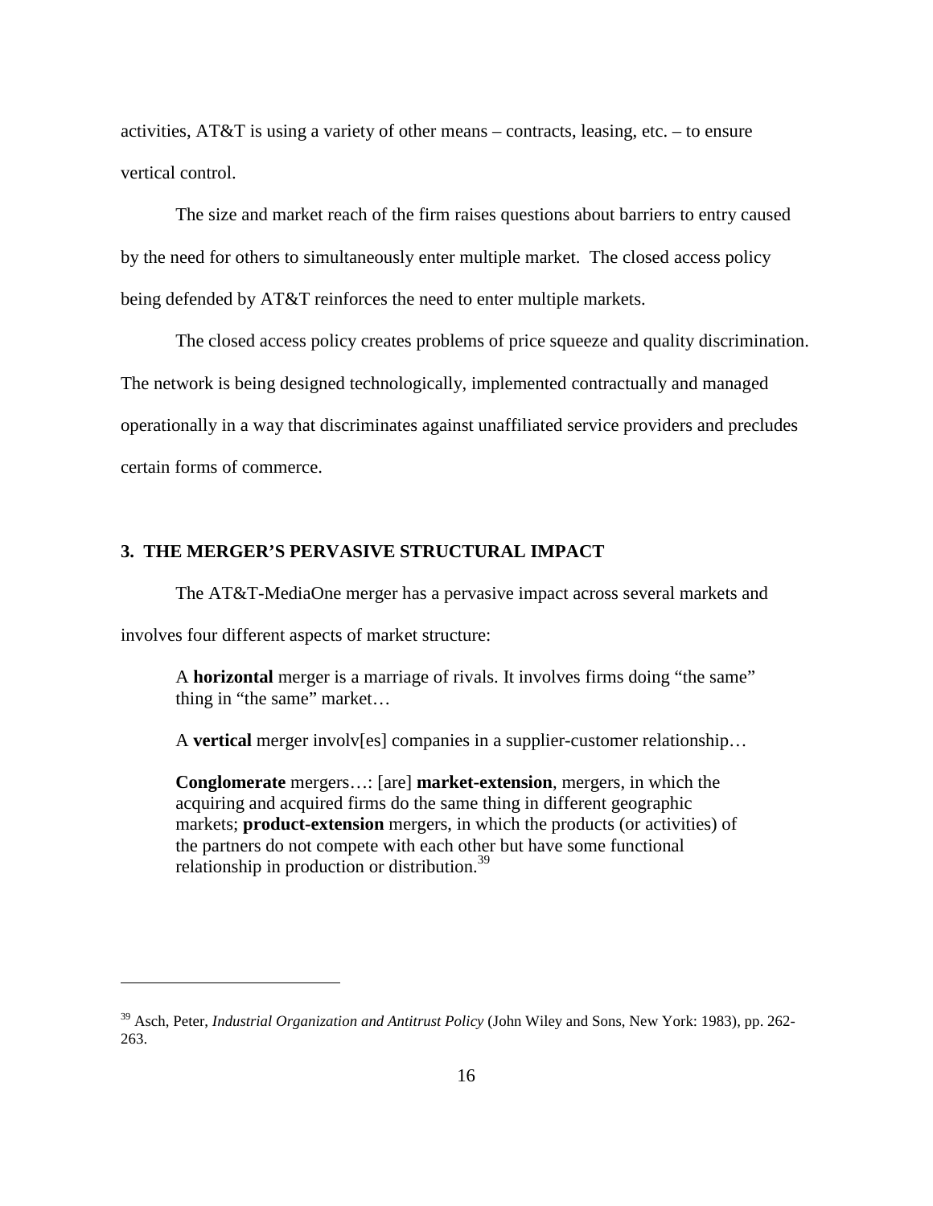activities, AT&T is using a variety of other means – contracts, leasing, etc. – to ensure vertical control.

The size and market reach of the firm raises questions about barriers to entry caused by the need for others to simultaneously enter multiple market. The closed access policy being defended by AT&T reinforces the need to enter multiple markets.

The closed access policy creates problems of price squeeze and quality discrimination. The network is being designed technologically, implemented contractually and managed operationally in a way that discriminates against unaffiliated service providers and precludes certain forms of commerce.

## 3. THE MERGER'S PERVASIVE STRUCTURAL IMPACT

The AT&T-MediaOne merger has a pervasive impact across several markets and involves four different aspects of market structure:

> A **horizontal** merger is a marriage of rivals. It involves firms doing "the same" thing in "the same" market…
>
> A **vertical** merger involv[es] companies in a supplier-customer relationship…
>
> **Conglomerate** mergers…: [are] **market-extension**, mergers, in which the acquiring and acquired firms do the same thing in different geographic markets; **product-extension** mergers, in which the products (or activities) of the partners do not compete with each other but have some functional relationship in production or distribution.[39]

---

[39] Asch, Peter, *Industrial Organization and Antitrust Policy* (John Wiley and Sons, New York: 1983), pp. 262-263.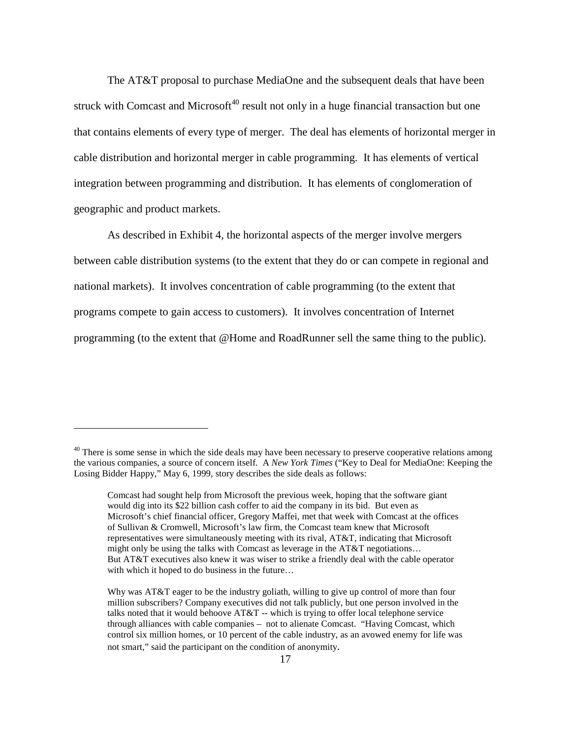The AT&T proposal to purchase MediaOne and the subsequent deals that have been struck with Comcast and Microsoft[40] result not only in a huge financial transaction but one that contains elements of every type of merger. The deal has elements of horizontal merger in cable distribution and horizontal merger in cable programming. It has elements of vertical integration between programming and distribution. It has elements of conglomeration of geographic and product markets.

As described in Exhibit 4, the horizontal aspects of the merger involve mergers between cable distribution systems (to the extent that they do or can compete in regional and national markets). It involves concentration of cable programming (to the extent that programs compete to gain access to customers). It involves concentration of Internet programming (to the extent that @Home and RoadRunner sell the same thing to the public).

---

[40] There is some sense in which the side deals may have been necessary to preserve cooperative relations among the various companies, a source of concern itself. A *New York Times* ("Key to Deal for MediaOne: Keeping the Losing Bidder Happy," May 6, 1999, story describes the side deals as follows:

> Comcast had sought help from Microsoft the previous week, hoping that the software giant would dig into its $22 billion cash coffer to aid the company in its bid. But even as Microsoft's chief financial officer, Gregory Maffei, met that week with Comcast at the offices of Sullivan & Cromwell, Microsoft's law firm, the Comcast team knew that Microsoft representatives were simultaneously meeting with its rival, AT&T, indicating that Microsoft might only be using the talks with Comcast as leverage in the AT&T negotiations… But AT&T executives also knew it was wiser to strike a friendly deal with the cable operator with which it hoped to do business in the future…
>
> Why was AT&T eager to be the industry goliath, willing to give up control of more than four million subscribers? Company executives did not talk publicly, but one person involved in the talks noted that it would behoove AT&T -- which is trying to offer local telephone service through alliances with cable companies – not to alienate Comcast. "Having Comcast, which control six million homes, or 10 percent of the cable industry, as an avowed enemy for life was not smart," said the participant on the condition of anonymity.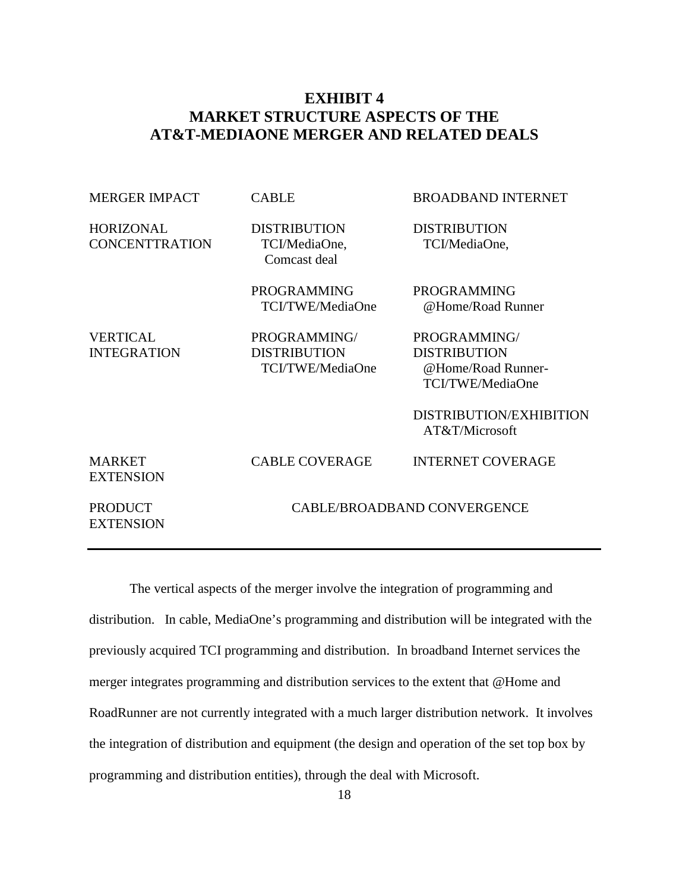# EXHIBIT 4
# MARKET STRUCTURE ASPECTS OF THE AT&T-MEDIAONE MERGER AND RELATED DEALS

| MERGER IMPACT | CABLE | BROADBAND INTERNET |
|---|---|---|
| HORIZONAL CONCENTTRATION | DISTRIBUTION TCI/MediaOne, Comcast deal | DISTRIBUTION TCI/MediaOne, |
| | PROGRAMMING TCI/TWE/MediaOne | PROGRAMMING @Home/Road Runner |
| VERTICAL INTEGRATION | PROGRAMMING/ DISTRIBUTION TCI/TWE/MediaOne | PROGRAMMING/ DISTRIBUTION @Home/Road Runner- TCI/TWE/MediaOne |
| | | DISTRIBUTION/EXHIBITION AT&T/Microsoft |
| MARKET EXTENSION | CABLE COVERAGE | INTERNET COVERAGE |
| PRODUCT EXTENSION | CABLE/BROADBAND CONVERGENCE | |

The vertical aspects of the merger involve the integration of programming and distribution. In cable, MediaOne's programming and distribution will be integrated with the previously acquired TCI programming and distribution. In broadband Internet services the merger integrates programming and distribution services to the extent that @Home and RoadRunner are not currently integrated with a much larger distribution network. It involves the integration of distribution and equipment (the design and operation of the set top box by programming and distribution entities), through the deal with Microsoft.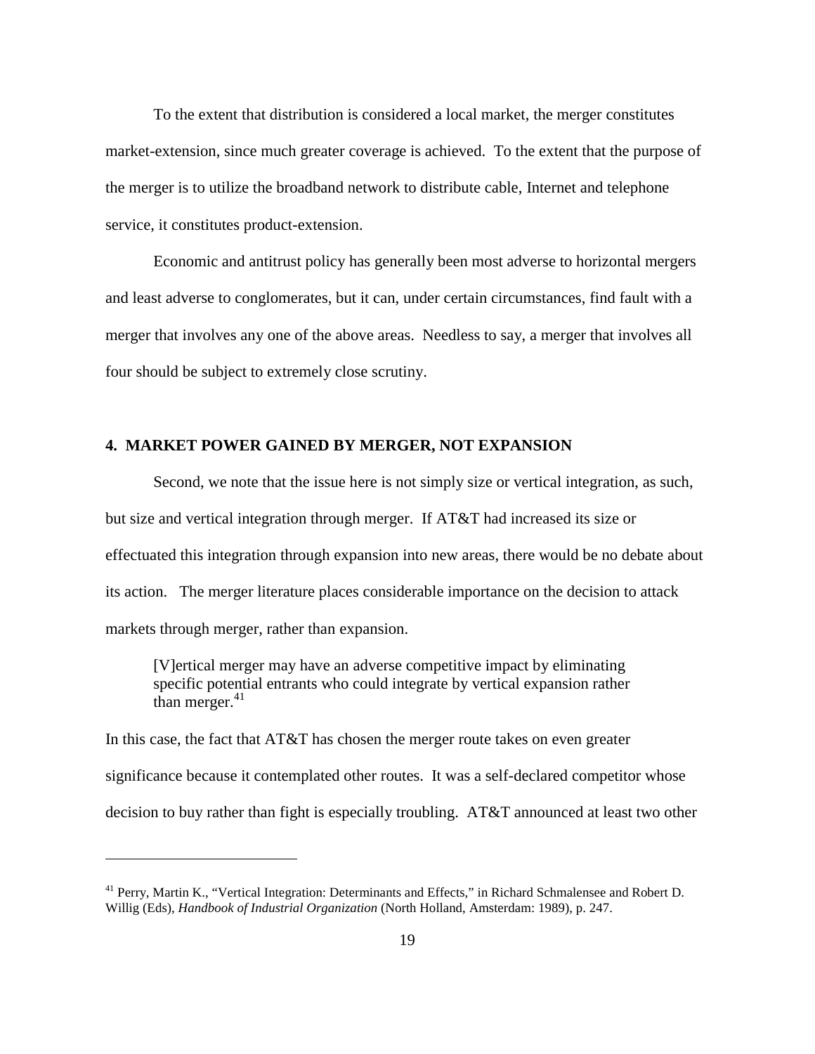To the extent that distribution is considered a local market, the merger constitutes market-extension, since much greater coverage is achieved. To the extent that the purpose of the merger is to utilize the broadband network to distribute cable, Internet and telephone service, it constitutes product-extension.

Economic and antitrust policy has generally been most adverse to horizontal mergers and least adverse to conglomerates, but it can, under certain circumstances, find fault with a merger that involves any one of the above areas. Needless to say, a merger that involves all four should be subject to extremely close scrutiny.

## 4. MARKET POWER GAINED BY MERGER, NOT EXPANSION

Second, we note that the issue here is not simply size or vertical integration, as such, but size and vertical integration through merger. If AT&T had increased its size or effectuated this integration through expansion into new areas, there would be no debate about its action. The merger literature places considerable importance on the decision to attack markets through merger, rather than expansion.

> [V]ertical merger may have an adverse competitive impact by eliminating specific potential entrants who could integrate by vertical expansion rather than merger.[41]

In this case, the fact that AT&T has chosen the merger route takes on even greater significance because it contemplated other routes. It was a self-declared competitor whose decision to buy rather than fight is especially troubling. AT&T announced at least two other

---

[41] Perry, Martin K., "Vertical Integration: Determinants and Effects," in Richard Schmalensee and Robert D. Willig (Eds), *Handbook of Industrial Organization* (North Holland, Amsterdam: 1989), p. 247.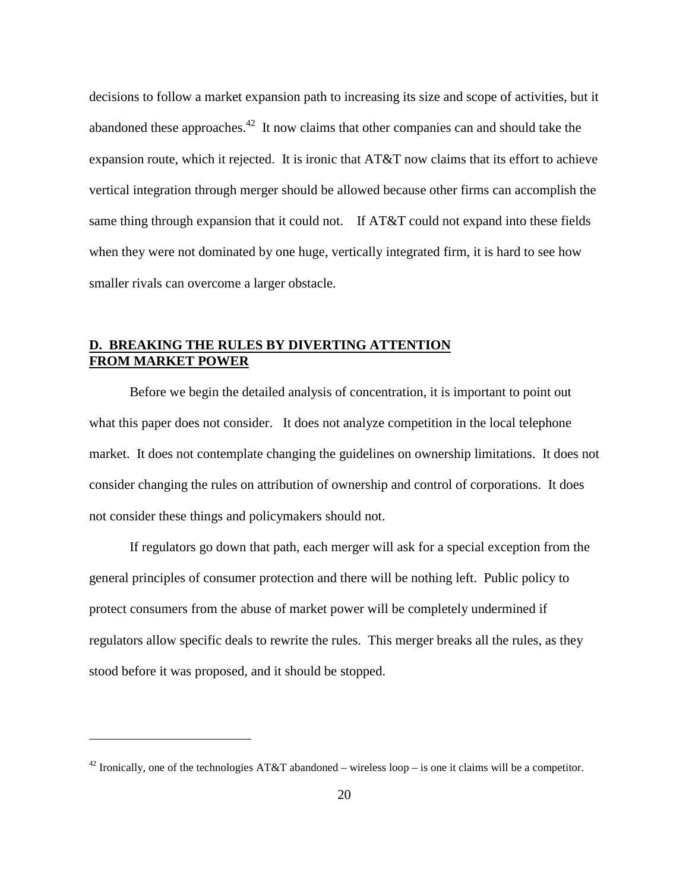decisions to follow a market expansion path to increasing its size and scope of activities, but it abandoned these approaches.[42] It now claims that other companies can and should take the expansion route, which it rejected. It is ironic that AT&T now claims that its effort to achieve vertical integration through merger should be allowed because other firms can accomplish the same thing through expansion that it could not. If AT&T could not expand into these fields when they were not dominated by one huge, vertically integrated firm, it is hard to see how smaller rivals can overcome a larger obstacle.

## D. BREAKING THE RULES BY DIVERTING ATTENTION FROM MARKET POWER

Before we begin the detailed analysis of concentration, it is important to point out what this paper does not consider. It does not analyze competition in the local telephone market. It does not contemplate changing the guidelines on ownership limitations. It does not consider changing the rules on attribution of ownership and control of corporations. It does not consider these things and policymakers should not.

If regulators go down that path, each merger will ask for a special exception from the general principles of consumer protection and there will be nothing left. Public policy to protect consumers from the abuse of market power will be completely undermined if regulators allow specific deals to rewrite the rules. This merger breaks all the rules, as they stood before it was proposed, and it should be stopped.

---

[42] Ironically, one of the technologies AT&T abandoned – wireless loop – is one it claims will be a competitor.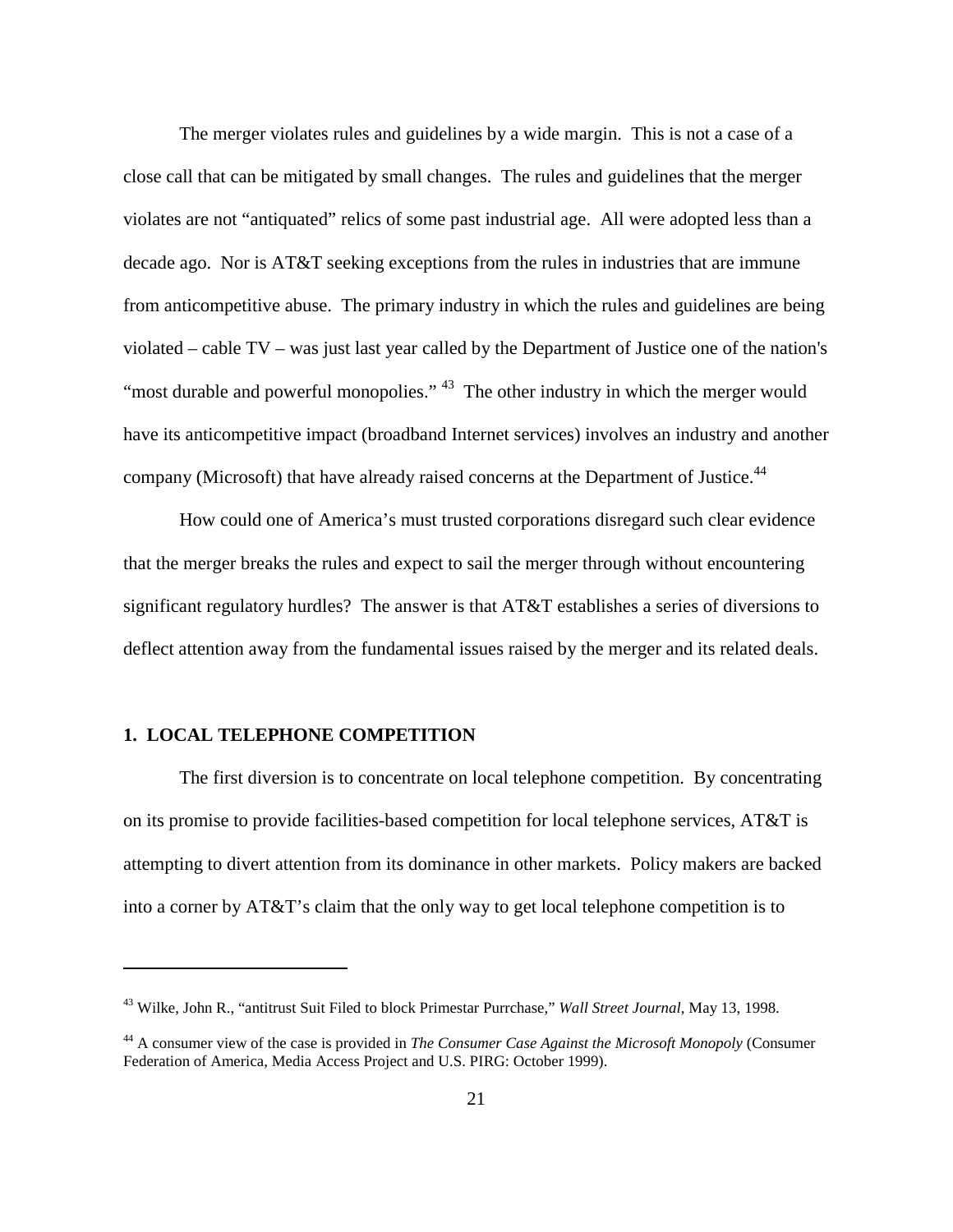The merger violates rules and guidelines by a wide margin. This is not a case of a close call that can be mitigated by small changes. The rules and guidelines that the merger violates are not "antiquated" relics of some past industrial age. All were adopted less than a decade ago. Nor is AT&T seeking exceptions from the rules in industries that are immune from anticompetitive abuse. The primary industry in which the rules and guidelines are being violated – cable TV – was just last year called by the Department of Justice one of the nation's "most durable and powerful monopolies." [43] The other industry in which the merger would have its anticompetitive impact (broadband Internet services) involves an industry and another company (Microsoft) that have already raised concerns at the Department of Justice.[44]

How could one of America's must trusted corporations disregard such clear evidence that the merger breaks the rules and expect to sail the merger through without encountering significant regulatory hurdles? The answer is that AT&T establishes a series of diversions to deflect attention away from the fundamental issues raised by the merger and its related deals.

### 1. LOCAL TELEPHONE COMPETITION

The first diversion is to concentrate on local telephone competition. By concentrating on its promise to provide facilities-based competition for local telephone services, AT&T is attempting to divert attention from its dominance in other markets. Policy makers are backed into a corner by AT&T's claim that the only way to get local telephone competition is to

---

[43] Wilke, John R., "antitrust Suit Filed to block Primestar Purrchase," *Wall Street Journal*, May 13, 1998.

[44] A consumer view of the case is provided in *The Consumer Case Against the Microsoft Monopoly* (Consumer Federation of America, Media Access Project and U.S. PIRG: October 1999).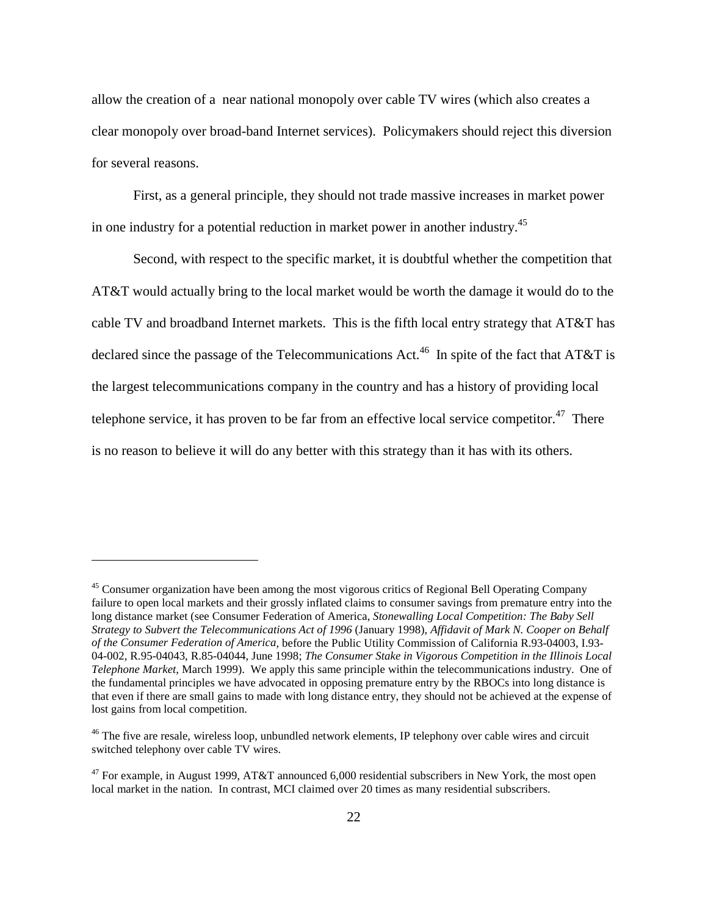allow the creation of a near national monopoly over cable TV wires (which also creates a clear monopoly over broad-band Internet services). Policymakers should reject this diversion for several reasons.

First, as a general principle, they should not trade massive increases in market power in one industry for a potential reduction in market power in another industry.[45]

Second, with respect to the specific market, it is doubtful whether the competition that AT&T would actually bring to the local market would be worth the damage it would do to the cable TV and broadband Internet markets. This is the fifth local entry strategy that AT&T has declared since the passage of the Telecommunications Act.[46] In spite of the fact that AT&T is the largest telecommunications company in the country and has a history of providing local telephone service, it has proven to be far from an effective local service competitor.[47] There is no reason to believe it will do any better with this strategy than it has with its others.

---

[45] Consumer organization have been among the most vigorous critics of Regional Bell Operating Company failure to open local markets and their grossly inflated claims to consumer savings from premature entry into the long distance market (see Consumer Federation of America, *Stonewalling Local Competition: The Baby Sell Strategy to Subvert the Telecommunications Act of 1996* (January 1998), *Affidavit of Mark N. Cooper on Behalf of the Consumer Federation of America*, before the Public Utility Commission of California R.93-04003, I.93-04-002, R.95-04043, R.85-04044, June 1998; *The Consumer Stake in Vigorous Competition in the Illinois Local Telephone Market*, March 1999). We apply this same principle within the telecommunications industry. One of the fundamental principles we have advocated in opposing premature entry by the RBOCs into long distance is that even if there are small gains to made with long distance entry, they should not be achieved at the expense of lost gains from local competition.

[46] The five are resale, wireless loop, unbundled network elements, IP telephony over cable wires and circuit switched telephony over cable TV wires.

[47] For example, in August 1999, AT&T announced 6,000 residential subscribers in New York, the most open local market in the nation. In contrast, MCI claimed over 20 times as many residential subscribers.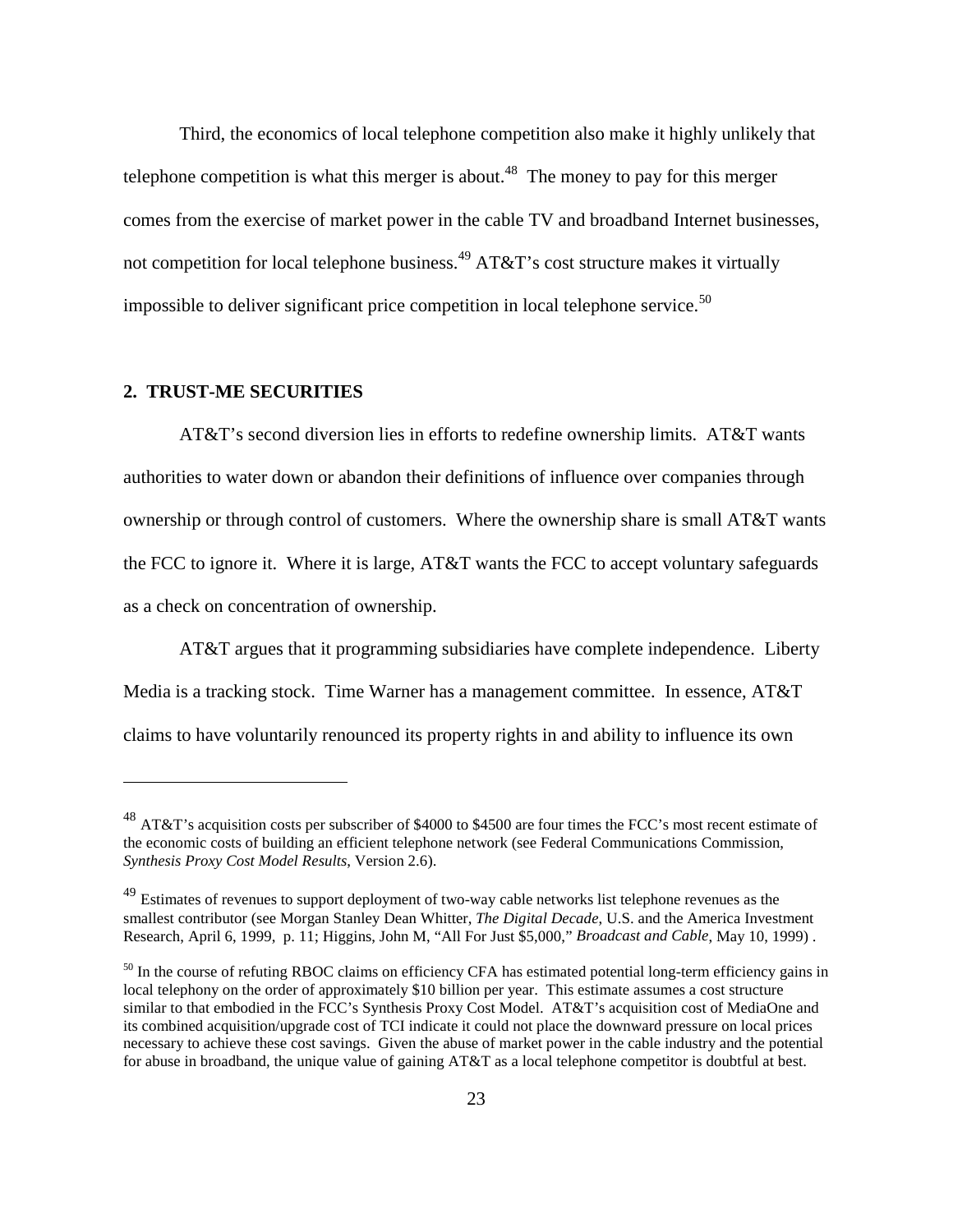Third, the economics of local telephone competition also make it highly unlikely that telephone competition is what this merger is about.[48] The money to pay for this merger comes from the exercise of market power in the cable TV and broadband Internet businesses, not competition for local telephone business.[49] AT&T's cost structure makes it virtually impossible to deliver significant price competition in local telephone service.[50]

## 2. TRUST-ME SECURITIES

AT&T's second diversion lies in efforts to redefine ownership limits. AT&T wants authorities to water down or abandon their definitions of influence over companies through ownership or through control of customers. Where the ownership share is small AT&T wants the FCC to ignore it. Where it is large, AT&T wants the FCC to accept voluntary safeguards as a check on concentration of ownership.

AT&T argues that it programming subsidiaries have complete independence. Liberty Media is a tracking stock. Time Warner has a management committee. In essence, AT&T claims to have voluntarily renounced its property rights in and ability to influence its own

---

[48] AT&T's acquisition costs per subscriber of $4000 to $4500 are four times the FCC's most recent estimate of the economic costs of building an efficient telephone network (see Federal Communications Commission, *Synthesis Proxy Cost Model Results*, Version 2.6).

[49] Estimates of revenues to support deployment of two-way cable networks list telephone revenues as the smallest contributor (see Morgan Stanley Dean Whitter, *The Digital Decade*, U.S. and the America Investment Research, April 6, 1999, p. 11; Higgins, John M, "All For Just $5,000," *Broadcast and Cable*, May 10, 1999) .

[50] In the course of refuting RBOC claims on efficiency CFA has estimated potential long-term efficiency gains in local telephony on the order of approximately $10 billion per year. This estimate assumes a cost structure similar to that embodied in the FCC's Synthesis Proxy Cost Model. AT&T's acquisition cost of MediaOne and its combined acquisition/upgrade cost of TCI indicate it could not place the downward pressure on local prices necessary to achieve these cost savings. Given the abuse of market power in the cable industry and the potential for abuse in broadband, the unique value of gaining AT&T as a local telephone competitor is doubtful at best.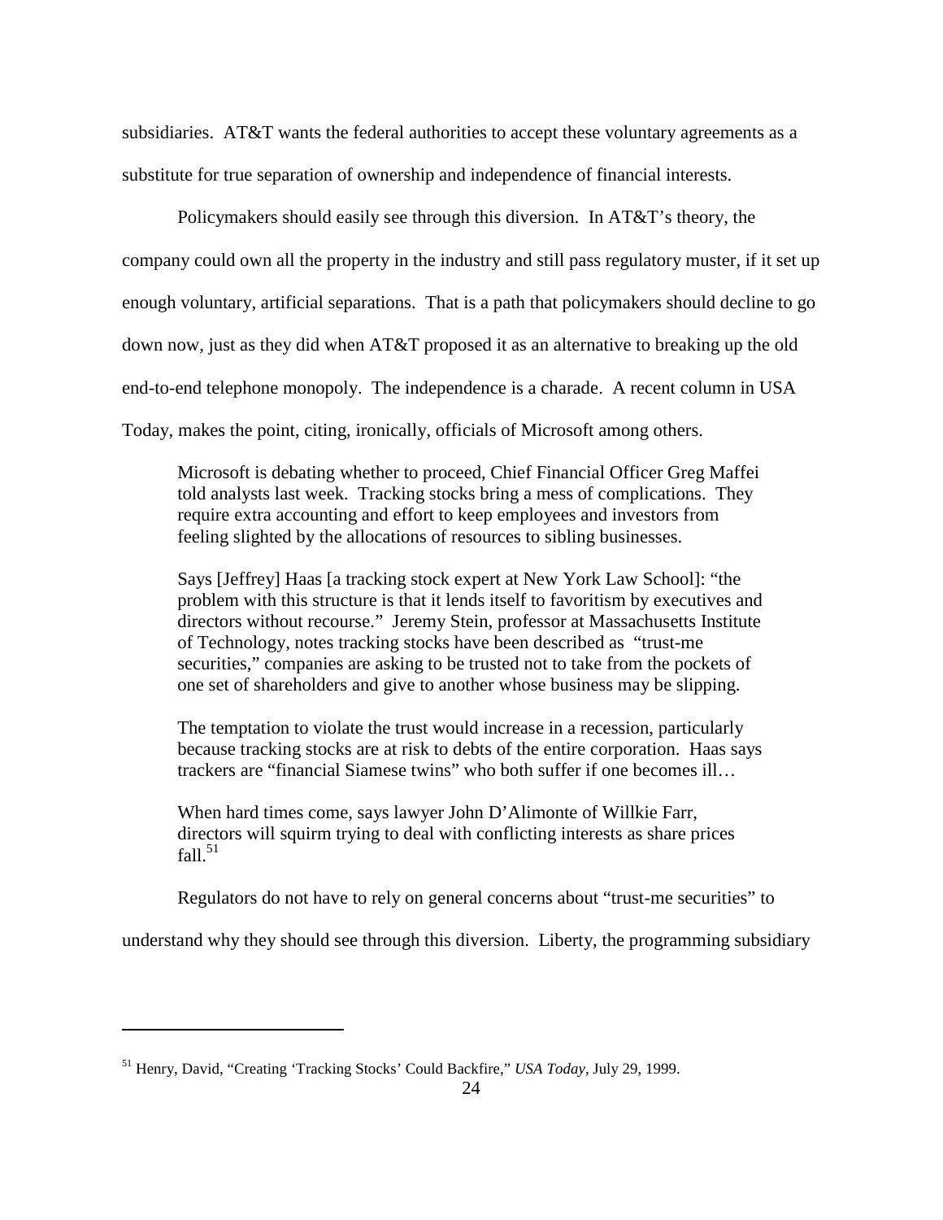subsidiaries. AT&T wants the federal authorities to accept these voluntary agreements as a substitute for true separation of ownership and independence of financial interests.

Policymakers should easily see through this diversion. In AT&T's theory, the company could own all the property in the industry and still pass regulatory muster, if it set up enough voluntary, artificial separations. That is a path that policymakers should decline to go down now, just as they did when AT&T proposed it as an alternative to breaking up the old end-to-end telephone monopoly. The independence is a charade. A recent column in USA Today, makes the point, citing, ironically, officials of Microsoft among others.

> Microsoft is debating whether to proceed, Chief Financial Officer Greg Maffei told analysts last week. Tracking stocks bring a mess of complications. They require extra accounting and effort to keep employees and investors from feeling slighted by the allocations of resources to sibling businesses.
>
> Says [Jeffrey] Haas [a tracking stock expert at New York Law School]: "the problem with this structure is that it lends itself to favoritism by executives and directors without recourse." Jeremy Stein, professor at Massachusetts Institute of Technology, notes tracking stocks have been described as "trust-me securities," companies are asking to be trusted not to take from the pockets of one set of shareholders and give to another whose business may be slipping.
>
> The temptation to violate the trust would increase in a recession, particularly because tracking stocks are at risk to debts of the entire corporation. Haas says trackers are "financial Siamese twins" who both suffer if one becomes ill…
>
> When hard times come, says lawyer John D'Alimonte of Willkie Farr, directors will squirm trying to deal with conflicting interests as share prices fall.[51]

Regulators do not have to rely on general concerns about "trust-me securities" to understand why they should see through this diversion. Liberty, the programming subsidiary

---

[51] Henry, David, "Creating 'Tracking Stocks' Could Backfire," *USA Today*, July 29, 1999.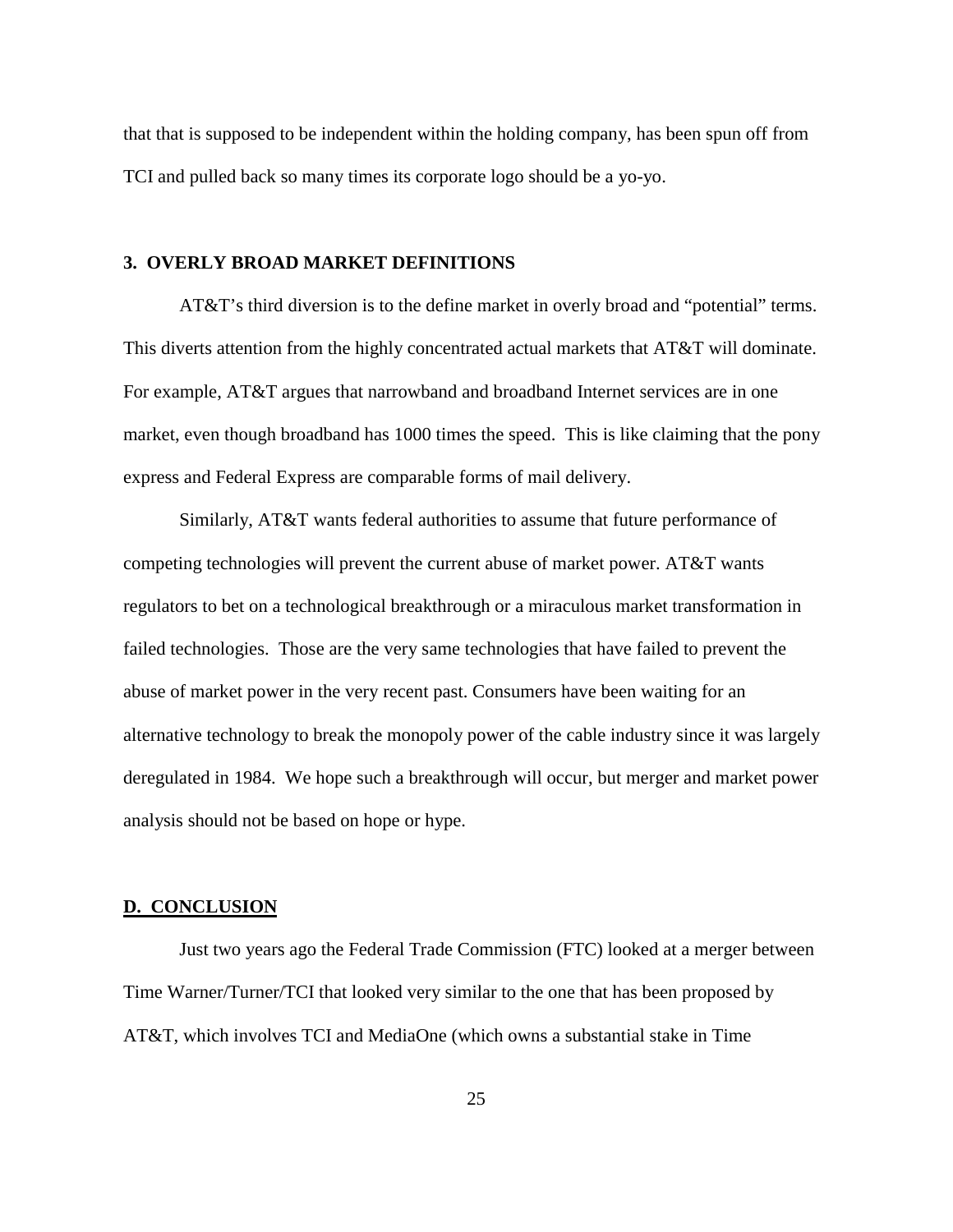that that is supposed to be independent within the holding company, has been spun off from TCI and pulled back so many times its corporate logo should be a yo-yo.

### 3. OVERLY BROAD MARKET DEFINITIONS

AT&T's third diversion is to the define market in overly broad and "potential" terms. This diverts attention from the highly concentrated actual markets that AT&T will dominate. For example, AT&T argues that narrowband and broadband Internet services are in one market, even though broadband has 1000 times the speed. This is like claiming that the pony express and Federal Express are comparable forms of mail delivery.

Similarly, AT&T wants federal authorities to assume that future performance of competing technologies will prevent the current abuse of market power. AT&T wants regulators to bet on a technological breakthrough or a miraculous market transformation in failed technologies. Those are the very same technologies that have failed to prevent the abuse of market power in the very recent past. Consumers have been waiting for an alternative technology to break the monopoly power of the cable industry since it was largely deregulated in 1984. We hope such a breakthrough will occur, but merger and market power analysis should not be based on hope or hype.

## D. CONCLUSION

Just two years ago the Federal Trade Commission (FTC) looked at a merger between Time Warner/Turner/TCI that looked very similar to the one that has been proposed by AT&T, which involves TCI and MediaOne (which owns a substantial stake in Time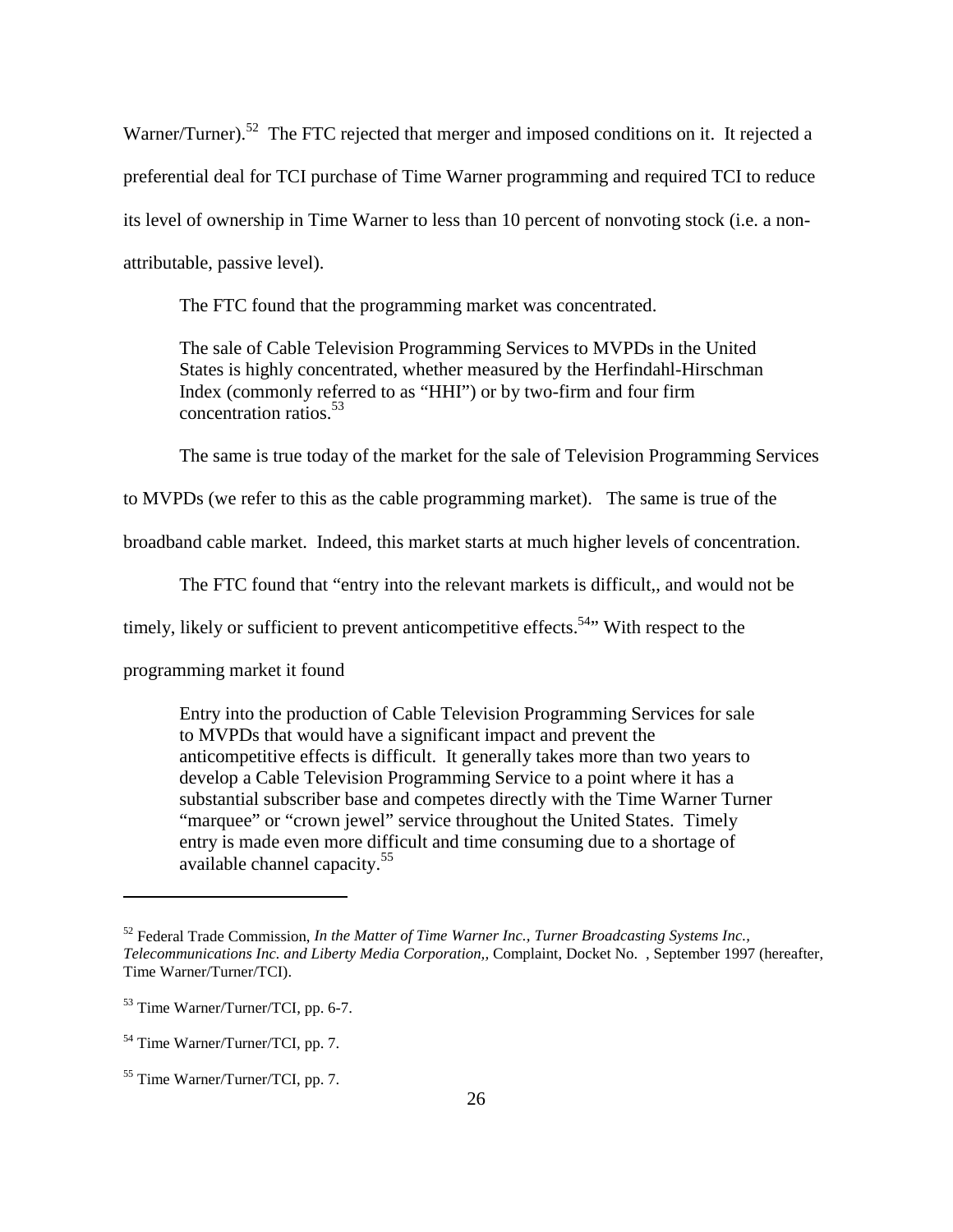Warner/Turner).[52] The FTC rejected that merger and imposed conditions on it. It rejected a preferential deal for TCI purchase of Time Warner programming and required TCI to reduce its level of ownership in Time Warner to less than 10 percent of nonvoting stock (i.e. a non-attributable, passive level).

The FTC found that the programming market was concentrated.

> The sale of Cable Television Programming Services to MVPDs in the United States is highly concentrated, whether measured by the Herfindahl-Hirschman Index (commonly referred to as "HHI") or by two-firm and four firm concentration ratios.[53]

The same is true today of the market for the sale of Television Programming Services to MVPDs (we refer to this as the cable programming market). The same is true of the broadband cable market. Indeed, this market starts at much higher levels of concentration.

The FTC found that "entry into the relevant markets is difficult,, and would not be timely, likely or sufficient to prevent anticompetitive effects.[54]" With respect to the programming market it found

> Entry into the production of Cable Television Programming Services for sale to MVPDs that would have a significant impact and prevent the anticompetitive effects is difficult. It generally takes more than two years to develop a Cable Television Programming Service to a point where it has a substantial subscriber base and competes directly with the Time Warner Turner "marquee" or "crown jewel" service throughout the United States. Timely entry is made even more difficult and time consuming due to a shortage of available channel capacity.[55]

---

[52] Federal Trade Commission, *In the Matter of Time Warner Inc., Turner Broadcasting Systems Inc., Telecommunications Inc. and Liberty Media Corporation,*, Complaint, Docket No. , September 1997 (hereafter, Time Warner/Turner/TCI).

[53] Time Warner/Turner/TCI, pp. 6-7.

[54] Time Warner/Turner/TCI, pp. 7.

[55] Time Warner/Turner/TCI, pp. 7.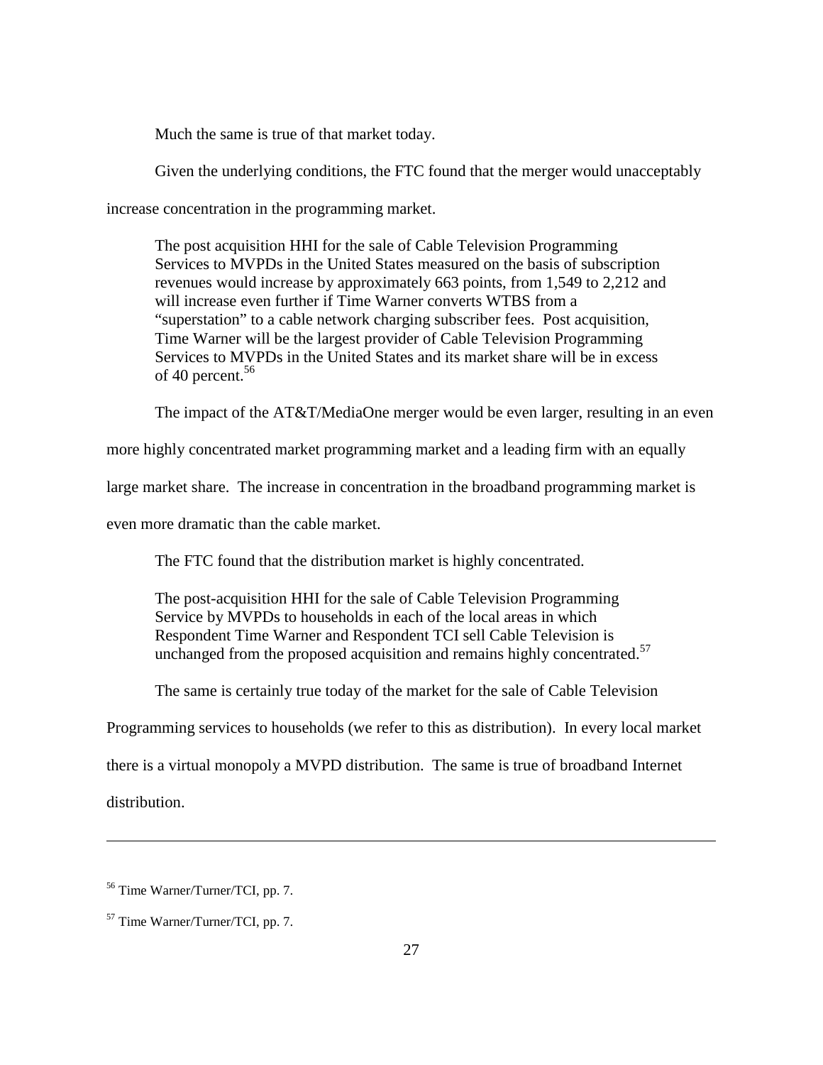Much the same is true of that market today.

Given the underlying conditions, the FTC found that the merger would unacceptably increase concentration in the programming market.

> The post acquisition HHI for the sale of Cable Television Programming Services to MVPDs in the United States measured on the basis of subscription revenues would increase by approximately 663 points, from 1,549 to 2,212 and will increase even further if Time Warner converts WTBS from a "superstation" to a cable network charging subscriber fees. Post acquisition, Time Warner will be the largest provider of Cable Television Programming Services to MVPDs in the United States and its market share will be in excess of 40 percent.[56]

The impact of the AT&T/MediaOne merger would be even larger, resulting in an even more highly concentrated market programming market and a leading firm with an equally large market share. The increase in concentration in the broadband programming market is even more dramatic than the cable market.

The FTC found that the distribution market is highly concentrated.

> The post-acquisition HHI for the sale of Cable Television Programming Service by MVPDs to households in each of the local areas in which Respondent Time Warner and Respondent TCI sell Cable Television is unchanged from the proposed acquisition and remains highly concentrated.[57]

The same is certainly true today of the market for the sale of Cable Television Programming services to households (we refer to this as distribution). In every local market there is a virtual monopoly a MVPD distribution. The same is true of broadband Internet distribution.

---

[56] Time Warner/Turner/TCI, pp. 7.

[57] Time Warner/Turner/TCI, pp. 7.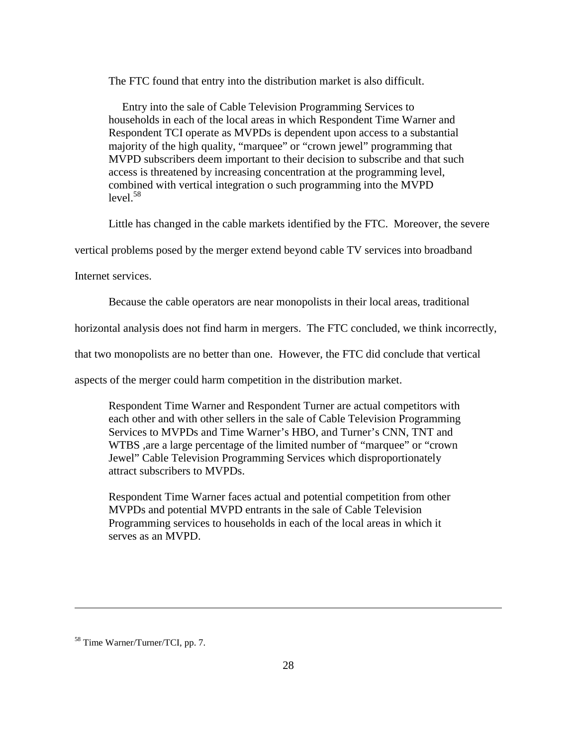The FTC found that entry into the distribution market is also difficult.

> Entry into the sale of Cable Television Programming Services to households in each of the local areas in which Respondent Time Warner and Respondent TCI operate as MVPDs is dependent upon access to a substantial majority of the high quality, "marquee" or "crown jewel" programming that MVPD subscribers deem important to their decision to subscribe and that such access is threatened by increasing concentration at the programming level, combined with vertical integration o such programming into the MVPD level.[58]

Little has changed in the cable markets identified by the FTC. Moreover, the severe vertical problems posed by the merger extend beyond cable TV services into broadband Internet services.

Because the cable operators are near monopolists in their local areas, traditional horizontal analysis does not find harm in mergers. The FTC concluded, we think incorrectly, that two monopolists are no better than one. However, the FTC did conclude that vertical aspects of the merger could harm competition in the distribution market.

> Respondent Time Warner and Respondent Turner are actual competitors with each other and with other sellers in the sale of Cable Television Programming Services to MVPDs and Time Warner's HBO, and Turner's CNN, TNT and WTBS ,are a large percentage of the limited number of "marquee" or "crown Jewel" Cable Television Programming Services which disproportionately attract subscribers to MVPDs.
>
> Respondent Time Warner faces actual and potential competition from other MVPDs and potential MVPD entrants in the sale of Cable Television Programming services to households in each of the local areas in which it serves as an MVPD.

---

[58] Time Warner/Turner/TCI, pp. 7.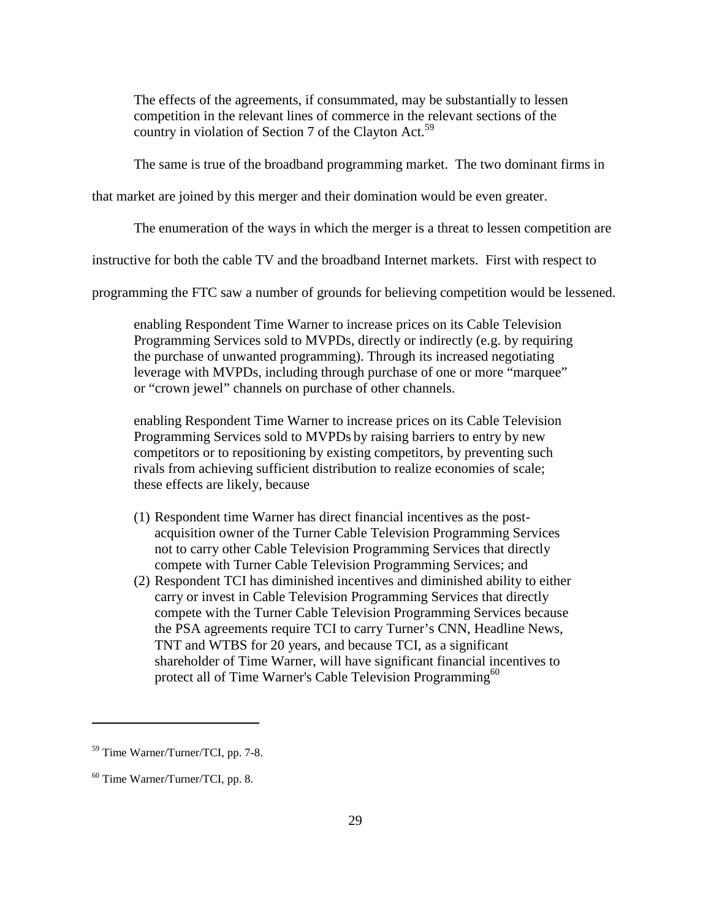> The effects of the agreements, if consummated, may be substantially to lessen competition in the relevant lines of commerce in the relevant sections of the country in violation of Section 7 of the Clayton Act.[59]

The same is true of the broadband programming market. The two dominant firms in that market are joined by this merger and their domination would be even greater.

The enumeration of the ways in which the merger is a threat to lessen competition are instructive for both the cable TV and the broadband Internet markets. First with respect to programming the FTC saw a number of grounds for believing competition would be lessened.

> enabling Respondent Time Warner to increase prices on its Cable Television Programming Services sold to MVPDs, directly or indirectly (e.g. by requiring the purchase of unwanted programming). Through its increased negotiating leverage with MVPDs, including through purchase of one or more "marquee" or "crown jewel" channels on purchase of other channels.
>
> enabling Respondent Time Warner to increase prices on its Cable Television Programming Services sold to MVPDs by raising barriers to entry by new competitors or to repositioning by existing competitors, by preventing such rivals from achieving sufficient distribution to realize economies of scale; these effects are likely, because
>
> (1) Respondent time Warner has direct financial incentives as the post-acquisition owner of the Turner Cable Television Programming Services not to carry other Cable Television Programming Services that directly compete with Turner Cable Television Programming Services; and
> (2) Respondent TCI has diminished incentives and diminished ability to either carry or invest in Cable Television Programming Services that directly compete with the Turner Cable Television Programming Services because the PSA agreements require TCI to carry Turner's CNN, Headline News, TNT and WTBS for 20 years, and because TCI, as a significant shareholder of Time Warner, will have significant financial incentives to protect all of Time Warner's Cable Television Programming[60]

---

[59] Time Warner/Turner/TCI, pp. 7-8.

[60] Time Warner/Turner/TCI, pp. 8.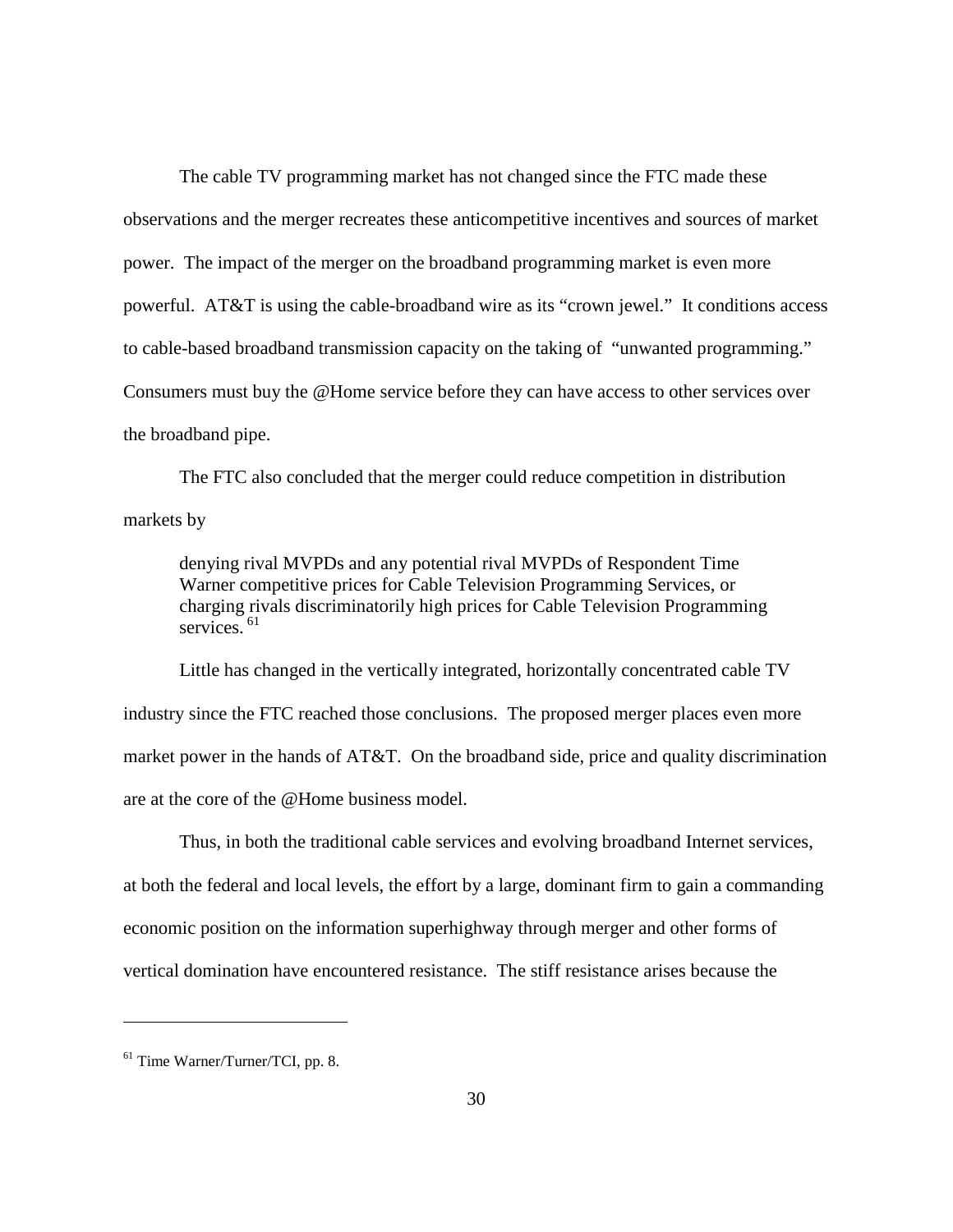The cable TV programming market has not changed since the FTC made these observations and the merger recreates these anticompetitive incentives and sources of market power. The impact of the merger on the broadband programming market is even more powerful. AT&T is using the cable-broadband wire as its "crown jewel." It conditions access to cable-based broadband transmission capacity on the taking of "unwanted programming." Consumers must buy the @Home service before they can have access to other services over the broadband pipe.

The FTC also concluded that the merger could reduce competition in distribution markets by

> denying rival MVPDs and any potential rival MVPDs of Respondent Time Warner competitive prices for Cable Television Programming Services, or charging rivals discriminatorily high prices for Cable Television Programming services. [61]

Little has changed in the vertically integrated, horizontally concentrated cable TV industry since the FTC reached those conclusions. The proposed merger places even more market power in the hands of AT&T. On the broadband side, price and quality discrimination are at the core of the @Home business model.

Thus, in both the traditional cable services and evolving broadband Internet services, at both the federal and local levels, the effort by a large, dominant firm to gain a commanding economic position on the information superhighway through merger and other forms of vertical domination have encountered resistance. The stiff resistance arises because the

---

[61] Time Warner/Turner/TCI, pp. 8.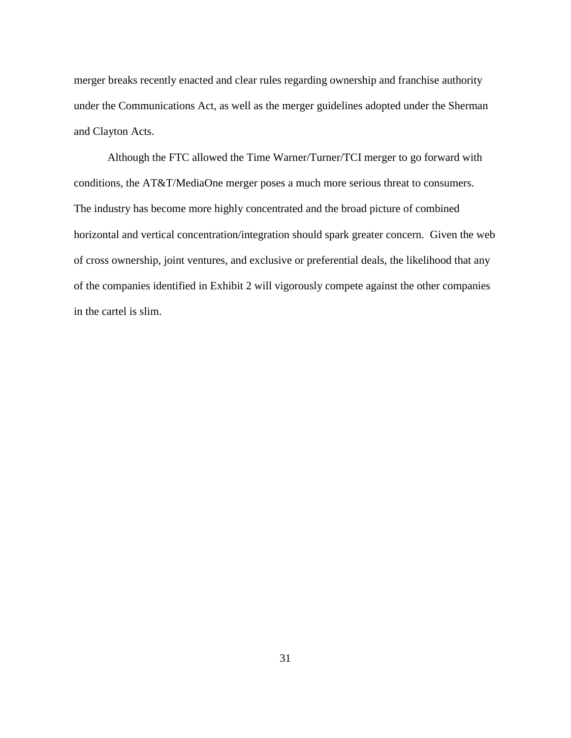merger breaks recently enacted and clear rules regarding ownership and franchise authority under the Communications Act, as well as the merger guidelines adopted under the Sherman and Clayton Acts.

Although the FTC allowed the Time Warner/Turner/TCI merger to go forward with conditions, the AT&T/MediaOne merger poses a much more serious threat to consumers. The industry has become more highly concentrated and the broad picture of combined horizontal and vertical concentration/integration should spark greater concern. Given the web of cross ownership, joint ventures, and exclusive or preferential deals, the likelihood that any of the companies identified in Exhibit 2 will vigorously compete against the other companies in the cartel is slim.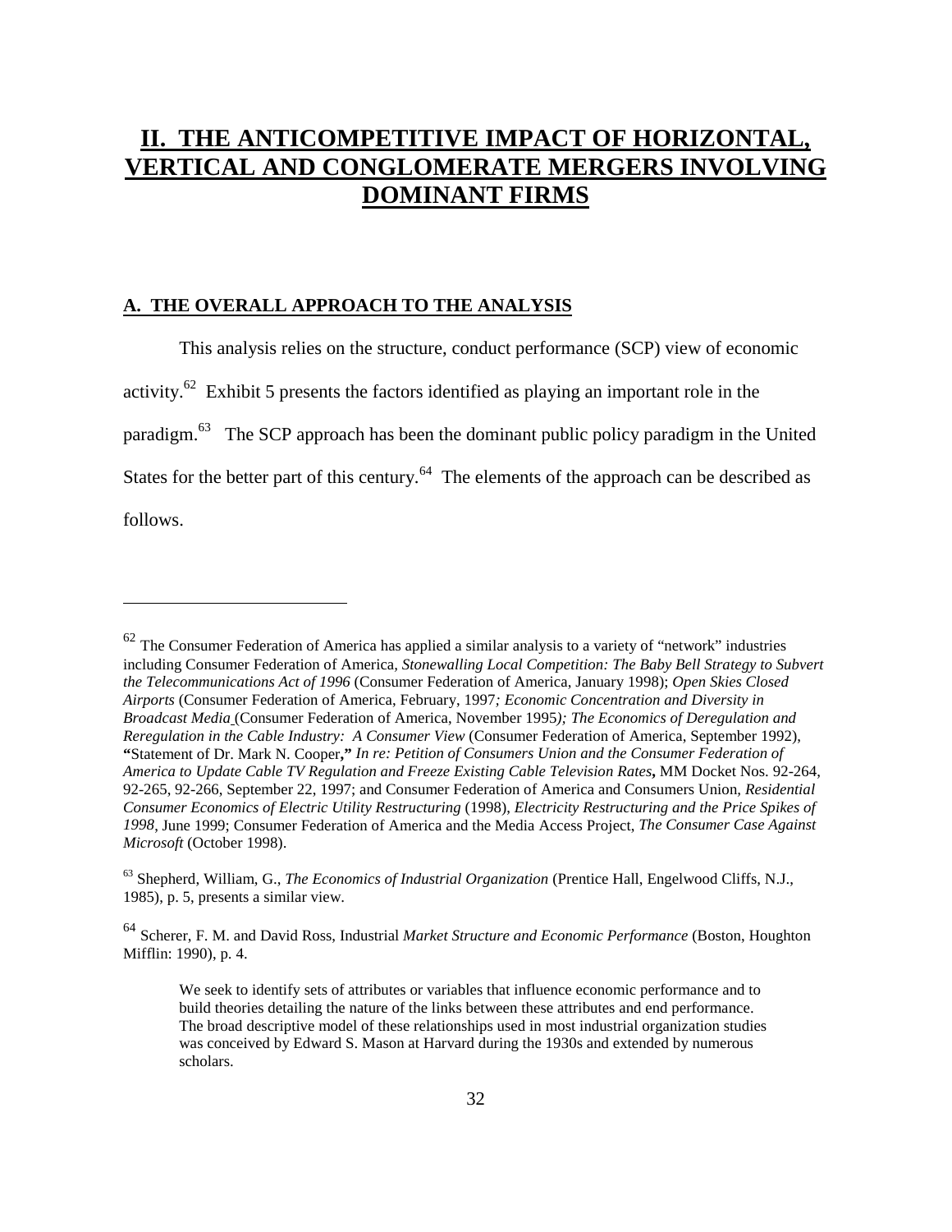# II. THE ANTICOMPETITIVE IMPACT OF HORIZONTAL, VERTICAL AND CONGLOMERATE MERGERS INVOLVING DOMINANT FIRMS

## A. THE OVERALL APPROACH TO THE ANALYSIS

This analysis relies on the structure, conduct performance (SCP) view of economic activity.[62] Exhibit 5 presents the factors identified as playing an important role in the paradigm.[63] The SCP approach has been the dominant public policy paradigm in the United States for the better part of this century.[64] The elements of the approach can be described as follows.

---

[62] The Consumer Federation of America has applied a similar analysis to a variety of "network" industries including Consumer Federation of America, *Stonewalling Local Competition: The Baby Bell Strategy to Subvert the Telecommunications Act of 1996* (Consumer Federation of America, January 1998); *Open Skies Closed Airports* (Consumer Federation of America, February, 1997*; Economic Concentration and Diversity in Broadcast Media* (Consumer Federation of America, November 1995*); The Economics of Deregulation and Reregulation in the Cable Industry: A Consumer View* (Consumer Federation of America, September 1992), **"**Statement of Dr. Mark N. Cooper**,"** *In re: Petition of Consumers Union and the Consumer Federation of America to Update Cable TV Regulation and Freeze Existing Cable Television Rates***,** MM Docket Nos. 92-264, 92-265, 92-266, September 22, 1997; and Consumer Federation of America and Consumers Union, *Residential Consumer Economics of Electric Utility Restructuring* (1998), *Electricity Restructuring and the Price Spikes of 1998*, June 1999; Consumer Federation of America and the Media Access Project, *The Consumer Case Against Microsoft* (October 1998).

[63] Shepherd, William, G., *The Economics of Industrial Organization* (Prentice Hall, Engelwood Cliffs, N.J., 1985), p. 5, presents a similar view.

[64] Scherer, F. M. and David Ross, Industrial *Market Structure and Economic Performance* (Boston, Houghton Mifflin: 1990), p. 4.

> We seek to identify sets of attributes or variables that influence economic performance and to build theories detailing the nature of the links between these attributes and end performance. The broad descriptive model of these relationships used in most industrial organization studies was conceived by Edward S. Mason at Harvard during the 1930s and extended by numerous scholars.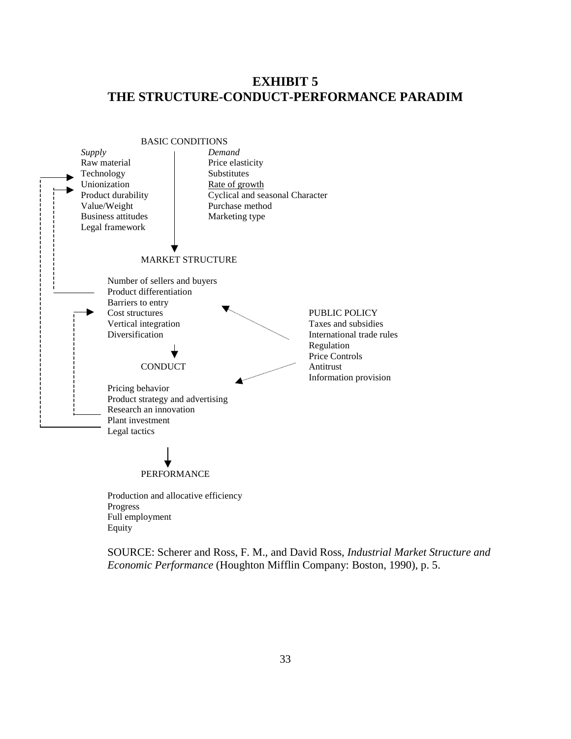# EXHIBIT 5
# THE STRUCTURE-CONDUCT-PERFORMANCE PARADIM

BASIC CONDITIONS

| *Supply* | *Demand* |
|---|---|
| Raw material | Price elasticity |
| Technology | Substitutes |
| Unionization | Rate of growth |
| Product durability | Cyclical and seasonal Character |
| Value/Weight | Purchase method |
| Business attitudes | Marketing type |
| Legal framework | |

↓

MARKET STRUCTURE

- Number of sellers and buyers
- Product differentiation
- Barriers to entry
- Cost structures
- Vertical integration
- Diversification

↓

CONDUCT

- Pricing behavior
- Product strategy and advertising
- Research an innovation
- Plant investment
- Legal tactics

↓

PERFORMANCE

- Production and allocative efficiency
- Progress
- Full employment
- Equity

PUBLIC POLICY

- Taxes and subsidies
- International trade rules
- Regulation
- Price Controls
- Antitrust
- Information provision

SOURCE: Scherer and Ross, F. M., and David Ross, *Industrial Market Structure and Economic Performance* (Houghton Mifflin Company: Boston, 1990), p. 5.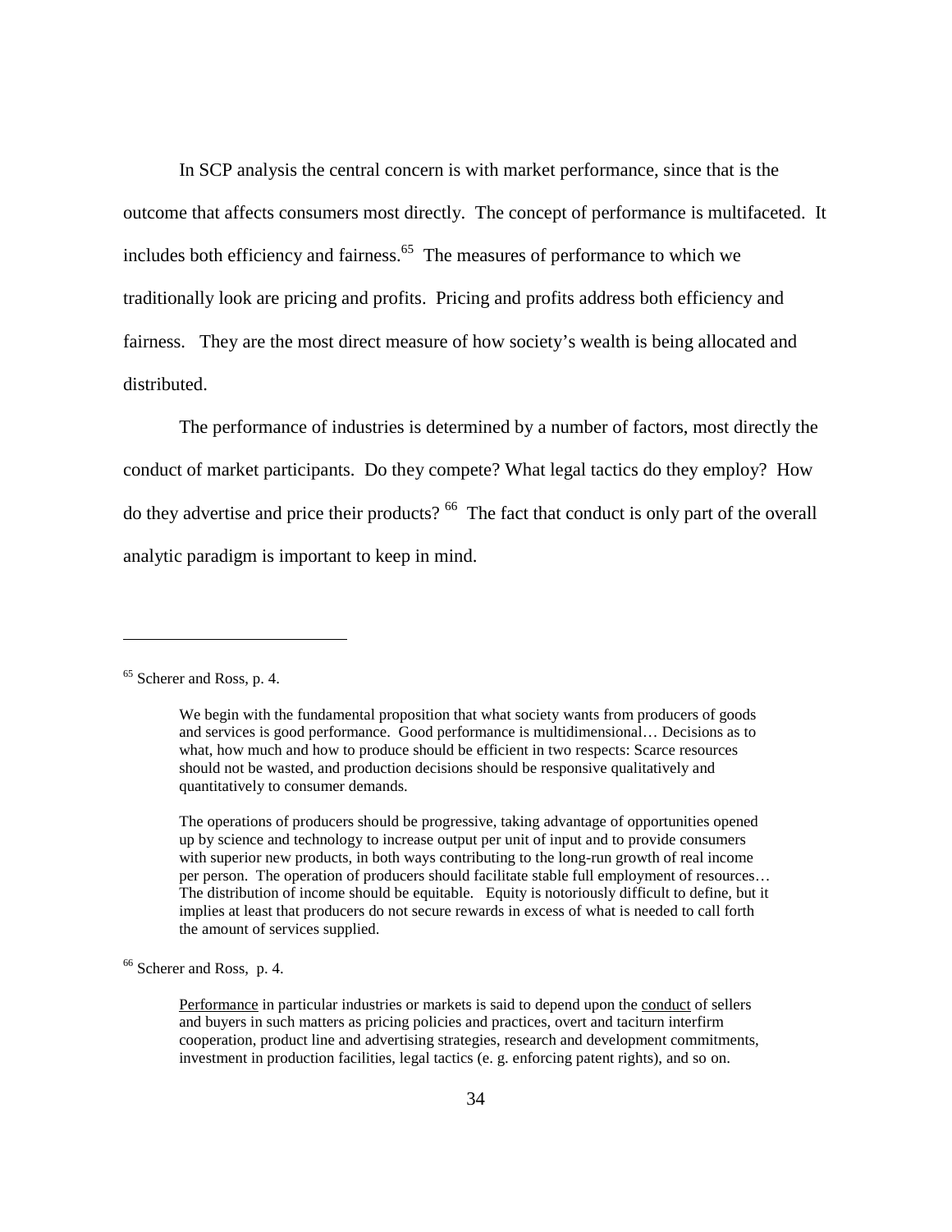In SCP analysis the central concern is with market performance, since that is the outcome that affects consumers most directly. The concept of performance is multifaceted. It includes both efficiency and fairness.[65] The measures of performance to which we traditionally look are pricing and profits. Pricing and profits address both efficiency and fairness. They are the most direct measure of how society's wealth is being allocated and distributed.

The performance of industries is determined by a number of factors, most directly the conduct of market participants. Do they compete? What legal tactics do they employ? How do they advertise and price their products? [66] The fact that conduct is only part of the overall analytic paradigm is important to keep in mind.

---

[65] Scherer and Ross, p. 4.

> We begin with the fundamental proposition that what society wants from producers of goods and services is good performance. Good performance is multidimensional… Decisions as to what, how much and how to produce should be efficient in two respects: Scarce resources should not be wasted, and production decisions should be responsive qualitatively and quantitatively to consumer demands.
>
> The operations of producers should be progressive, taking advantage of opportunities opened up by science and technology to increase output per unit of input and to provide consumers with superior new products, in both ways contributing to the long-run growth of real income per person. The operation of producers should facilitate stable full employment of resources… The distribution of income should be equitable. Equity is notoriously difficult to define, but it implies at least that producers do not secure rewards in excess of what is needed to call forth the amount of services supplied.

[66] Scherer and Ross, p. 4.

> Performance in particular industries or markets is said to depend upon the conduct of sellers and buyers in such matters as pricing policies and practices, overt and taciturn interfirm cooperation, product line and advertising strategies, research and development commitments, investment in production facilities, legal tactics (e. g. enforcing patent rights), and so on.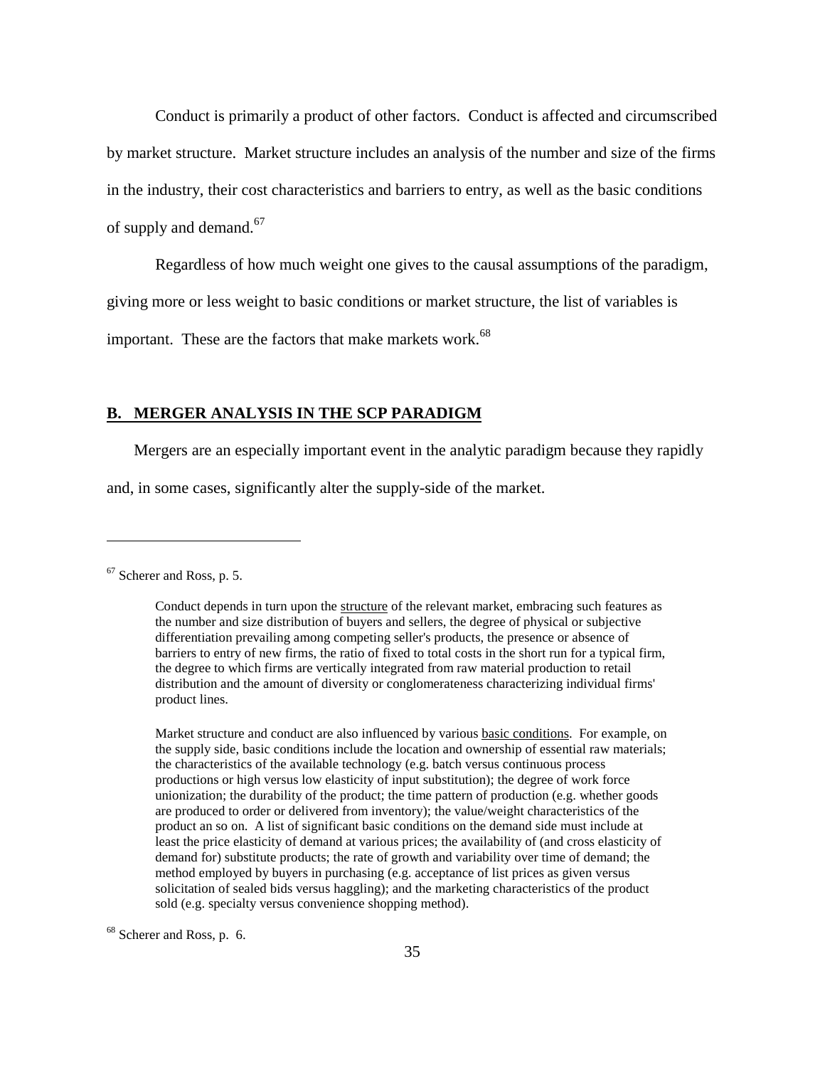Conduct is primarily a product of other factors. Conduct is affected and circumscribed by market structure. Market structure includes an analysis of the number and size of the firms in the industry, their cost characteristics and barriers to entry, as well as the basic conditions of supply and demand.[67]

Regardless of how much weight one gives to the causal assumptions of the paradigm, giving more or less weight to basic conditions or market structure, the list of variables is important. These are the factors that make markets work.[68]

## B. MERGER ANALYSIS IN THE SCP PARADIGM

Mergers are an especially important event in the analytic paradigm because they rapidly and, in some cases, significantly alter the supply-side of the market.

---

[67] Scherer and Ross, p. 5.

> Conduct depends in turn upon the structure of the relevant market, embracing such features as the number and size distribution of buyers and sellers, the degree of physical or subjective differentiation prevailing among competing seller's products, the presence or absence of barriers to entry of new firms, the ratio of fixed to total costs in the short run for a typical firm, the degree to which firms are vertically integrated from raw material production to retail distribution and the amount of diversity or conglomerateness characterizing individual firms' product lines.
>
> Market structure and conduct are also influenced by various basic conditions. For example, on the supply side, basic conditions include the location and ownership of essential raw materials; the characteristics of the available technology (e.g. batch versus continuous process productions or high versus low elasticity of input substitution); the degree of work force unionization; the durability of the product; the time pattern of production (e.g. whether goods are produced to order or delivered from inventory); the value/weight characteristics of the product an so on. A list of significant basic conditions on the demand side must include at least the price elasticity of demand at various prices; the availability of (and cross elasticity of demand for) substitute products; the rate of growth and variability over time of demand; the method employed by buyers in purchasing (e.g. acceptance of list prices as given versus solicitation of sealed bids versus haggling); and the marketing characteristics of the product sold (e.g. specialty versus convenience shopping method).

[68] Scherer and Ross, p. 6.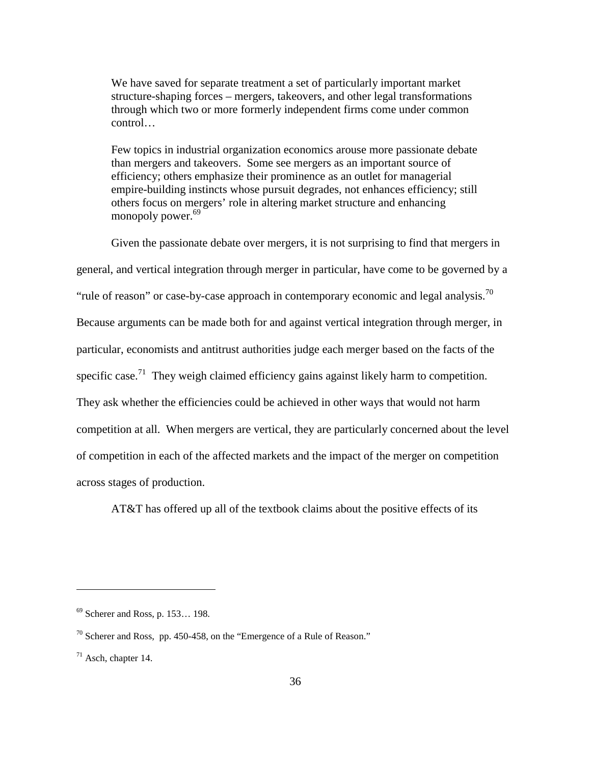> We have saved for separate treatment a set of particularly important market structure-shaping forces – mergers, takeovers, and other legal transformations through which two or more formerly independent firms come under common control…
>
> Few topics in industrial organization economics arouse more passionate debate than mergers and takeovers. Some see mergers as an important source of efficiency; others emphasize their prominence as an outlet for managerial empire-building instincts whose pursuit degrades, not enhances efficiency; still others focus on mergers' role in altering market structure and enhancing monopoly power.[69]

Given the passionate debate over mergers, it is not surprising to find that mergers in general, and vertical integration through merger in particular, have come to be governed by a "rule of reason" or case-by-case approach in contemporary economic and legal analysis.[70] Because arguments can be made both for and against vertical integration through merger, in particular, economists and antitrust authorities judge each merger based on the facts of the specific case.[71] They weigh claimed efficiency gains against likely harm to competition. They ask whether the efficiencies could be achieved in other ways that would not harm competition at all. When mergers are vertical, they are particularly concerned about the level of competition in each of the affected markets and the impact of the merger on competition across stages of production.

AT&T has offered up all of the textbook claims about the positive effects of its

---

[69] Scherer and Ross, p. 153… 198.

[70] Scherer and Ross, pp. 450-458, on the "Emergence of a Rule of Reason."

[71] Asch, chapter 14.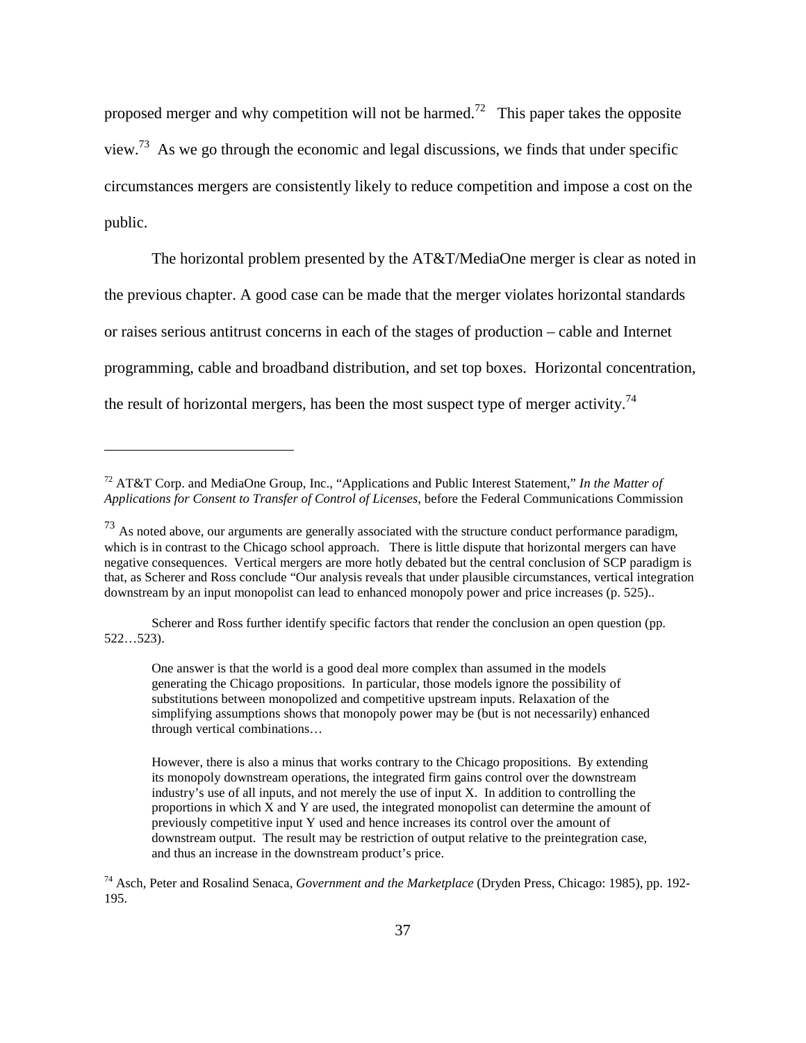proposed merger and why competition will not be harmed.[72] This paper takes the opposite view.[73] As we go through the economic and legal discussions, we finds that under specific circumstances mergers are consistently likely to reduce competition and impose a cost on the public.

The horizontal problem presented by the AT&T/MediaOne merger is clear as noted in the previous chapter. A good case can be made that the merger violates horizontal standards or raises serious antitrust concerns in each of the stages of production – cable and Internet programming, cable and broadband distribution, and set top boxes. Horizontal concentration, the result of horizontal mergers, has been the most suspect type of merger activity.[74]

---

[72] AT&T Corp. and MediaOne Group, Inc., "Applications and Public Interest Statement," *In the Matter of Applications for Consent to Transfer of Control of Licenses*, before the Federal Communications Commission

[73] As noted above, our arguments are generally associated with the structure conduct performance paradigm, which is in contrast to the Chicago school approach. There is little dispute that horizontal mergers can have negative consequences. Vertical mergers are more hotly debated but the central conclusion of SCP paradigm is that, as Scherer and Ross conclude "Our analysis reveals that under plausible circumstances, vertical integration downstream by an input monopolist can lead to enhanced monopoly power and price increases (p. 525)..

Scherer and Ross further identify specific factors that render the conclusion an open question (pp. 522…523).

> One answer is that the world is a good deal more complex than assumed in the models generating the Chicago propositions. In particular, those models ignore the possibility of substitutions between monopolized and competitive upstream inputs. Relaxation of the simplifying assumptions shows that monopoly power may be (but is not necessarily) enhanced through vertical combinations…
>
> However, there is also a minus that works contrary to the Chicago propositions. By extending its monopoly downstream operations, the integrated firm gains control over the downstream industry's use of all inputs, and not merely the use of input X. In addition to controlling the proportions in which X and Y are used, the integrated monopolist can determine the amount of previously competitive input Y used and hence increases its control over the amount of downstream output. The result may be restriction of output relative to the preintegration case, and thus an increase in the downstream product's price.

[74] Asch, Peter and Rosalind Senaca, *Government and the Marketplace* (Dryden Press, Chicago: 1985), pp. 192-195.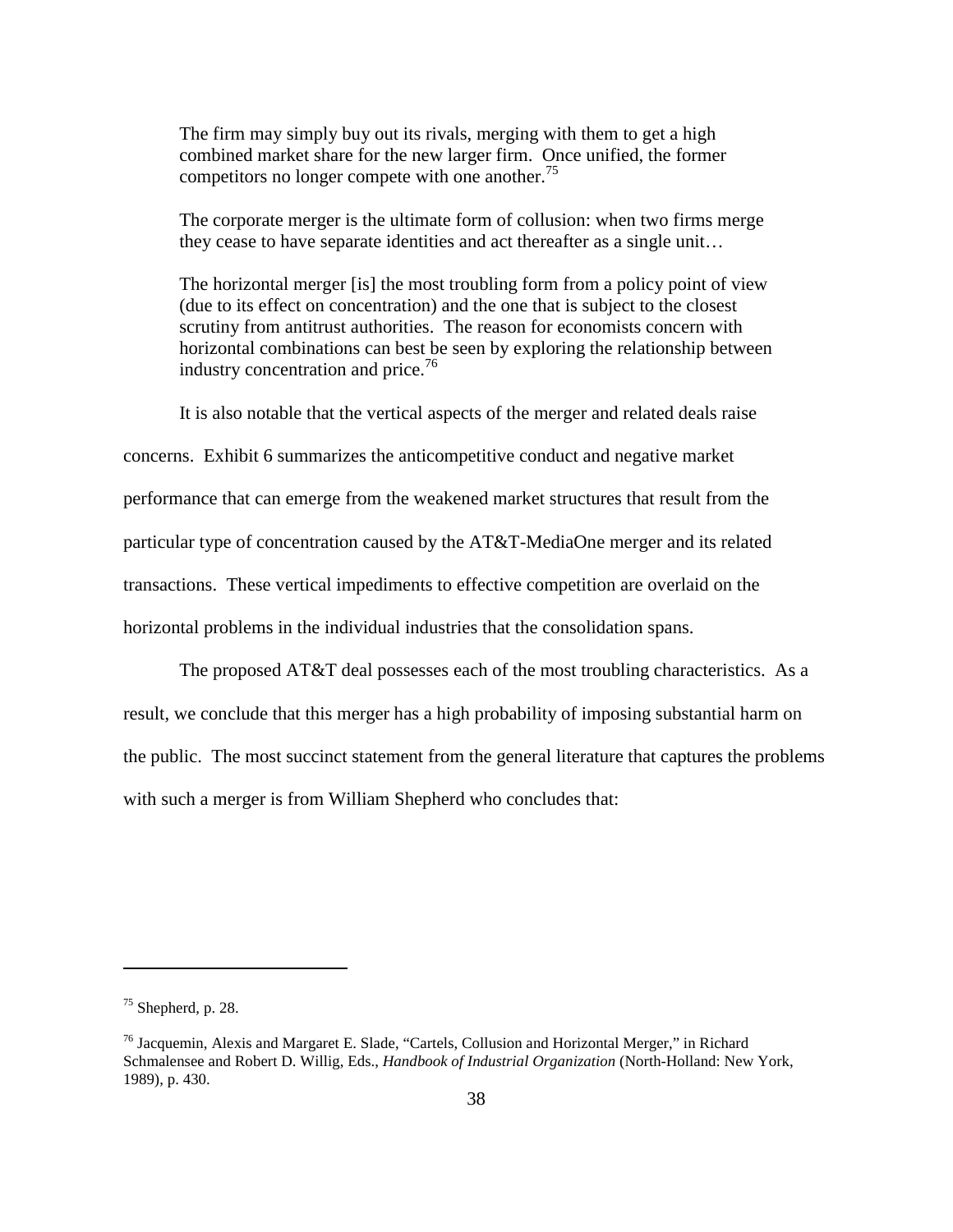> The firm may simply buy out its rivals, merging with them to get a high combined market share for the new larger firm. Once unified, the former competitors no longer compete with one another.[75]
>
> The corporate merger is the ultimate form of collusion: when two firms merge they cease to have separate identities and act thereafter as a single unit…
>
> The horizontal merger [is] the most troubling form from a policy point of view (due to its effect on concentration) and the one that is subject to the closest scrutiny from antitrust authorities. The reason for economists concern with horizontal combinations can best be seen by exploring the relationship between industry concentration and price.[76]

It is also notable that the vertical aspects of the merger and related deals raise concerns. Exhibit 6 summarizes the anticompetitive conduct and negative market performance that can emerge from the weakened market structures that result from the particular type of concentration caused by the AT&T-MediaOne merger and its related transactions. These vertical impediments to effective competition are overlaid on the horizontal problems in the individual industries that the consolidation spans.

The proposed AT&T deal possesses each of the most troubling characteristics. As a result, we conclude that this merger has a high probability of imposing substantial harm on the public. The most succinct statement from the general literature that captures the problems with such a merger is from William Shepherd who concludes that:

---

[75] Shepherd, p. 28.

[76] Jacquemin, Alexis and Margaret E. Slade, "Cartels, Collusion and Horizontal Merger," in Richard Schmalensee and Robert D. Willig, Eds., *Handbook of Industrial Organization* (North-Holland: New York, 1989), p. 430.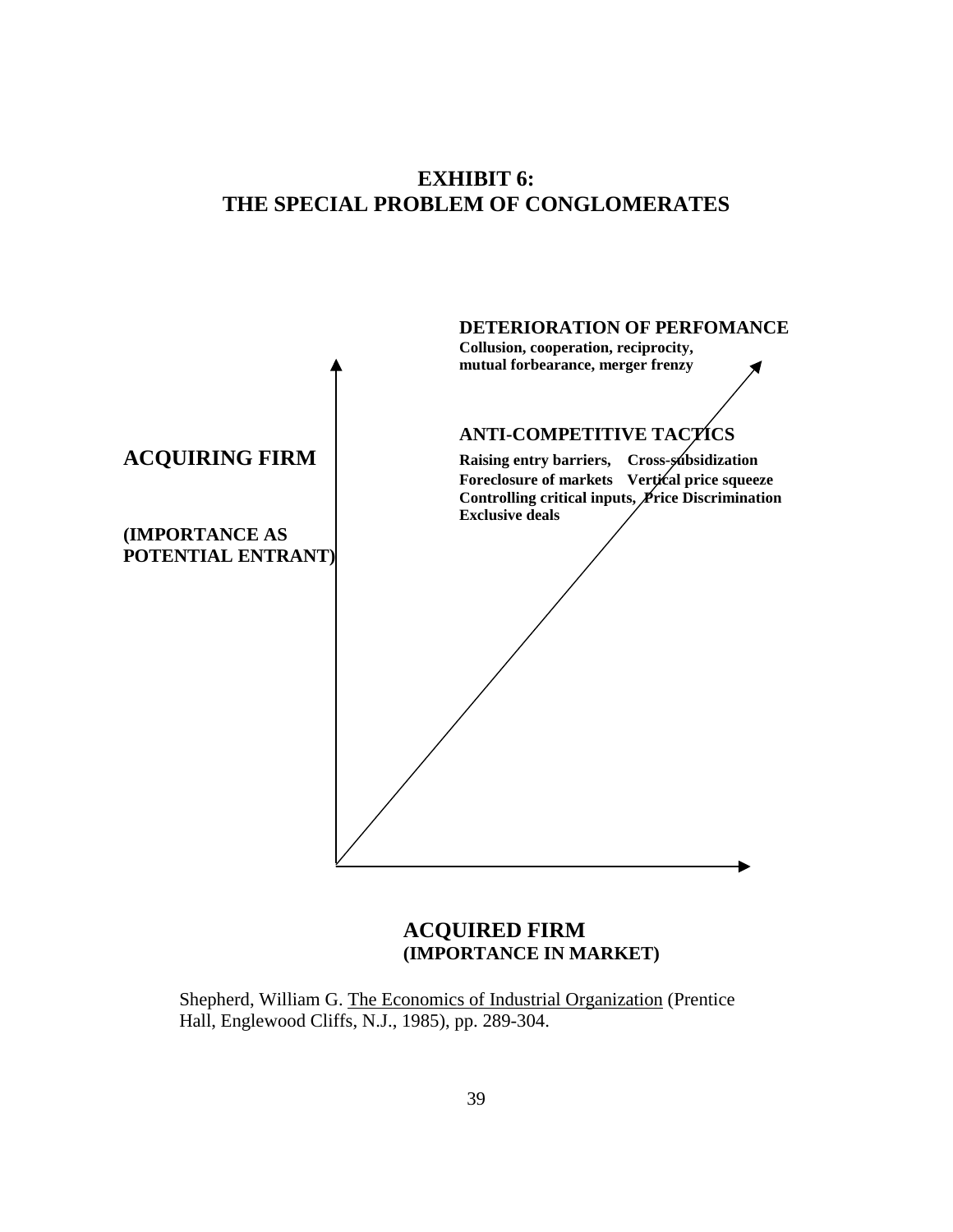# EXHIBIT 6:
# THE SPECIAL PROBLEM OF CONGLOMERATES

**DETERIORATION OF PERFOMANCE**
**Collusion, cooperation, reciprocity, mutual forbearance, merger frenzy**

**ANTI-COMPETITIVE TACTICS**
**Raising entry barriers, Cross-subsidization**
**Foreclosure of markets Vertical price squeeze**
**Controlling critical inputs, Price Discrimination**
**Exclusive deals**

**ACQUIRING FIRM**

**(IMPORTANCE AS POTENTIAL ENTRANT)**

**ACQUIRED FIRM**
**(IMPORTANCE IN MARKET)**

Shepherd, William G. The Economics of Industrial Organization (Prentice Hall, Englewood Cliffs, N.J., 1985), pp. 289-304.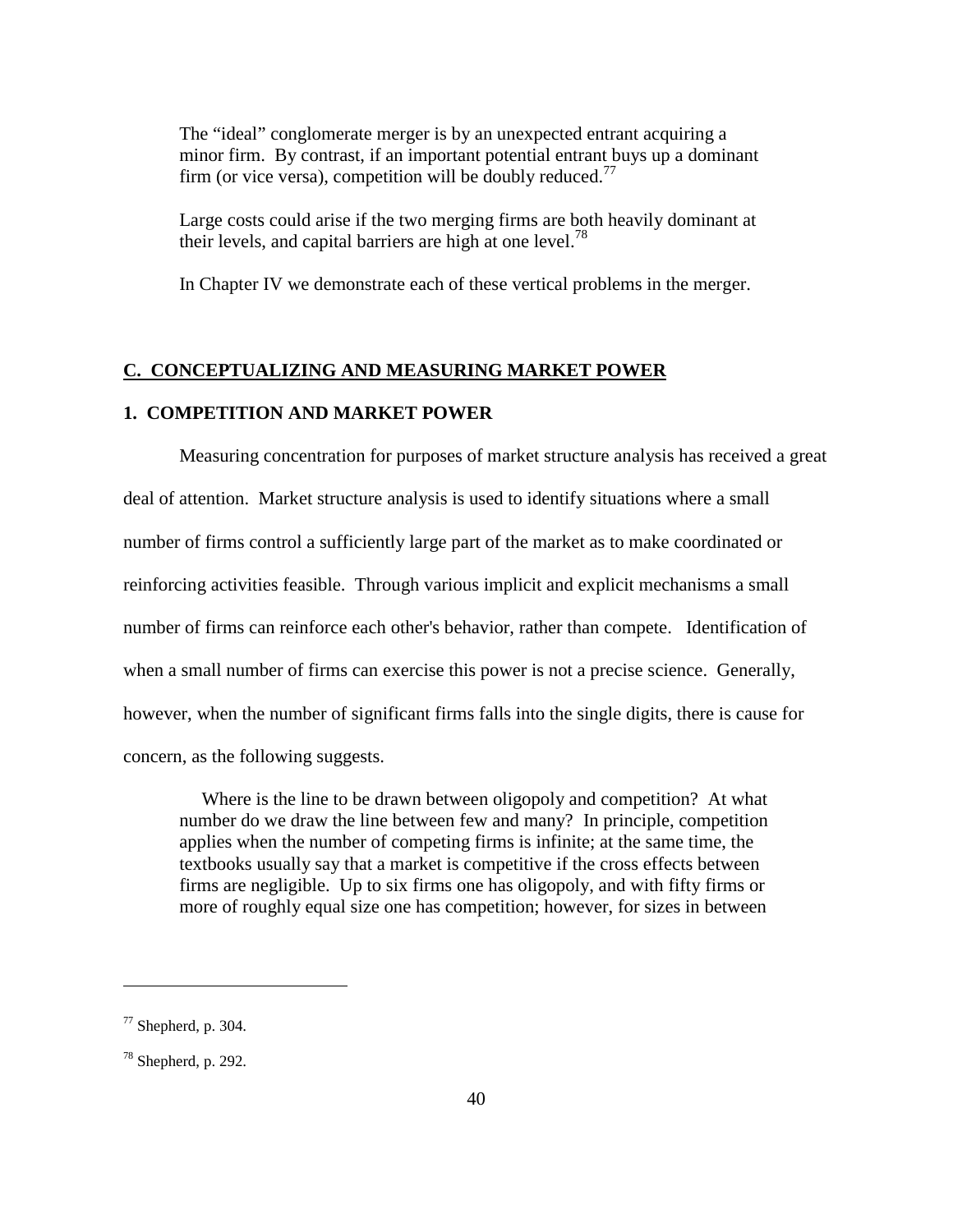> The "ideal" conglomerate merger is by an unexpected entrant acquiring a minor firm. By contrast, if an important potential entrant buys up a dominant firm (or vice versa), competition will be doubly reduced.[77]

> Large costs could arise if the two merging firms are both heavily dominant at their levels, and capital barriers are high at one level.[78]

> In Chapter IV we demonstrate each of these vertical problems in the merger.

## C. CONCEPTUALIZING AND MEASURING MARKET POWER

### 1. COMPETITION AND MARKET POWER

Measuring concentration for purposes of market structure analysis has received a great deal of attention. Market structure analysis is used to identify situations where a small number of firms control a sufficiently large part of the market as to make coordinated or reinforcing activities feasible. Through various implicit and explicit mechanisms a small number of firms can reinforce each other's behavior, rather than compete. Identification of when a small number of firms can exercise this power is not a precise science. Generally, however, when the number of significant firms falls into the single digits, there is cause for concern, as the following suggests.

> Where is the line to be drawn between oligopoly and competition? At what number do we draw the line between few and many? In principle, competition applies when the number of competing firms is infinite; at the same time, the textbooks usually say that a market is competitive if the cross effects between firms are negligible. Up to six firms one has oligopoly, and with fifty firms or more of roughly equal size one has competition; however, for sizes in between

---

[77] Shepherd, p. 304.

[78] Shepherd, p. 292.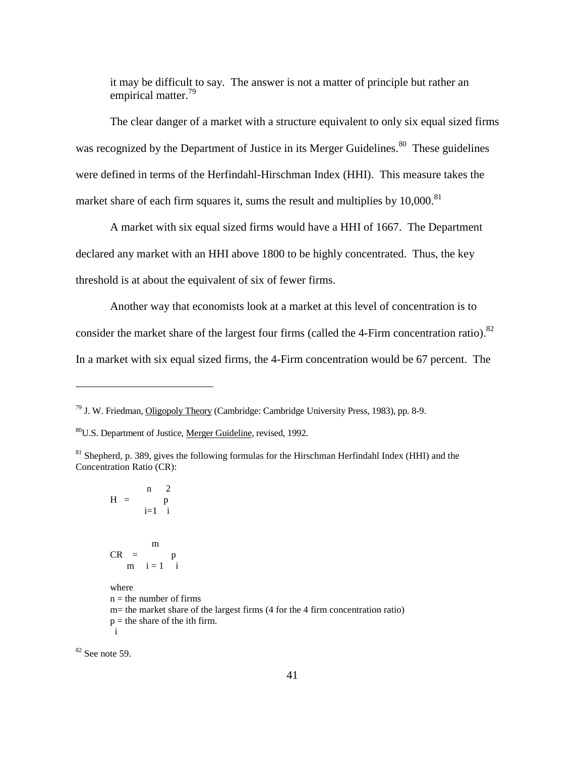it may be difficult to say. The answer is not a matter of principle but rather an empirical matter.[79]

The clear danger of a market with a structure equivalent to only six equal sized firms was recognized by the Department of Justice in its Merger Guidelines.[80] These guidelines were defined in terms of the Herfindahl-Hirschman Index (HHI). This measure takes the market share of each firm squares it, sums the result and multiplies by 10,000.[81]

A market with six equal sized firms would have a HHI of 1667. The Department declared any market with an HHI above 1800 to be highly concentrated. Thus, the key threshold is at about the equivalent of six of fewer firms.

Another way that economists look at a market at this level of concentration is to consider the market share of the largest four firms (called the 4-Firm concentration ratio).[82] In a market with six equal sized firms, the 4-Firm concentration would be 67 percent. The

---

[79] J. W. Friedman, Oligopoly Theory (Cambridge: Cambridge University Press, 1983), pp. 8-9.

[80] U.S. Department of Justice, Merger Guideline, revised, 1992.

[81] Shepherd, p. 389, gives the following formulas for the Hirschman Herfindahl Index (HHI) and the Concentration Ratio (CR):

$$H = \sum_{i=1}^{n} p_i^2$$

$$CR_m = \sum_{i=1}^{m} p_i$$

where
n = the number of firms
m= the market share of the largest firms (4 for the 4 firm concentration ratio)
$p_i$ = the share of the ith firm.

[82] See note 59.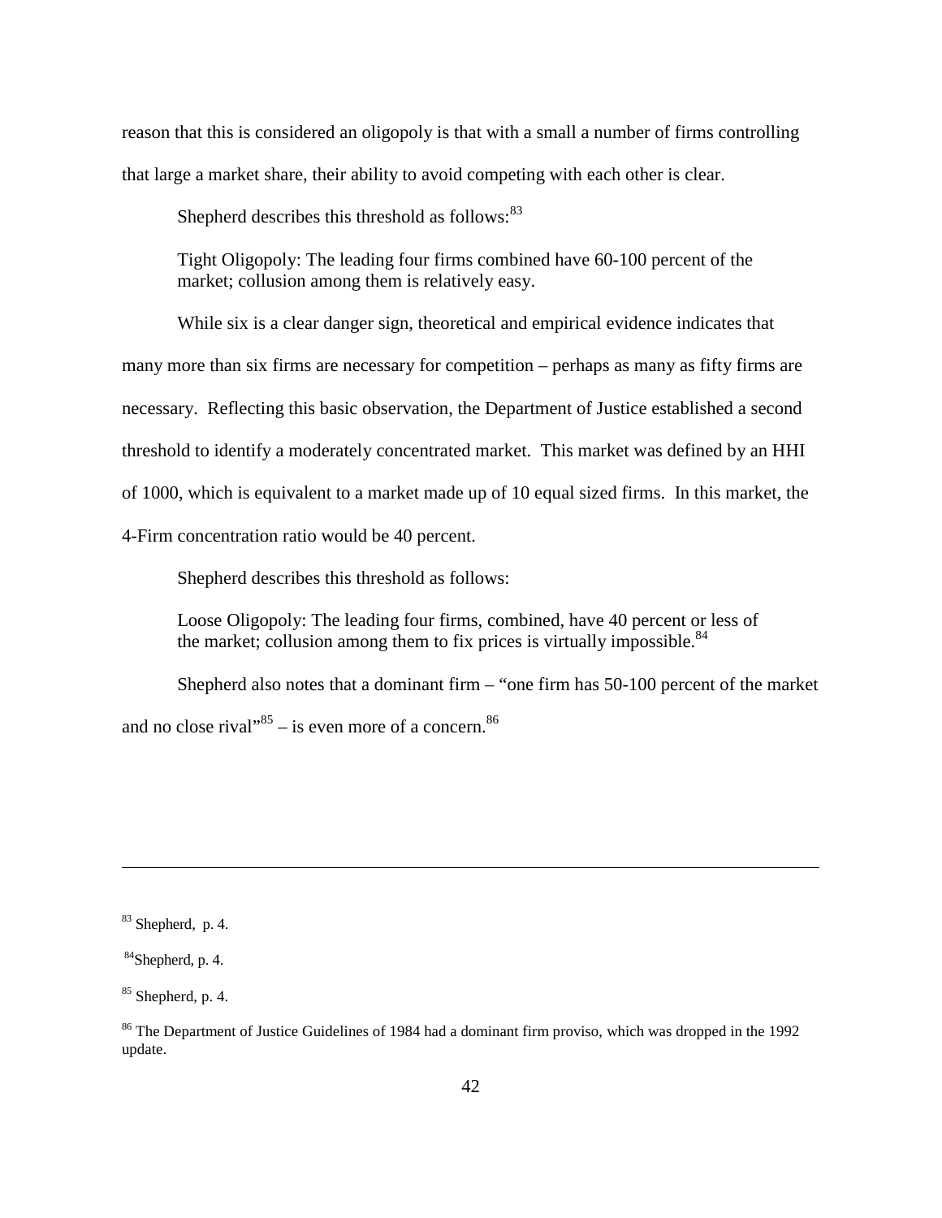reason that this is considered an oligopoly is that with a small a number of firms controlling that large a market share, their ability to avoid competing with each other is clear.

Shepherd describes this threshold as follows:[83]

> Tight Oligopoly: The leading four firms combined have 60-100 percent of the market; collusion among them is relatively easy.

While six is a clear danger sign, theoretical and empirical evidence indicates that many more than six firms are necessary for competition – perhaps as many as fifty firms are necessary. Reflecting this basic observation, the Department of Justice established a second threshold to identify a moderately concentrated market. This market was defined by an HHI of 1000, which is equivalent to a market made up of 10 equal sized firms. In this market, the 4-Firm concentration ratio would be 40 percent.

Shepherd describes this threshold as follows:

> Loose Oligopoly: The leading four firms, combined, have 40 percent or less of the market; collusion among them to fix prices is virtually impossible.[84]

Shepherd also notes that a dominant firm – "one firm has 50-100 percent of the market and no close rival"[85] – is even more of a concern.[86]

---

[83] Shepherd, p. 4.

[84] Shepherd, p. 4.

[85] Shepherd, p. 4.

[86] The Department of Justice Guidelines of 1984 had a dominant firm proviso, which was dropped in the 1992 update.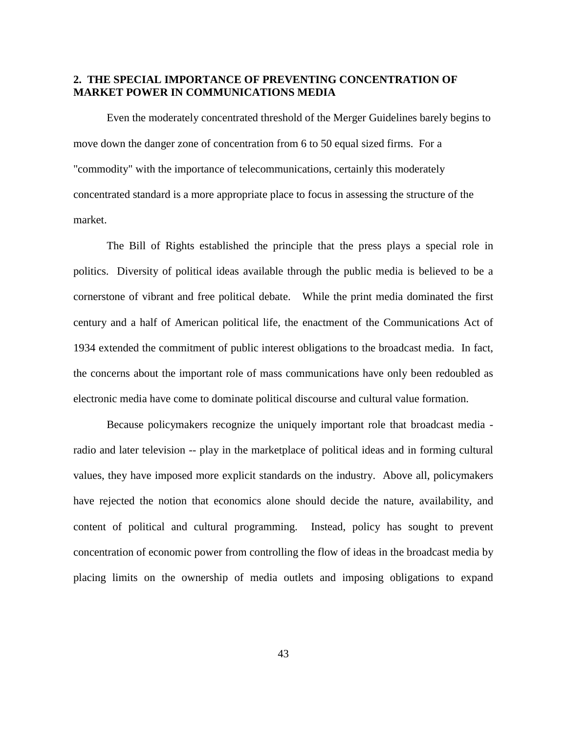## 2. THE SPECIAL IMPORTANCE OF PREVENTING CONCENTRATION OF MARKET POWER IN COMMUNICATIONS MEDIA

Even the moderately concentrated threshold of the Merger Guidelines barely begins to move down the danger zone of concentration from 6 to 50 equal sized firms. For a "commodity" with the importance of telecommunications, certainly this moderately concentrated standard is a more appropriate place to focus in assessing the structure of the market.

The Bill of Rights established the principle that the press plays a special role in politics. Diversity of political ideas available through the public media is believed to be a cornerstone of vibrant and free political debate. While the print media dominated the first century and a half of American political life, the enactment of the Communications Act of 1934 extended the commitment of public interest obligations to the broadcast media. In fact, the concerns about the important role of mass communications have only been redoubled as electronic media have come to dominate political discourse and cultural value formation.

Because policymakers recognize the uniquely important role that broadcast media - radio and later television -- play in the marketplace of political ideas and in forming cultural values, they have imposed more explicit standards on the industry. Above all, policymakers have rejected the notion that economics alone should decide the nature, availability, and content of political and cultural programming. Instead, policy has sought to prevent concentration of economic power from controlling the flow of ideas in the broadcast media by placing limits on the ownership of media outlets and imposing obligations to expand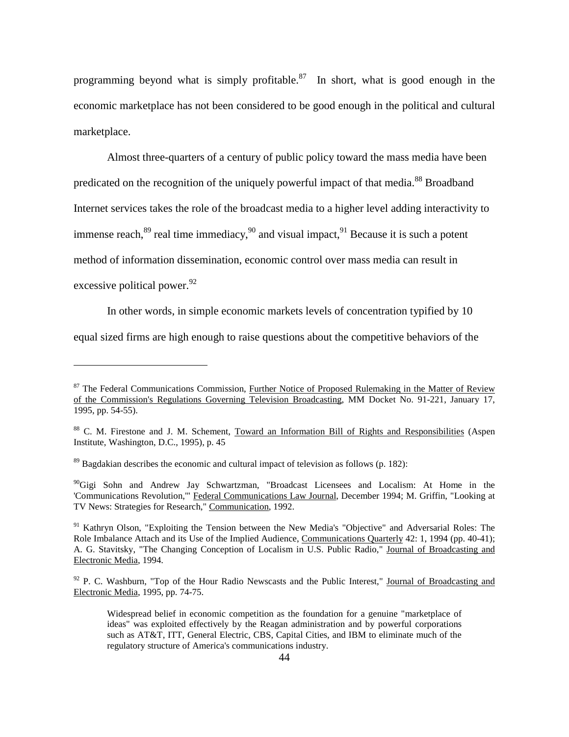programming beyond what is simply profitable.[87] In short, what is good enough in the economic marketplace has not been considered to be good enough in the political and cultural marketplace.

Almost three-quarters of a century of public policy toward the mass media have been predicated on the recognition of the uniquely powerful impact of that media.[88] Broadband Internet services takes the role of the broadcast media to a higher level adding interactivity to immense reach,[89] real time immediacy,[90] and visual impact,[91] Because it is such a potent method of information dissemination, economic control over mass media can result in excessive political power.[92]

In other words, in simple economic markets levels of concentration typified by 10 equal sized firms are high enough to raise questions about the competitive behaviors of the

---

[87] The Federal Communications Commission, Further Notice of Proposed Rulemaking in the Matter of Review of the Commission's Regulations Governing Television Broadcasting, MM Docket No. 91-221, January 17, 1995, pp. 54-55).

[88] C. M. Firestone and J. M. Schement, Toward an Information Bill of Rights and Responsibilities (Aspen Institute, Washington, D.C., 1995), p. 45

[89] Bagdakian describes the economic and cultural impact of television as follows (p. 182):

[90] Gigi Sohn and Andrew Jay Schwartzman, "Broadcast Licensees and Localism: At Home in the 'Communications Revolution,'" Federal Communications Law Journal, December 1994; M. Griffin, "Looking at TV News: Strategies for Research," Communication, 1992.

[91] Kathryn Olson, "Exploiting the Tension between the New Media's "Objective" and Adversarial Roles: The Role Imbalance Attach and its Use of the Implied Audience, Communications Quarterly 42: 1, 1994 (pp. 40-41); A. G. Stavitsky, "The Changing Conception of Localism in U.S. Public Radio," Journal of Broadcasting and Electronic Media, 1994.

[92] P. C. Washburn, "Top of the Hour Radio Newscasts and the Public Interest," Journal of Broadcasting and Electronic Media, 1995, pp. 74-75.

> Widespread belief in economic competition as the foundation for a genuine "marketplace of ideas" was exploited effectively by the Reagan administration and by powerful corporations such as AT&T, ITT, General Electric, CBS, Capital Cities, and IBM to eliminate much of the regulatory structure of America's communications industry.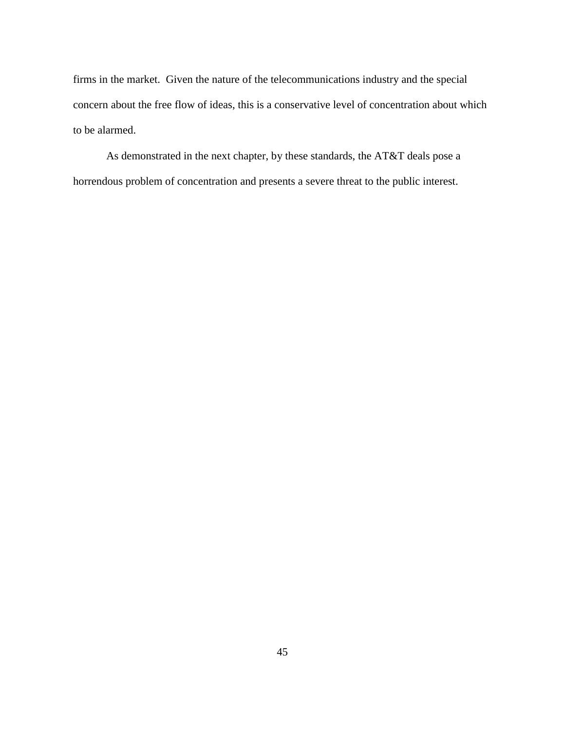firms in the market. Given the nature of the telecommunications industry and the special concern about the free flow of ideas, this is a conservative level of concentration about which to be alarmed.

As demonstrated in the next chapter, by these standards, the AT&T deals pose a horrendous problem of concentration and presents a severe threat to the public interest.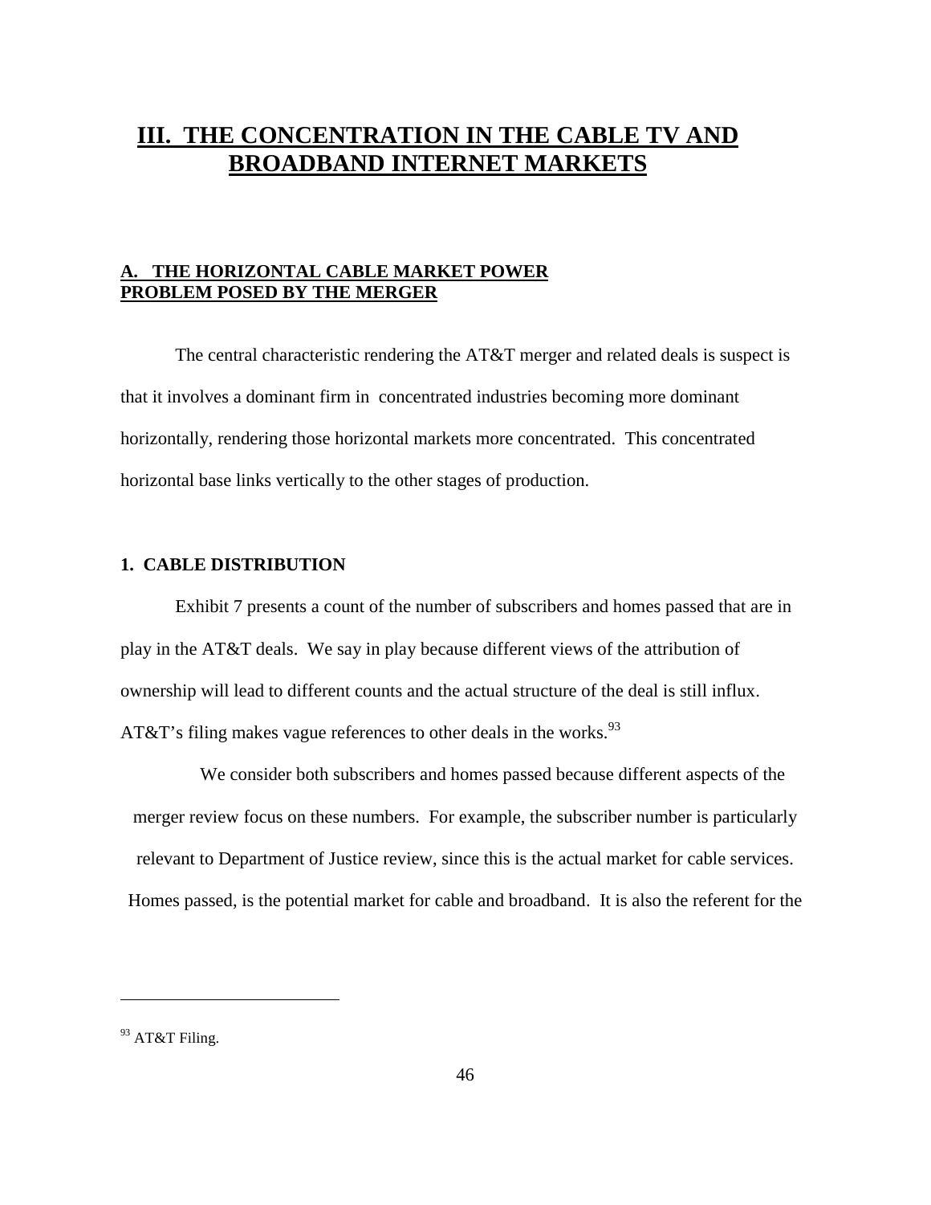# III. THE CONCENTRATION IN THE CABLE TV AND BROADBAND INTERNET MARKETS

## A. THE HORIZONTAL CABLE MARKET POWER PROBLEM POSED BY THE MERGER

The central characteristic rendering the AT&T merger and related deals is suspect is that it involves a dominant firm in concentrated industries becoming more dominant horizontally, rendering those horizontal markets more concentrated. This concentrated horizontal base links vertically to the other stages of production.

### 1. CABLE DISTRIBUTION

Exhibit 7 presents a count of the number of subscribers and homes passed that are in play in the AT&T deals. We say in play because different views of the attribution of ownership will lead to different counts and the actual structure of the deal is still influx. AT&T's filing makes vague references to other deals in the works.[93]

We consider both subscribers and homes passed because different aspects of the merger review focus on these numbers. For example, the subscriber number is particularly relevant to Department of Justice review, since this is the actual market for cable services. Homes passed, is the potential market for cable and broadband. It is also the referent for the

---

[93] AT&T Filing.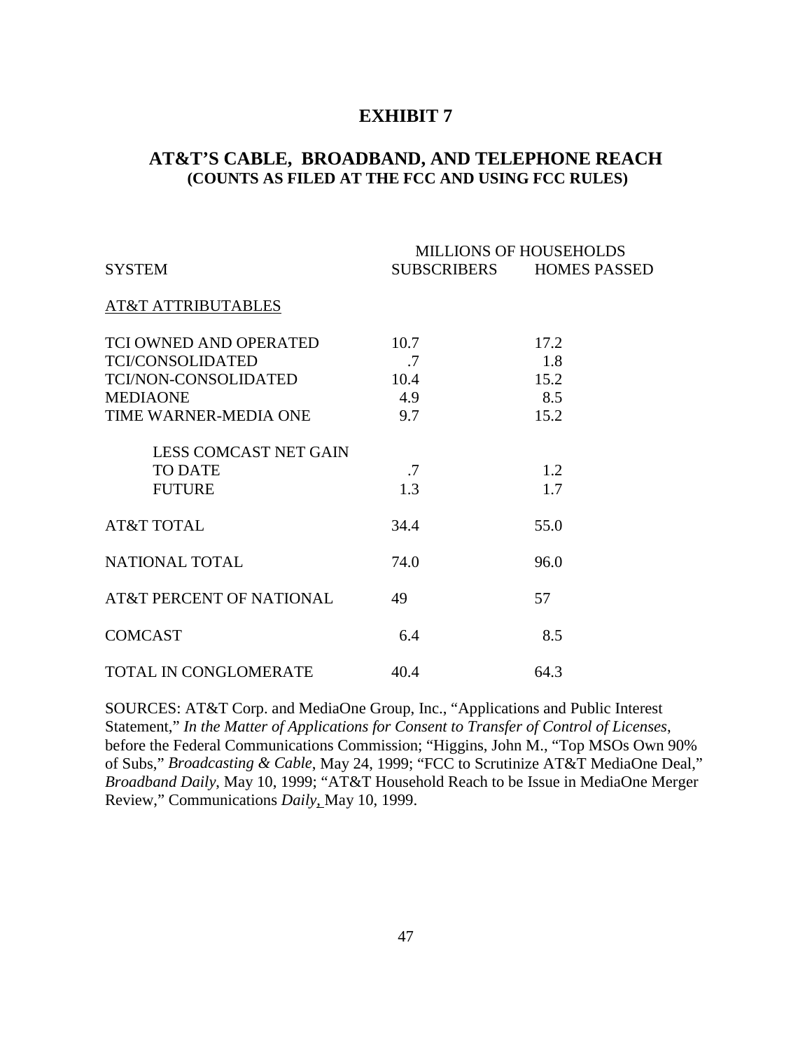# EXHIBIT 7

## AT&T'S CABLE, BROADBAND, AND TELEPHONE REACH
### (COUNTS AS FILED AT THE FCC AND USING FCC RULES)

| | MILLIONS OF HOUSEHOLDS | |
|---|---|---|
| SYSTEM | SUBSCRIBERS | HOMES PASSED |
| AT&T ATTRIBUTABLES | | |
| TCI OWNED AND OPERATED | 10.7 | 17.2 |
| TCI/CONSOLIDATED | .7 | 1.8 |
| TCI/NON-CONSOLIDATED | 10.4 | 15.2 |
| MEDIAONE | 4.9 | 8.5 |
| TIME WARNER-MEDIA ONE | 9.7 | 15.2 |
| LESS COMCAST NET GAIN | | |
| TO DATE | .7 | 1.2 |
| FUTURE | 1.3 | 1.7 |
| AT&T TOTAL | 34.4 | 55.0 |
| NATIONAL TOTAL | 74.0 | 96.0 |
| AT&T PERCENT OF NATIONAL | 49 | 57 |
| COMCAST | 6.4 | 8.5 |
| TOTAL IN CONGLOMERATE | 40.4 | 64.3 |

SOURCES: AT&T Corp. and MediaOne Group, Inc., "Applications and Public Interest Statement," *In the Matter of Applications for Consent to Transfer of Control of Licenses*, before the Federal Communications Commission; "Higgins, John M., "Top MSOs Own 90% of Subs," *Broadcasting & Cable*, May 24, 1999; "FCC to Scrutinize AT&T MediaOne Deal," *Broadband Daily*, May 10, 1999; "AT&T Household Reach to be Issue in MediaOne Merger Review," Communications *Daily*, May 10, 1999.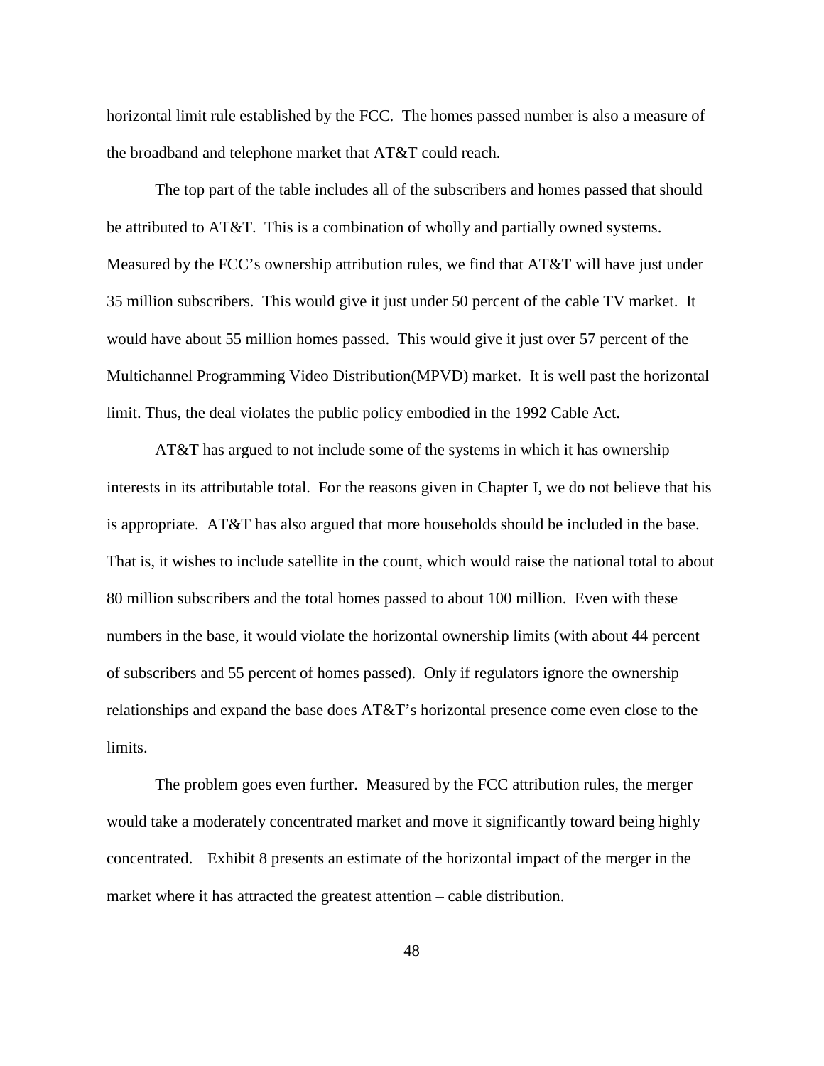horizontal limit rule established by the FCC. The homes passed number is also a measure of the broadband and telephone market that AT&T could reach.

The top part of the table includes all of the subscribers and homes passed that should be attributed to AT&T. This is a combination of wholly and partially owned systems. Measured by the FCC's ownership attribution rules, we find that AT&T will have just under 35 million subscribers. This would give it just under 50 percent of the cable TV market. It would have about 55 million homes passed. This would give it just over 57 percent of the Multichannel Programming Video Distribution(MPVD) market. It is well past the horizontal limit. Thus, the deal violates the public policy embodied in the 1992 Cable Act.

AT&T has argued to not include some of the systems in which it has ownership interests in its attributable total. For the reasons given in Chapter I, we do not believe that his is appropriate. AT&T has also argued that more households should be included in the base. That is, it wishes to include satellite in the count, which would raise the national total to about 80 million subscribers and the total homes passed to about 100 million. Even with these numbers in the base, it would violate the horizontal ownership limits (with about 44 percent of subscribers and 55 percent of homes passed). Only if regulators ignore the ownership relationships and expand the base does AT&T's horizontal presence come even close to the limits.

The problem goes even further. Measured by the FCC attribution rules, the merger would take a moderately concentrated market and move it significantly toward being highly concentrated. Exhibit 8 presents an estimate of the horizontal impact of the merger in the market where it has attracted the greatest attention – cable distribution.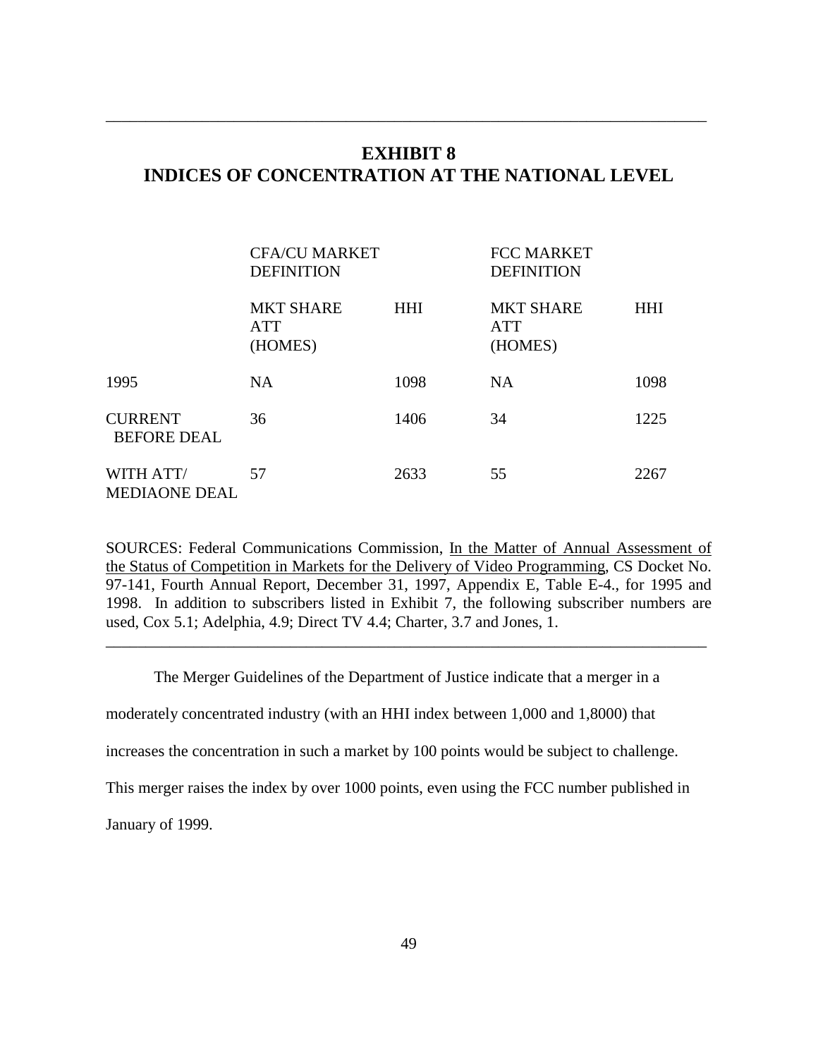## EXHIBIT 8
## INDICES OF CONCENTRATION AT THE NATIONAL LEVEL

| | CFA/CU MARKET DEFINITION | | FCC MARKET DEFINITION | |
|---|---|---|---|---|
| | MKT SHARE ATT (HOMES) | HHI | MKT SHARE ATT (HOMES) | HHI |
| 1995 | NA | 1098 | NA | 1098 |
| CURRENT BEFORE DEAL | 36 | 1406 | 34 | 1225 |
| WITH ATT/ MEDIAONE DEAL | 57 | 2633 | 55 | 2267 |

SOURCES: Federal Communications Commission, In the Matter of Annual Assessment of the Status of Competition in Markets for the Delivery of Video Programming, CS Docket No. 97-141, Fourth Annual Report, December 31, 1997, Appendix E, Table E-4., for 1995 and 1998. In addition to subscribers listed in Exhibit 7, the following subscriber numbers are used, Cox 5.1; Adelphia, 4.9; Direct TV 4.4; Charter, 3.7 and Jones, 1.

The Merger Guidelines of the Department of Justice indicate that a merger in a moderately concentrated industry (with an HHI index between 1,000 and 1,8000) that increases the concentration in such a market by 100 points would be subject to challenge. This merger raises the index by over 1000 points, even using the FCC number published in January of 1999.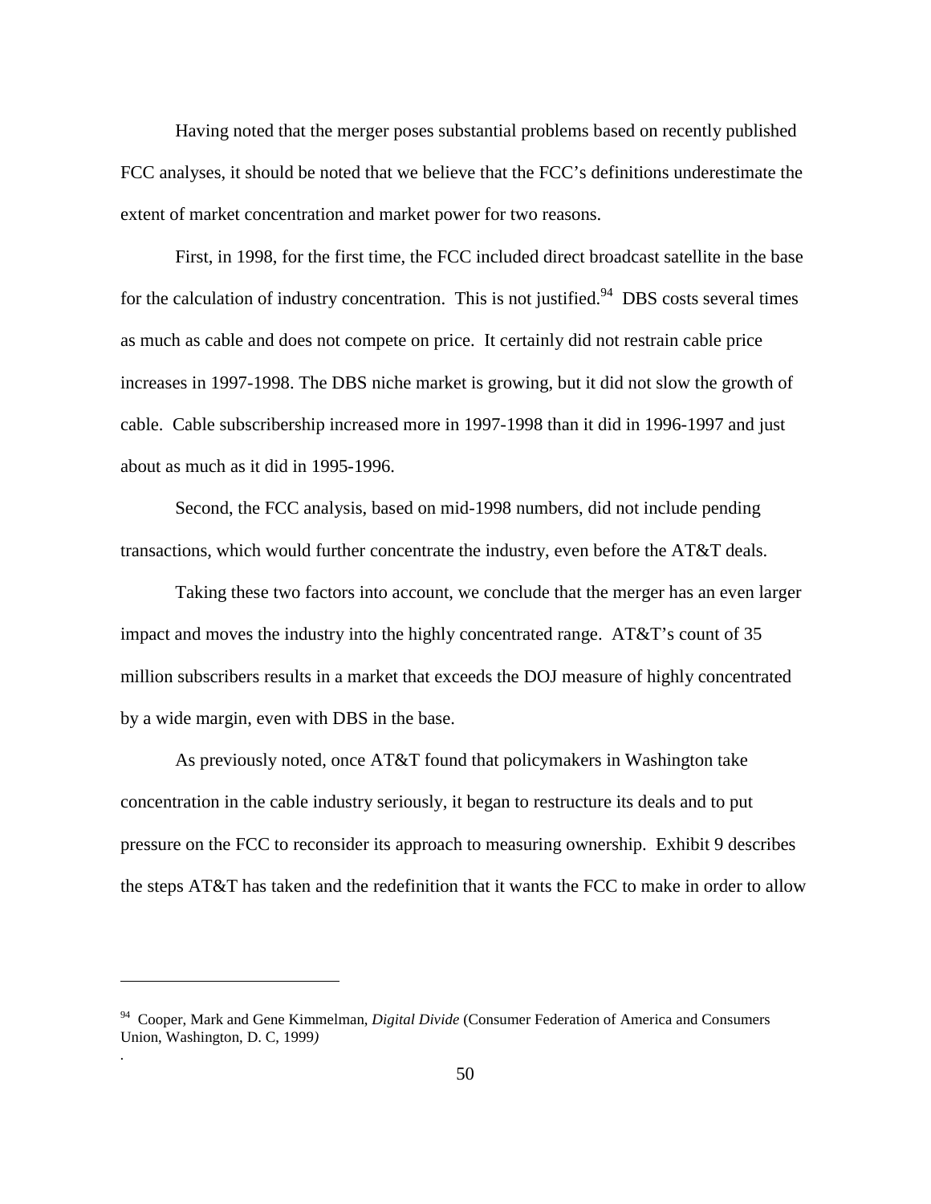Having noted that the merger poses substantial problems based on recently published FCC analyses, it should be noted that we believe that the FCC's definitions underestimate the extent of market concentration and market power for two reasons.

First, in 1998, for the first time, the FCC included direct broadcast satellite in the base for the calculation of industry concentration. This is not justified.[94] DBS costs several times as much as cable and does not compete on price. It certainly did not restrain cable price increases in 1997-1998. The DBS niche market is growing, but it did not slow the growth of cable. Cable subscribership increased more in 1997-1998 than it did in 1996-1997 and just about as much as it did in 1995-1996.

Second, the FCC analysis, based on mid-1998 numbers, did not include pending transactions, which would further concentrate the industry, even before the AT&T deals.

Taking these two factors into account, we conclude that the merger has an even larger impact and moves the industry into the highly concentrated range. AT&T's count of 35 million subscribers results in a market that exceeds the DOJ measure of highly concentrated by a wide margin, even with DBS in the base.

As previously noted, once AT&T found that policymakers in Washington take concentration in the cable industry seriously, it began to restructure its deals and to put pressure on the FCC to reconsider its approach to measuring ownership. Exhibit 9 describes the steps AT&T has taken and the redefinition that it wants the FCC to make in order to allow

---

[94] Cooper, Mark and Gene Kimmelman, *Digital Divide* (Consumer Federation of America and Consumers Union, Washington, D. C, 1999)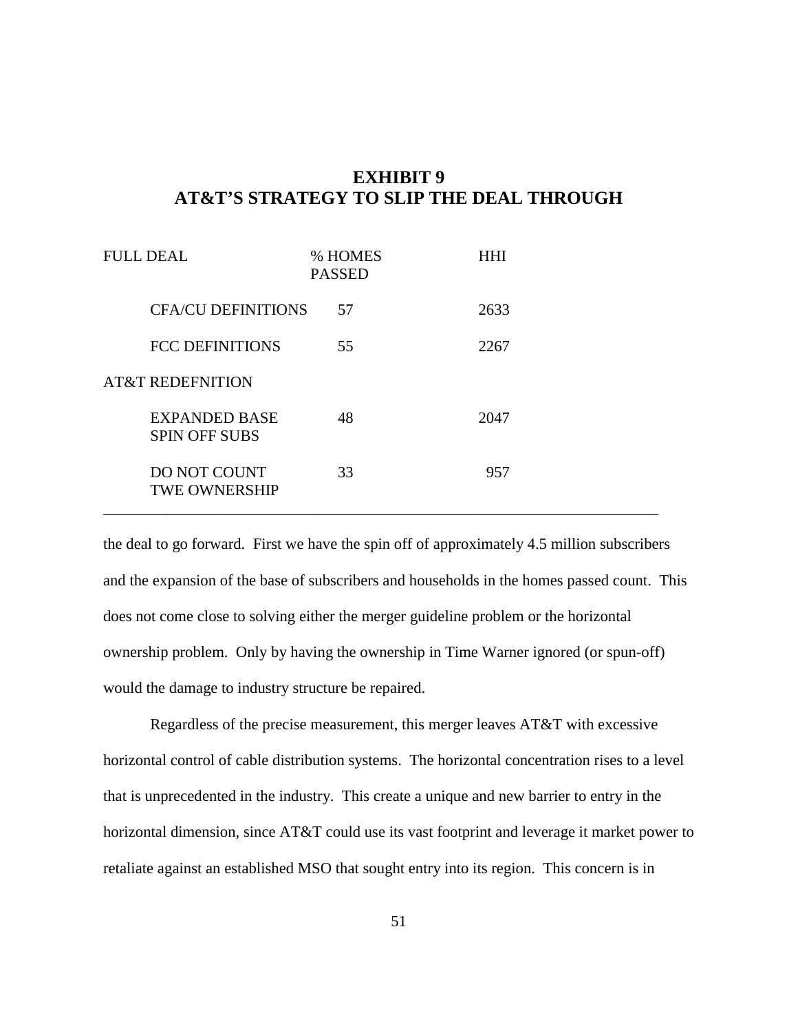# EXHIBIT 9
# AT&T'S STRATEGY TO SLIP THE DEAL THROUGH

| FULL DEAL | % HOMES PASSED | HHI |
|---|---|---|
| CFA/CU DEFINITIONS | 57 | 2633 |
| FCC DEFINITIONS | 55 | 2267 |
| AT&T REDEFNITION | | |
| EXPANDED BASE SPIN OFF SUBS | 48 | 2047 |
| DO NOT COUNT TWE OWNERSHIP | 33 | 957 |

the deal to go forward. First we have the spin off of approximately 4.5 million subscribers and the expansion of the base of subscribers and households in the homes passed count. This does not come close to solving either the merger guideline problem or the horizontal ownership problem. Only by having the ownership in Time Warner ignored (or spun-off) would the damage to industry structure be repaired.

Regardless of the precise measurement, this merger leaves AT&T with excessive horizontal control of cable distribution systems. The horizontal concentration rises to a level that is unprecedented in the industry. This create a unique and new barrier to entry in the horizontal dimension, since AT&T could use its vast footprint and leverage it market power to retaliate against an established MSO that sought entry into its region. This concern is in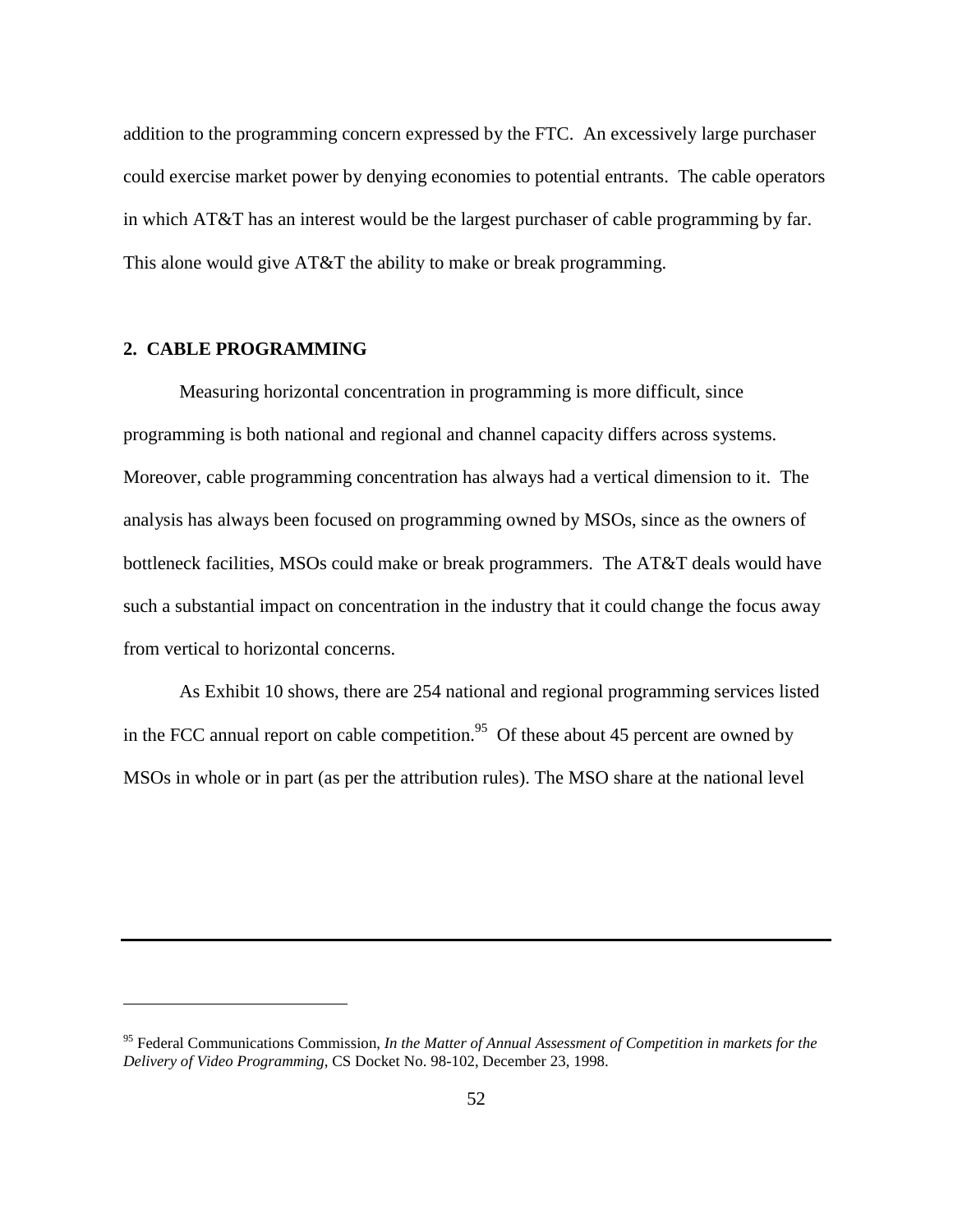addition to the programming concern expressed by the FTC. An excessively large purchaser could exercise market power by denying economies to potential entrants. The cable operators in which AT&T has an interest would be the largest purchaser of cable programming by far. This alone would give AT&T the ability to make or break programming.

## 2. CABLE PROGRAMMING

Measuring horizontal concentration in programming is more difficult, since programming is both national and regional and channel capacity differs across systems. Moreover, cable programming concentration has always had a vertical dimension to it. The analysis has always been focused on programming owned by MSOs, since as the owners of bottleneck facilities, MSOs could make or break programmers. The AT&T deals would have such a substantial impact on concentration in the industry that it could change the focus away from vertical to horizontal concerns.

As Exhibit 10 shows, there are 254 national and regional programming services listed in the FCC annual report on cable competition.[95] Of these about 45 percent are owned by MSOs in whole or in part (as per the attribution rules). The MSO share at the national level

---

[95] Federal Communications Commission, *In the Matter of Annual Assessment of Competition in markets for the Delivery of Video Programming*, CS Docket No. 98-102, December 23, 1998.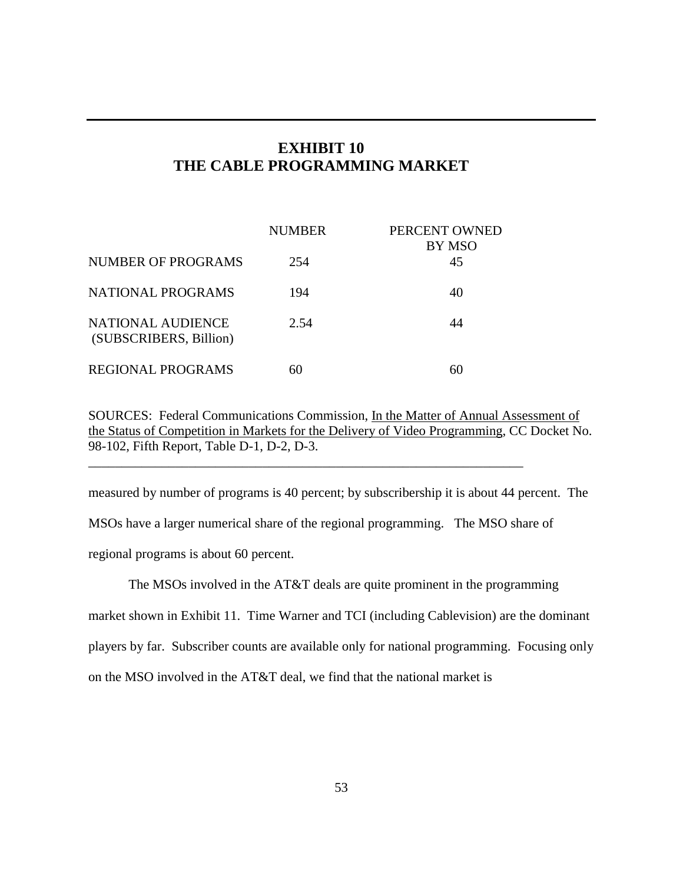## EXHIBIT 10
## THE CABLE PROGRAMMING MARKET

| | NUMBER | PERCENT OWNED BY MSO |
|---|---|---|
| NUMBER OF PROGRAMS | 254 | 45 |
| NATIONAL PROGRAMS | 194 | 40 |
| NATIONAL AUDIENCE (SUBSCRIBERS, Billion) | 2.54 | 44 |
| REGIONAL PROGRAMS | 60 | 60 |

SOURCES: Federal Communications Commission, In the Matter of Annual Assessment of the Status of Competition in Markets for the Delivery of Video Programming, CC Docket No. 98-102, Fifth Report, Table D-1, D-2, D-3.

---

measured by number of programs is 40 percent; by subscribership it is about 44 percent. The MSOs have a larger numerical share of the regional programming. The MSO share of regional programs is about 60 percent.

The MSOs involved in the AT&T deals are quite prominent in the programming market shown in Exhibit 11. Time Warner and TCI (including Cablevision) are the dominant players by far. Subscriber counts are available only for national programming. Focusing only on the MSO involved in the AT&T deal, we find that the national market is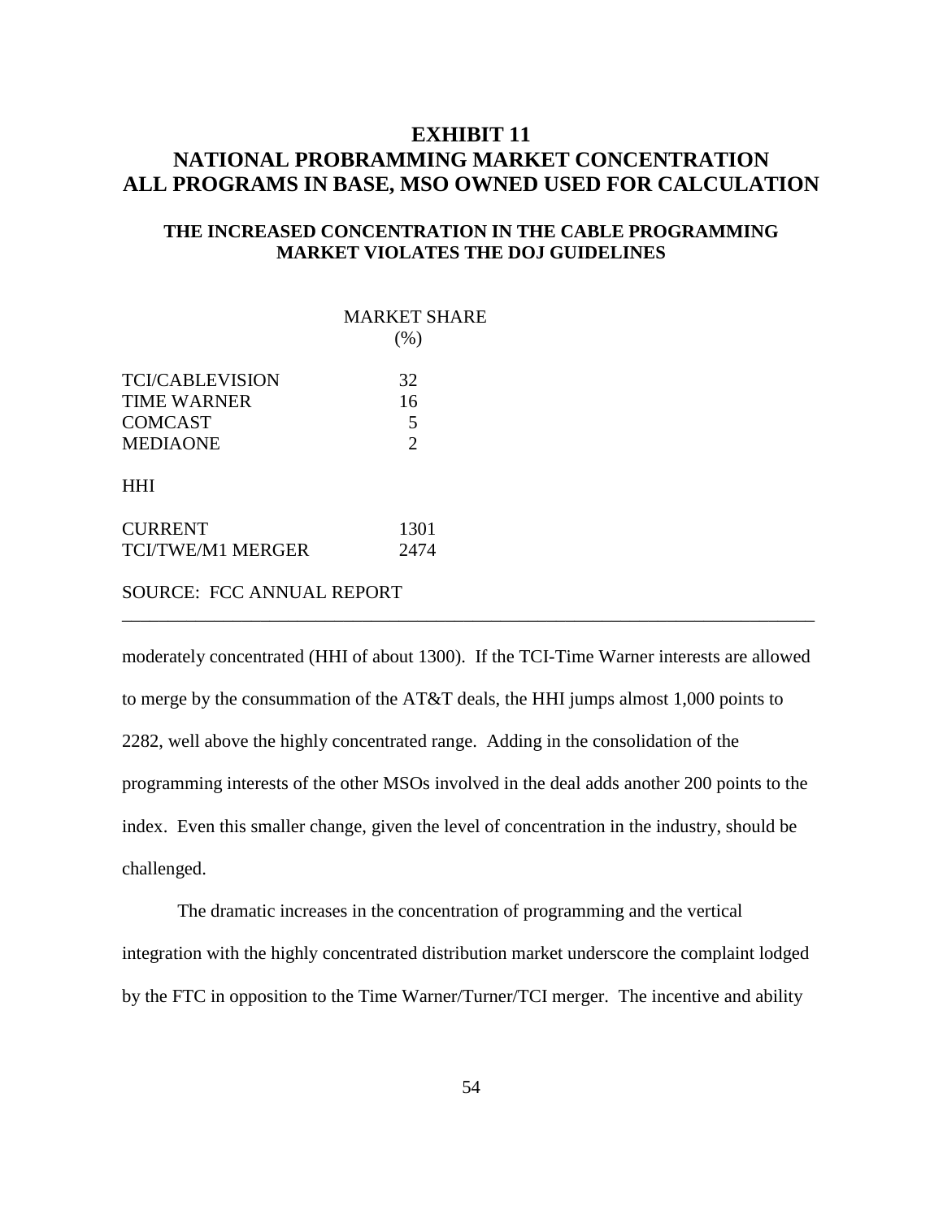# EXHIBIT 11
# NATIONAL PROBRAMMING MARKET CONCENTRATION
# ALL PROGRAMS IN BASE, MSO OWNED USED FOR CALCULATION

### THE INCREASED CONCENTRATION IN THE CABLE PROGRAMMING MARKET VIOLATES THE DOJ GUIDELINES

| | MARKET SHARE (%) |
|---|---|
| TCI/CABLEVISION | 32 |
| TIME WARNER | 16 |
| COMCAST | 5 |
| MEDIAONE | 2 |
| **HHI** | |
| CURRENT | 1301 |
| TCI/TWE/M1 MERGER | 2474 |

SOURCE: FCC ANNUAL REPORT

---

moderately concentrated (HHI of about 1300). If the TCI-Time Warner interests are allowed to merge by the consummation of the AT&T deals, the HHI jumps almost 1,000 points to 2282, well above the highly concentrated range. Adding in the consolidation of the programming interests of the other MSOs involved in the deal adds another 200 points to the index. Even this smaller change, given the level of concentration in the industry, should be challenged.

The dramatic increases in the concentration of programming and the vertical integration with the highly concentrated distribution market underscore the complaint lodged by the FTC in opposition to the Time Warner/Turner/TCI merger. The incentive and ability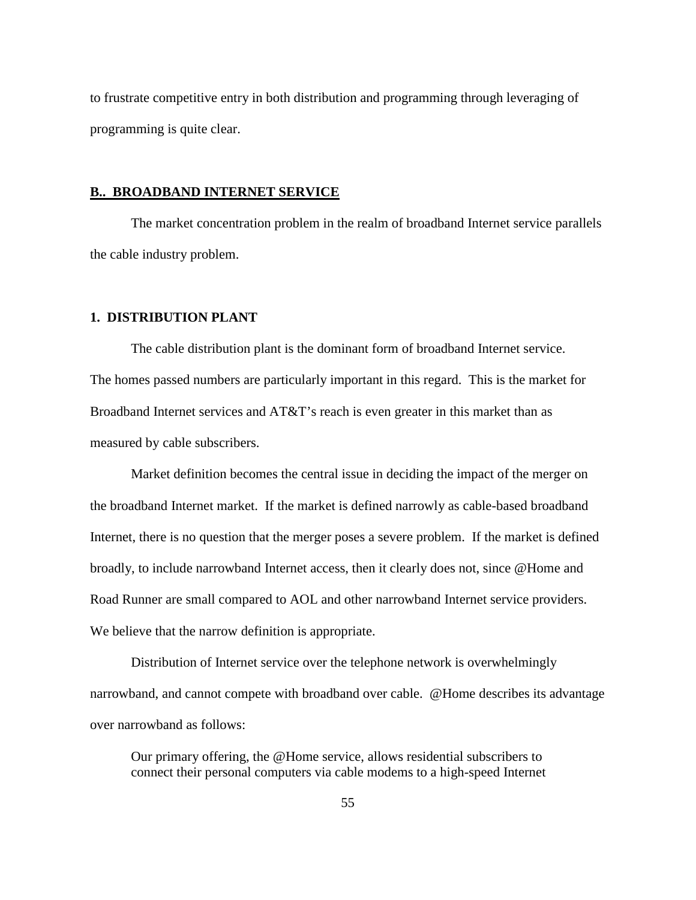to frustrate competitive entry in both distribution and programming through leveraging of programming is quite clear.

## B.. BROADBAND INTERNET SERVICE

The market concentration problem in the realm of broadband Internet service parallels the cable industry problem.

### 1. DISTRIBUTION PLANT

The cable distribution plant is the dominant form of broadband Internet service. The homes passed numbers are particularly important in this regard. This is the market for Broadband Internet services and AT&T's reach is even greater in this market than as measured by cable subscribers.

Market definition becomes the central issue in deciding the impact of the merger on the broadband Internet market. If the market is defined narrowly as cable-based broadband Internet, there is no question that the merger poses a severe problem. If the market is defined broadly, to include narrowband Internet access, then it clearly does not, since @Home and Road Runner are small compared to AOL and other narrowband Internet service providers. We believe that the narrow definition is appropriate.

Distribution of Internet service over the telephone network is overwhelmingly narrowband, and cannot compete with broadband over cable. @Home describes its advantage over narrowband as follows:

> Our primary offering, the @Home service, allows residential subscribers to connect their personal computers via cable modems to a high-speed Internet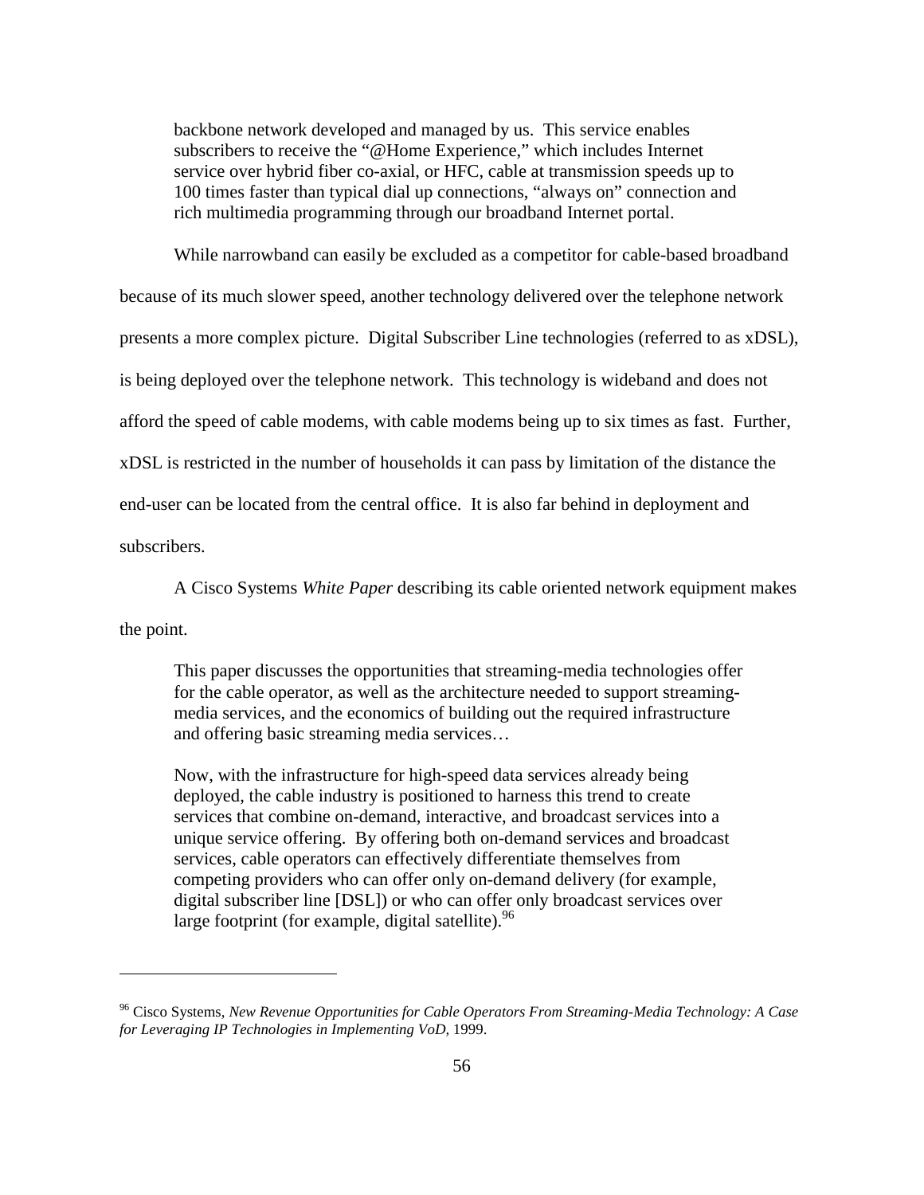> backbone network developed and managed by us. This service enables subscribers to receive the "@Home Experience," which includes Internet service over hybrid fiber co-axial, or HFC, cable at transmission speeds up to 100 times faster than typical dial up connections, "always on" connection and rich multimedia programming through our broadband Internet portal.

While narrowband can easily be excluded as a competitor for cable-based broadband because of its much slower speed, another technology delivered over the telephone network presents a more complex picture. Digital Subscriber Line technologies (referred to as xDSL), is being deployed over the telephone network. This technology is wideband and does not afford the speed of cable modems, with cable modems being up to six times as fast. Further, xDSL is restricted in the number of households it can pass by limitation of the distance the end-user can be located from the central office. It is also far behind in deployment and subscribers.

A Cisco Systems *White Paper* describing its cable oriented network equipment makes the point.

> This paper discusses the opportunities that streaming-media technologies offer for the cable operator, as well as the architecture needed to support streaming-media services, and the economics of building out the required infrastructure and offering basic streaming media services…
>
> Now, with the infrastructure for high-speed data services already being deployed, the cable industry is positioned to harness this trend to create services that combine on-demand, interactive, and broadcast services into a unique service offering. By offering both on-demand services and broadcast services, cable operators can effectively differentiate themselves from competing providers who can offer only on-demand delivery (for example, digital subscriber line [DSL]) or who can offer only broadcast services over large footprint (for example, digital satellite).[96]

---

[96] Cisco Systems, *New Revenue Opportunities for Cable Operators From Streaming-Media Technology: A Case for Leveraging IP Technologies in Implementing VoD*, 1999.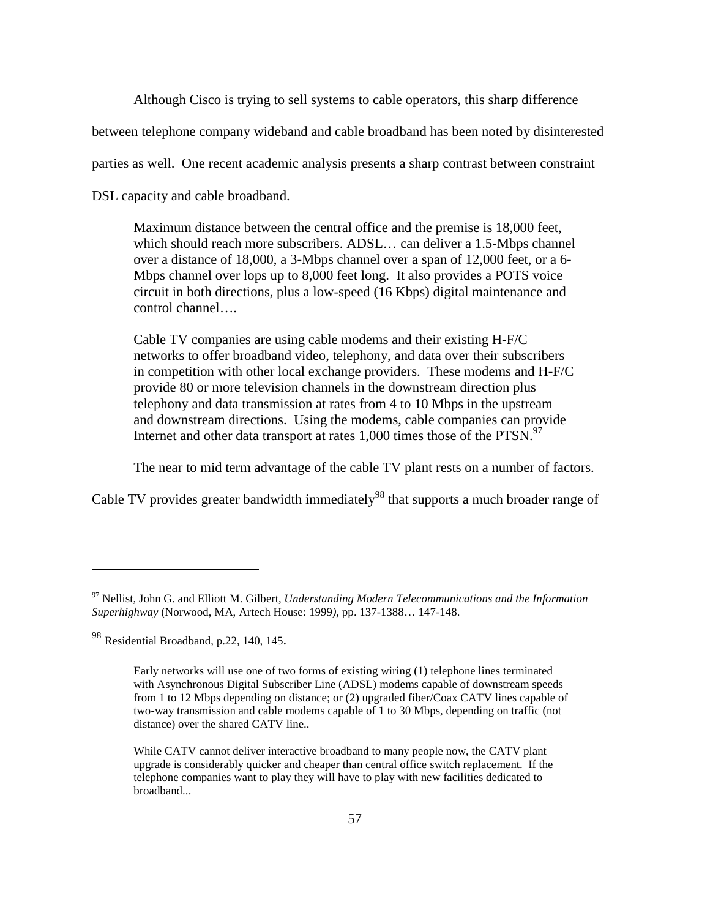Although Cisco is trying to sell systems to cable operators, this sharp difference between telephone company wideband and cable broadband has been noted by disinterested parties as well. One recent academic analysis presents a sharp contrast between constraint DSL capacity and cable broadband.

> Maximum distance between the central office and the premise is 18,000 feet, which should reach more subscribers. ADSL… can deliver a 1.5-Mbps channel over a distance of 18,000, a 3-Mbps channel over a span of 12,000 feet, or a 6-Mbps channel over lops up to 8,000 feet long. It also provides a POTS voice circuit in both directions, plus a low-speed (16 Kbps) digital maintenance and control channel….
>
> Cable TV companies are using cable modems and their existing H-F/C networks to offer broadband video, telephony, and data over their subscribers in competition with other local exchange providers. These modems and H-F/C provide 80 or more television channels in the downstream direction plus telephony and data transmission at rates from 4 to 10 Mbps in the upstream and downstream directions. Using the modems, cable companies can provide Internet and other data transport at rates 1,000 times those of the PTSN.[97]

The near to mid term advantage of the cable TV plant rests on a number of factors. Cable TV provides greater bandwidth immediately[98] that supports a much broader range of

---

[97] Nellist, John G. and Elliott M. Gilbert, *Understanding Modern Telecommunications and the Information Superhighway* (Norwood, MA, Artech House: 1999), pp. 137-1388… 147-148.

[98] Residential Broadband, p.22, 140, 145.

> Early networks will use one of two forms of existing wiring (1) telephone lines terminated with Asynchronous Digital Subscriber Line (ADSL) modems capable of downstream speeds from 1 to 12 Mbps depending on distance; or (2) upgraded fiber/Coax CATV lines capable of two-way transmission and cable modems capable of 1 to 30 Mbps, depending on traffic (not distance) over the shared CATV line..
>
> While CATV cannot deliver interactive broadband to many people now, the CATV plant upgrade is considerably quicker and cheaper than central office switch replacement. If the telephone companies want to play they will have to play with new facilities dedicated to broadband...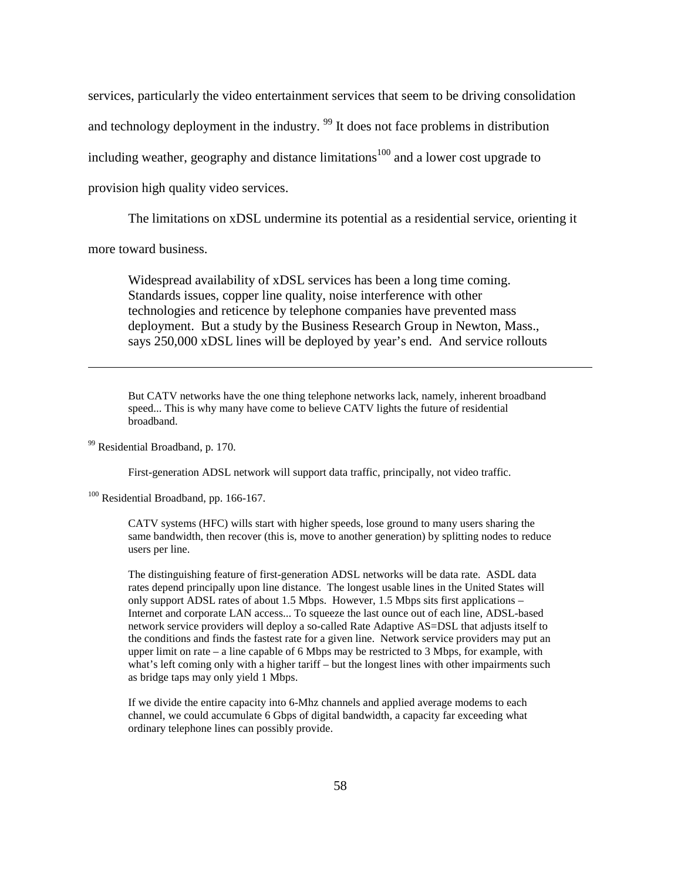services, particularly the video entertainment services that seem to be driving consolidation and technology deployment in the industry. [99] It does not face problems in distribution including weather, geography and distance limitations[100] and a lower cost upgrade to provision high quality video services.

The limitations on xDSL undermine its potential as a residential service, orienting it more toward business.

> Widespread availability of xDSL services has been a long time coming. Standards issues, copper line quality, noise interference with other technologies and reticence by telephone companies have prevented mass deployment. But a study by the Business Research Group in Newton, Mass., says 250,000 xDSL lines will be deployed by year's end. And service rollouts

---

> But CATV networks have the one thing telephone networks lack, namely, inherent broadband speed... This is why many have come to believe CATV lights the future of residential broadband.

[99] Residential Broadband, p. 170.

> First-generation ADSL network will support data traffic, principally, not video traffic.

[100] Residential Broadband, pp. 166-167.

> CATV systems (HFC) wills start with higher speeds, lose ground to many users sharing the same bandwidth, then recover (this is, move to another generation) by splitting nodes to reduce users per line.
>
> The distinguishing feature of first-generation ADSL networks will be data rate. ASDL data rates depend principally upon line distance. The longest usable lines in the United States will only support ADSL rates of about 1.5 Mbps. However, 1.5 Mbps sits first applications – Internet and corporate LAN access... To squeeze the last ounce out of each line, ADSL-based network service providers will deploy a so-called Rate Adaptive AS=DSL that adjusts itself to the conditions and finds the fastest rate for a given line. Network service providers may put an upper limit on rate – a line capable of 6 Mbps may be restricted to 3 Mbps, for example, with what's left coming only with a higher tariff – but the longest lines with other impairments such as bridge taps may only yield 1 Mbps.
>
> If we divide the entire capacity into 6-Mhz channels and applied average modems to each channel, we could accumulate 6 Gbps of digital bandwidth, a capacity far exceeding what ordinary telephone lines can possibly provide.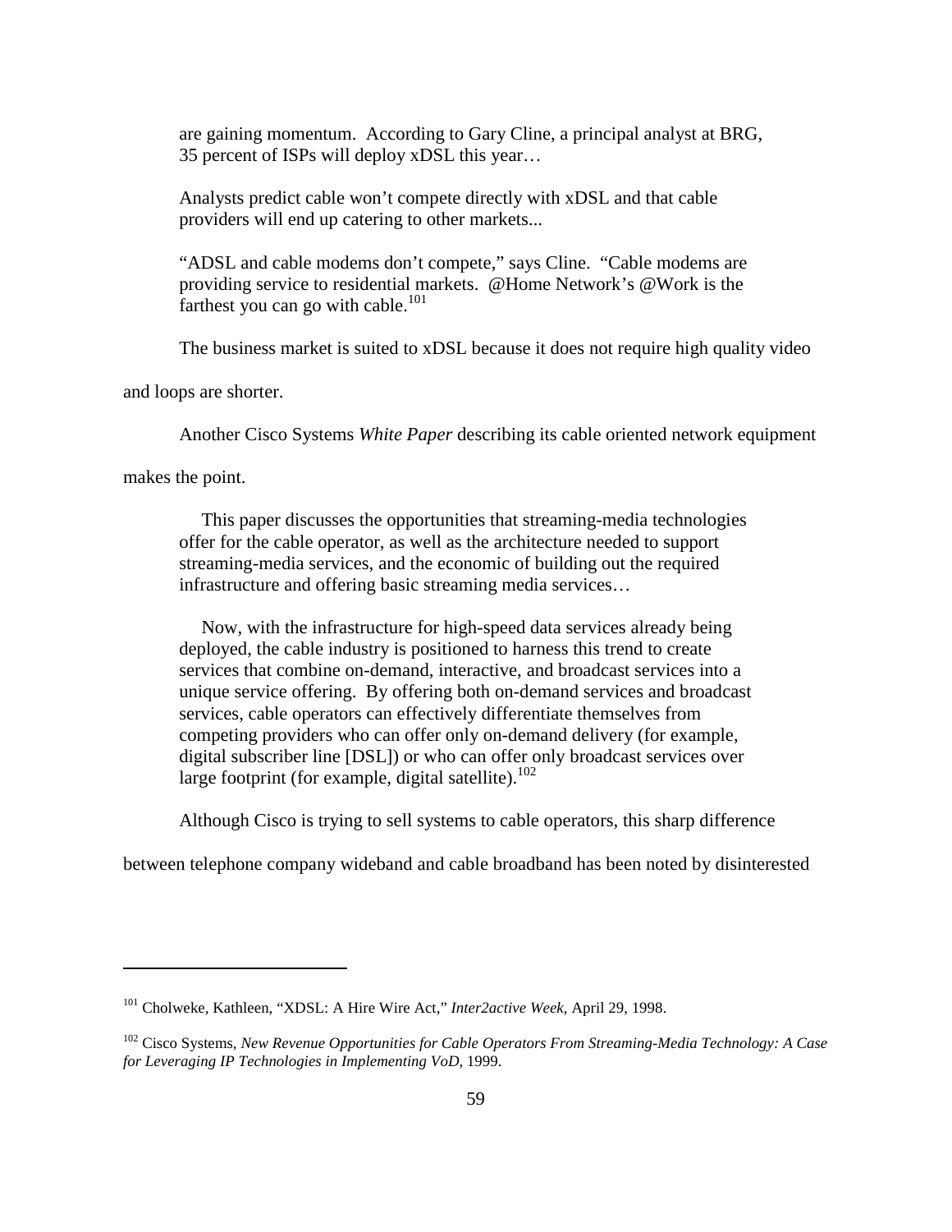> are gaining momentum. According to Gary Cline, a principal analyst at BRG, 35 percent of ISPs will deploy xDSL this year…
>
> Analysts predict cable won't compete directly with xDSL and that cable providers will end up catering to other markets...
>
> "ADSL and cable modems don't compete," says Cline. "Cable modems are providing service to residential markets. @Home Network's @Work is the farthest you can go with cable.[101]

The business market is suited to xDSL because it does not require high quality video and loops are shorter.

Another Cisco Systems *White Paper* describing its cable oriented network equipment makes the point.

> This paper discusses the opportunities that streaming-media technologies offer for the cable operator, as well as the architecture needed to support streaming-media services, and the economic of building out the required infrastructure and offering basic streaming media services…
>
> Now, with the infrastructure for high-speed data services already being deployed, the cable industry is positioned to harness this trend to create services that combine on-demand, interactive, and broadcast services into a unique service offering. By offering both on-demand services and broadcast services, cable operators can effectively differentiate themselves from competing providers who can offer only on-demand delivery (for example, digital subscriber line [DSL]) or who can offer only broadcast services over large footprint (for example, digital satellite).[102]

Although Cisco is trying to sell systems to cable operators, this sharp difference between telephone company wideband and cable broadband has been noted by disinterested

---

[101] Cholweke, Kathleen, "XDSL: A Hire Wire Act," *Inter2active Week*, April 29, 1998.

[102] Cisco Systems, *New Revenue Opportunities for Cable Operators From Streaming-Media Technology: A Case for Leveraging IP Technologies in Implementing VoD*, 1999.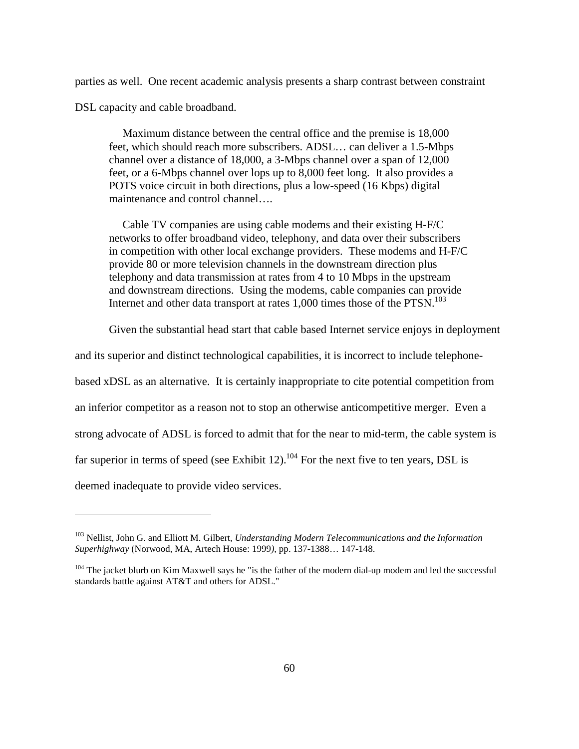parties as well. One recent academic analysis presents a sharp contrast between constraint DSL capacity and cable broadband.

> Maximum distance between the central office and the premise is 18,000 feet, which should reach more subscribers. ADSL… can deliver a 1.5-Mbps channel over a distance of 18,000, a 3-Mbps channel over a span of 12,000 feet, or a 6-Mbps channel over lops up to 8,000 feet long. It also provides a POTS voice circuit in both directions, plus a low-speed (16 Kbps) digital maintenance and control channel….
>
> Cable TV companies are using cable modems and their existing H-F/C networks to offer broadband video, telephony, and data over their subscribers in competition with other local exchange providers. These modems and H-F/C provide 80 or more television channels in the downstream direction plus telephony and data transmission at rates from 4 to 10 Mbps in the upstream and downstream directions. Using the modems, cable companies can provide Internet and other data transport at rates 1,000 times those of the PTSN.[103]

Given the substantial head start that cable based Internet service enjoys in deployment and its superior and distinct technological capabilities, it is incorrect to include telephone-based xDSL as an alternative. It is certainly inappropriate to cite potential competition from an inferior competitor as a reason not to stop an otherwise anticompetitive merger. Even a strong advocate of ADSL is forced to admit that for the near to mid-term, the cable system is far superior in terms of speed (see Exhibit 12).[104] For the next five to ten years, DSL is deemed inadequate to provide video services.

---

[103] Nellist, John G. and Elliott M. Gilbert, *Understanding Modern Telecommunications and the Information Superhighway* (Norwood, MA, Artech House: 1999), pp. 137-1388… 147-148.

[104] The jacket blurb on Kim Maxwell says he "is the father of the modern dial-up modem and led the successful standards battle against AT&T and others for ADSL."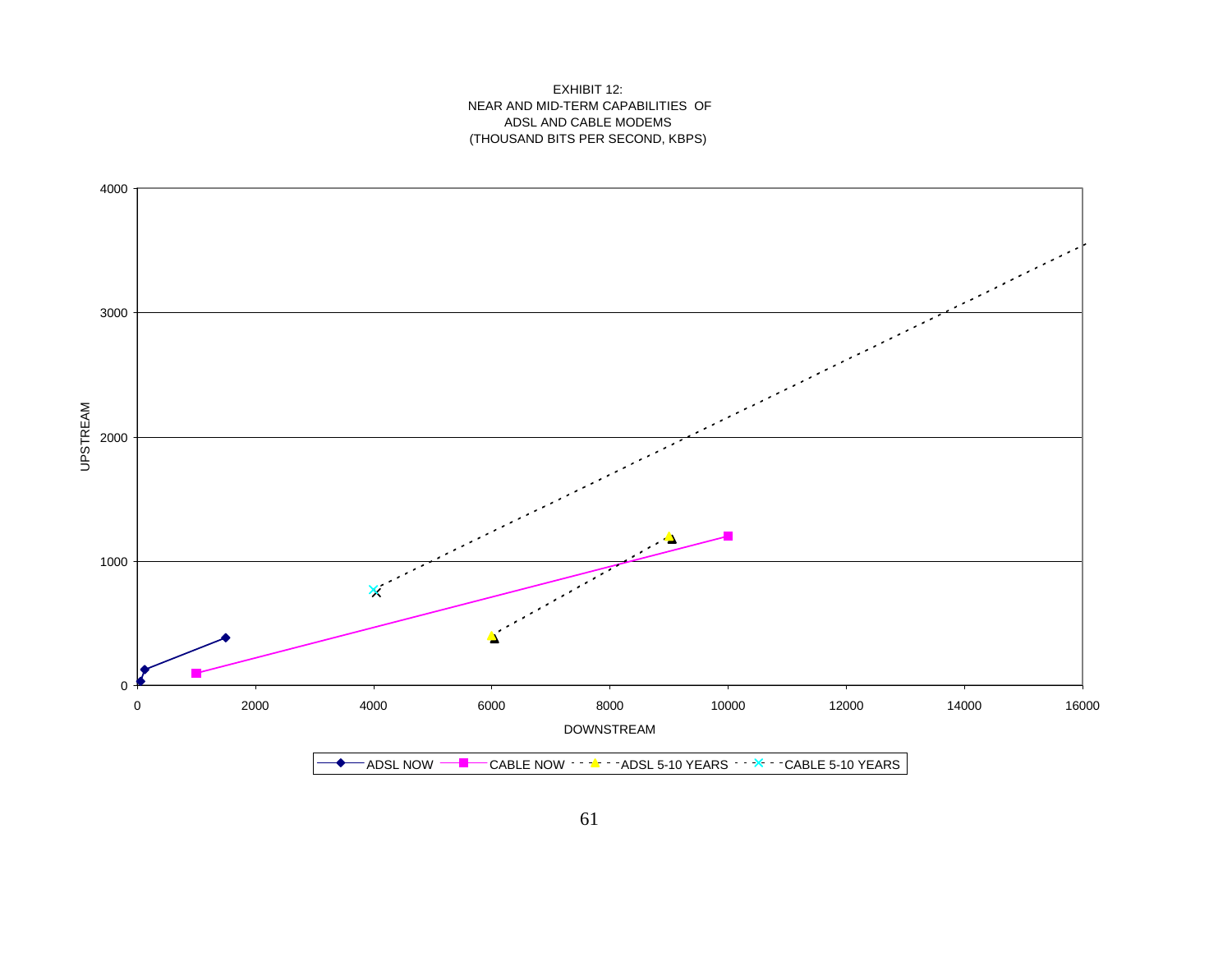EXHIBIT 12:
NEAR AND MID-TERM CAPABILITIES OF
ADSL AND CABLE MODEMS
(THOUSAND BITS PER SECOND, KBPS)

UPSTREAM

DOWNSTREAM

ADSL NOW — CABLE NOW — ADSL 5-10 YEARS — CABLE 5-10 YEARS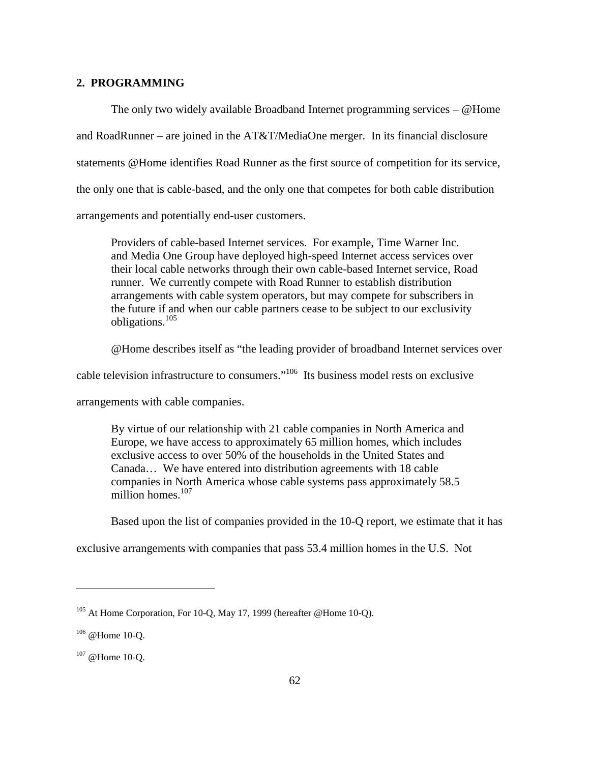## 2. PROGRAMMING

The only two widely available Broadband Internet programming services – @Home and RoadRunner – are joined in the AT&T/MediaOne merger. In its financial disclosure statements @Home identifies Road Runner as the first source of competition for its service, the only one that is cable-based, and the only one that competes for both cable distribution arrangements and potentially end-user customers.

> Providers of cable-based Internet services. For example, Time Warner Inc. and Media One Group have deployed high-speed Internet access services over their local cable networks through their own cable-based Internet service, Road runner. We currently compete with Road Runner to establish distribution arrangements with cable system operators, but may compete for subscribers in the future if and when our cable partners cease to be subject to our exclusivity obligations.[105]

@Home describes itself as "the leading provider of broadband Internet services over cable television infrastructure to consumers."[106] Its business model rests on exclusive arrangements with cable companies.

> By virtue of our relationship with 21 cable companies in North America and Europe, we have access to approximately 65 million homes, which includes exclusive access to over 50% of the households in the United States and Canada… We have entered into distribution agreements with 18 cable companies in North America whose cable systems pass approximately 58.5 million homes.[107]

Based upon the list of companies provided in the 10-Q report, we estimate that it has exclusive arrangements with companies that pass 53.4 million homes in the U.S. Not

---

[105] At Home Corporation, For 10-Q, May 17, 1999 (hereafter @Home 10-Q).

[106] @Home 10-Q.

[107] @Home 10-Q.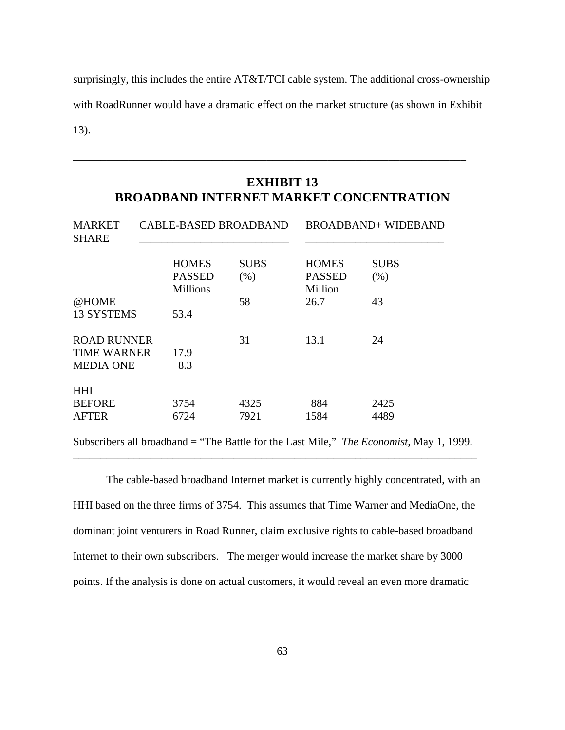surprisingly, this includes the entire AT&T/TCI cable system. The additional cross-ownership with RoadRunner would have a dramatic effect on the market structure (as shown in Exhibit 13).

## EXHIBIT 13
## BROADBAND INTERNET MARKET CONCENTRATION

| MARKET SHARE | CABLE-BASED BROADBAND | | BROADBAND+ WIDEBAND | |
|---|---|---|---|---|
| | HOMES PASSED Millions | SUBS (%) | HOMES PASSED Million | SUBS (%) |
| @HOME | | 58 | 26.7 | 43 |
| 13 SYSTEMS | 53.4 | | | |
| ROAD RUNNER | | 31 | 13.1 | 24 |
| TIME WARNER | 17.9 | | | |
| MEDIA ONE | 8.3 | | | |
| HHI | | | | |
| BEFORE | 3754 | 4325 | 884 | 2425 |
| AFTER | 6724 | 7921 | 1584 | 4489 |

Subscribers all broadband = "The Battle for the Last Mile," *The Economist*, May 1, 1999.

The cable-based broadband Internet market is currently highly concentrated, with an HHI based on the three firms of 3754. This assumes that Time Warner and MediaOne, the dominant joint venturers in Road Runner, claim exclusive rights to cable-based broadband Internet to their own subscribers. The merger would increase the market share by 3000 points. If the analysis is done on actual customers, it would reveal an even more dramatic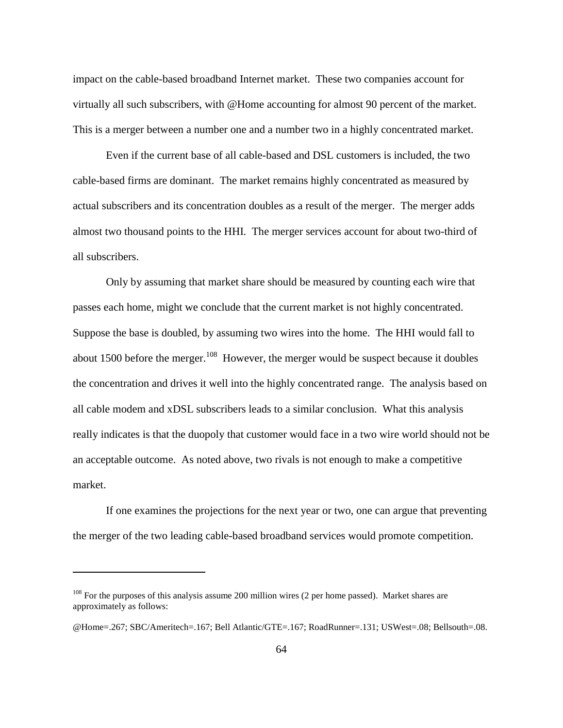impact on the cable-based broadband Internet market. These two companies account for virtually all such subscribers, with @Home accounting for almost 90 percent of the market. This is a merger between a number one and a number two in a highly concentrated market.

Even if the current base of all cable-based and DSL customers is included, the two cable-based firms are dominant. The market remains highly concentrated as measured by actual subscribers and its concentration doubles as a result of the merger. The merger adds almost two thousand points to the HHI. The merger services account for about two-third of all subscribers.

Only by assuming that market share should be measured by counting each wire that passes each home, might we conclude that the current market is not highly concentrated. Suppose the base is doubled, by assuming two wires into the home. The HHI would fall to about 1500 before the merger.[108] However, the merger would be suspect because it doubles the concentration and drives it well into the highly concentrated range. The analysis based on all cable modem and xDSL subscribers leads to a similar conclusion. What this analysis really indicates is that the duopoly that customer would face in a two wire world should not be an acceptable outcome. As noted above, two rivals is not enough to make a competitive market.

If one examines the projections for the next year or two, one can argue that preventing the merger of the two leading cable-based broadband services would promote competition.

---

[108] For the purposes of this analysis assume 200 million wires (2 per home passed). Market shares are approximately as follows:

@Home=.267; SBC/Ameritech=.167; Bell Atlantic/GTE=.167; RoadRunner=.131; USWest=.08; Bellsouth=.08.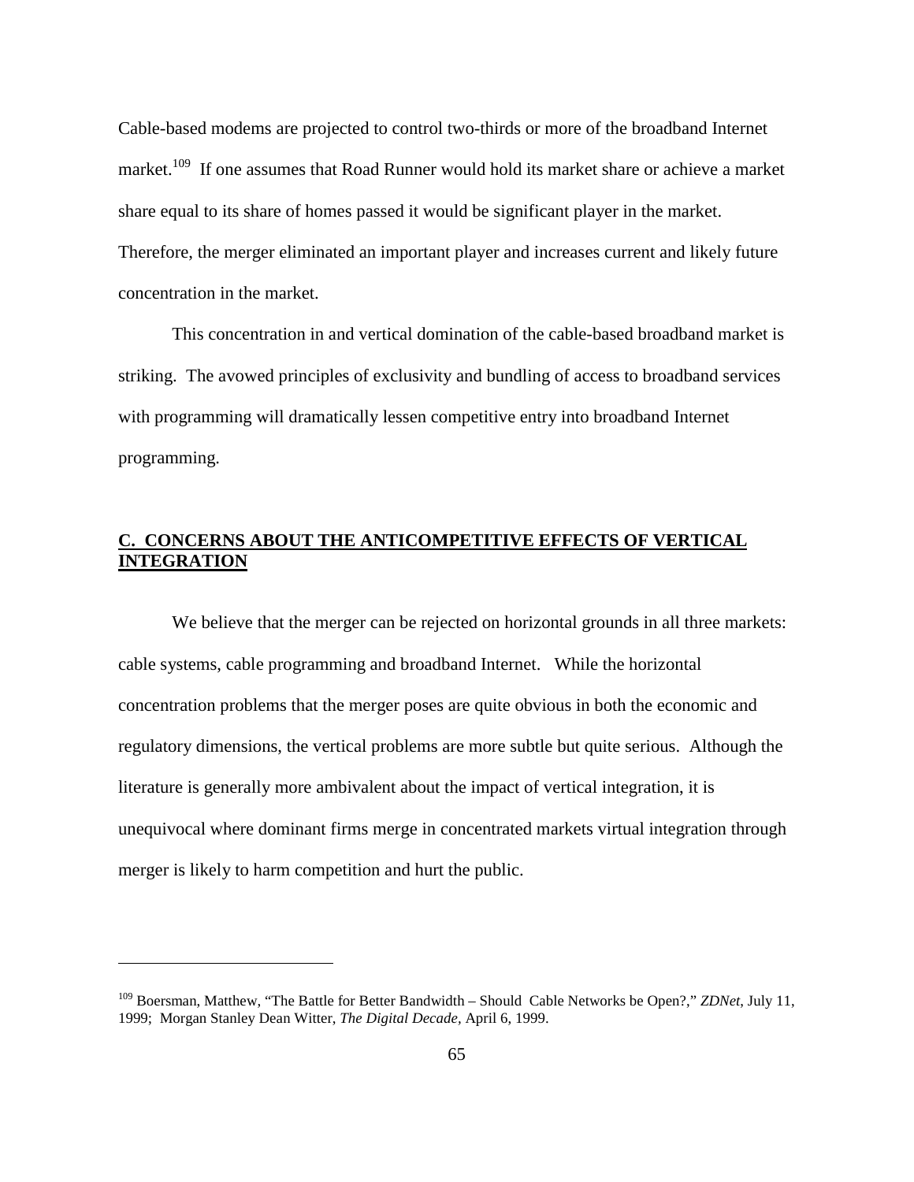Cable-based modems are projected to control two-thirds or more of the broadband Internet market.[109] If one assumes that Road Runner would hold its market share or achieve a market share equal to its share of homes passed it would be significant player in the market. Therefore, the merger eliminated an important player and increases current and likely future concentration in the market.

This concentration in and vertical domination of the cable-based broadband market is striking. The avowed principles of exclusivity and bundling of access to broadband services with programming will dramatically lessen competitive entry into broadband Internet programming.

## C. CONCERNS ABOUT THE ANTICOMPETITIVE EFFECTS OF VERTICAL INTEGRATION

We believe that the merger can be rejected on horizontal grounds in all three markets: cable systems, cable programming and broadband Internet. While the horizontal concentration problems that the merger poses are quite obvious in both the economic and regulatory dimensions, the vertical problems are more subtle but quite serious. Although the literature is generally more ambivalent about the impact of vertical integration, it is unequivocal where dominant firms merge in concentrated markets virtual integration through merger is likely to harm competition and hurt the public.

---

[109] Boersman, Matthew, "The Battle for Better Bandwidth – Should Cable Networks be Open?," *ZDNet*, July 11, 1999; Morgan Stanley Dean Witter, *The Digital Decade*, April 6, 1999.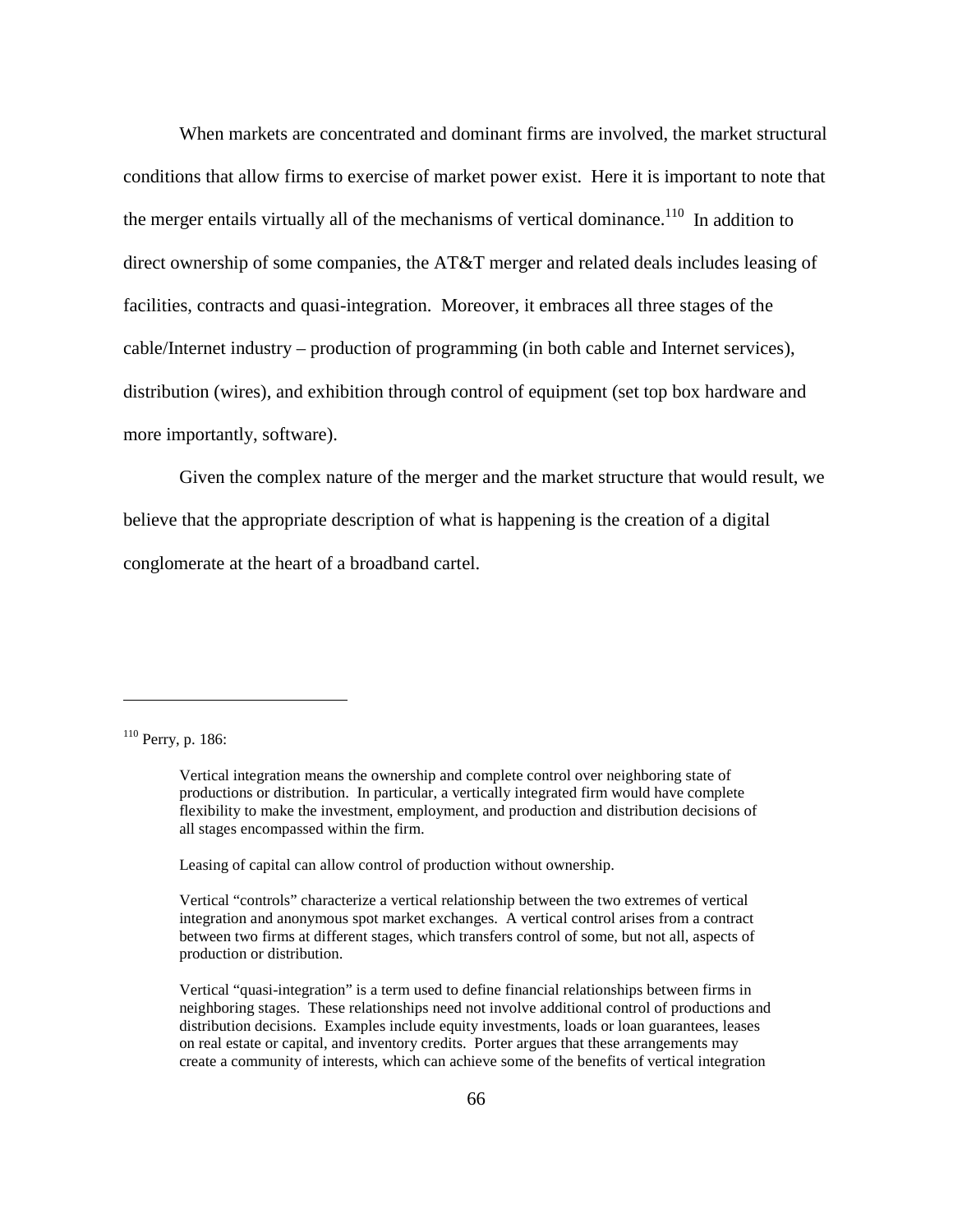When markets are concentrated and dominant firms are involved, the market structural conditions that allow firms to exercise of market power exist. Here it is important to note that the merger entails virtually all of the mechanisms of vertical dominance.[110] In addition to direct ownership of some companies, the AT&T merger and related deals includes leasing of facilities, contracts and quasi-integration. Moreover, it embraces all three stages of the cable/Internet industry – production of programming (in both cable and Internet services), distribution (wires), and exhibition through control of equipment (set top box hardware and more importantly, software).

Given the complex nature of the merger and the market structure that would result, we believe that the appropriate description of what is happening is the creation of a digital conglomerate at the heart of a broadband cartel.

---

[110] Perry, p. 186:

> Vertical integration means the ownership and complete control over neighboring state of productions or distribution. In particular, a vertically integrated firm would have complete flexibility to make the investment, employment, and production and distribution decisions of all stages encompassed within the firm.
>
> Leasing of capital can allow control of production without ownership.
>
> Vertical "controls" characterize a vertical relationship between the two extremes of vertical integration and anonymous spot market exchanges. A vertical control arises from a contract between two firms at different stages, which transfers control of some, but not all, aspects of production or distribution.
>
> Vertical "quasi-integration" is a term used to define financial relationships between firms in neighboring stages. These relationships need not involve additional control of productions and distribution decisions. Examples include equity investments, loads or loan guarantees, leases on real estate or capital, and inventory credits. Porter argues that these arrangements may create a community of interests, which can achieve some of the benefits of vertical integration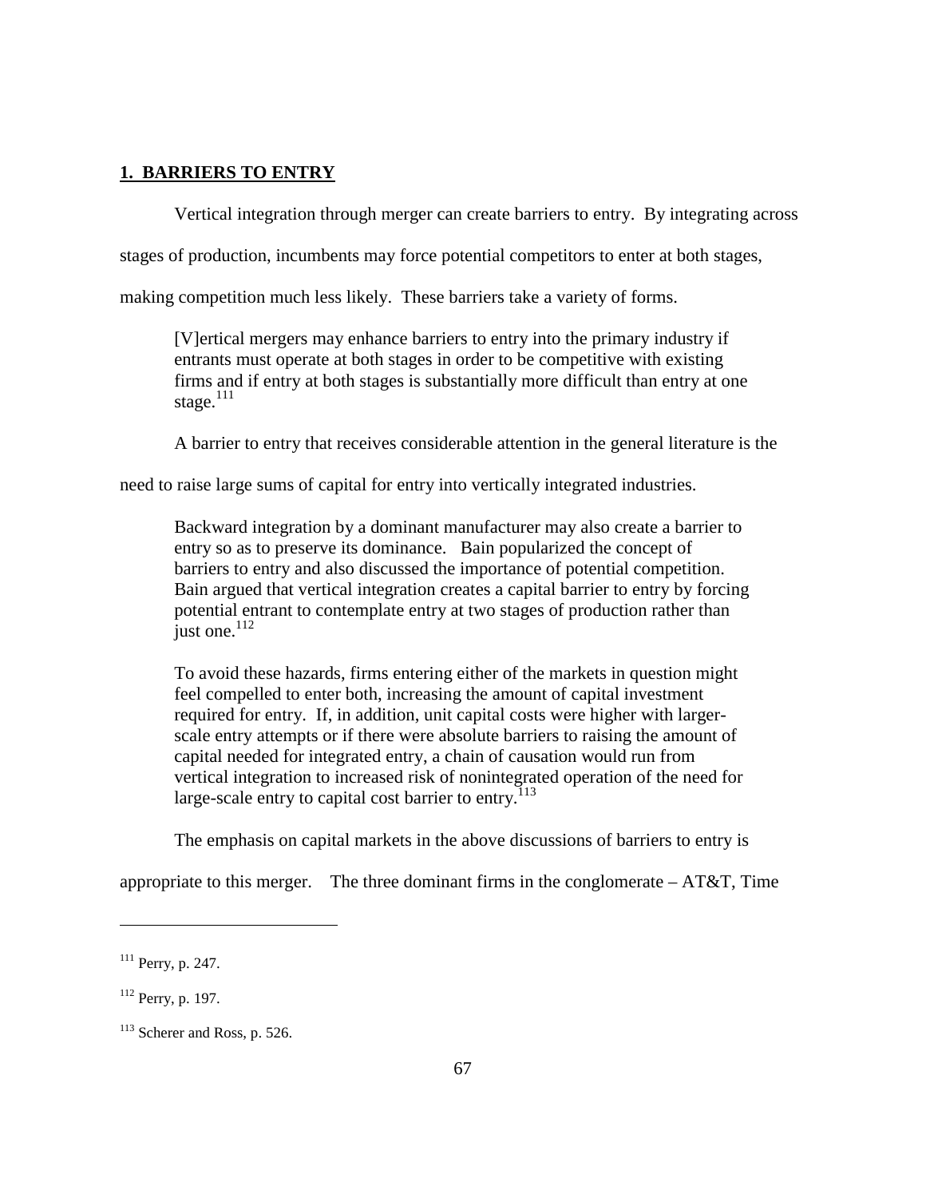## 1. BARRIERS TO ENTRY

Vertical integration through merger can create barriers to entry. By integrating across stages of production, incumbents may force potential competitors to enter at both stages, making competition much less likely. These barriers take a variety of forms.

> [V]ertical mergers may enhance barriers to entry into the primary industry if entrants must operate at both stages in order to be competitive with existing firms and if entry at both stages is substantially more difficult than entry at one stage.[111]

A barrier to entry that receives considerable attention in the general literature is the need to raise large sums of capital for entry into vertically integrated industries.

> Backward integration by a dominant manufacturer may also create a barrier to entry so as to preserve its dominance. Bain popularized the concept of barriers to entry and also discussed the importance of potential competition. Bain argued that vertical integration creates a capital barrier to entry by forcing potential entrant to contemplate entry at two stages of production rather than just one.[112]

> To avoid these hazards, firms entering either of the markets in question might feel compelled to enter both, increasing the amount of capital investment required for entry. If, in addition, unit capital costs were higher with larger-scale entry attempts or if there were absolute barriers to raising the amount of capital needed for integrated entry, a chain of causation would run from vertical integration to increased risk of nonintegrated operation of the need for large-scale entry to capital cost barrier to entry.[113]

The emphasis on capital markets in the above discussions of barriers to entry is appropriate to this merger. The three dominant firms in the conglomerate – AT&T, Time

---

[111] Perry, p. 247.

[112] Perry, p. 197.

[113] Scherer and Ross, p. 526.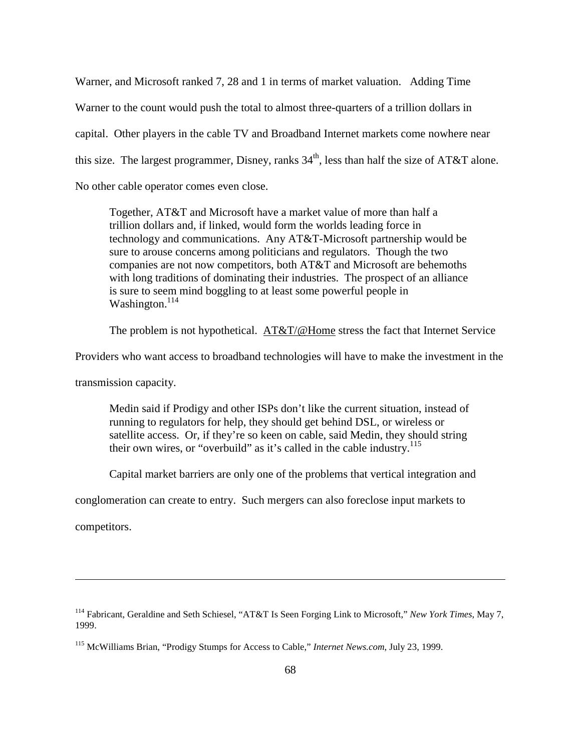Warner, and Microsoft ranked 7, 28 and 1 in terms of market valuation. Adding Time Warner to the count would push the total to almost three-quarters of a trillion dollars in capital. Other players in the cable TV and Broadband Internet markets come nowhere near this size. The largest programmer, Disney, ranks 34th, less than half the size of AT&T alone. No other cable operator comes even close.

> Together, AT&T and Microsoft have a market value of more than half a trillion dollars and, if linked, would form the worlds leading force in technology and communications. Any AT&T-Microsoft partnership would be sure to arouse concerns among politicians and regulators. Though the two companies are not now competitors, both AT&T and Microsoft are behemoths with long traditions of dominating their industries. The prospect of an alliance is sure to seem mind boggling to at least some powerful people in Washington.[114]

The problem is not hypothetical. AT&T/@Home stress the fact that Internet Service Providers who want access to broadband technologies will have to make the investment in the transmission capacity.

> Medin said if Prodigy and other ISPs don't like the current situation, instead of running to regulators for help, they should get behind DSL, or wireless or satellite access. Or, if they're so keen on cable, said Medin, they should string their own wires, or "overbuild" as it's called in the cable industry.[115]

Capital market barriers are only one of the problems that vertical integration and conglomeration can create to entry. Such mergers can also foreclose input markets to competitors.

---

[114] Fabricant, Geraldine and Seth Schiesel, "AT&T Is Seen Forging Link to Microsoft," *New York Times*, May 7, 1999.

[115] McWilliams Brian, "Prodigy Stumps for Access to Cable," *Internet News.com*, July 23, 1999.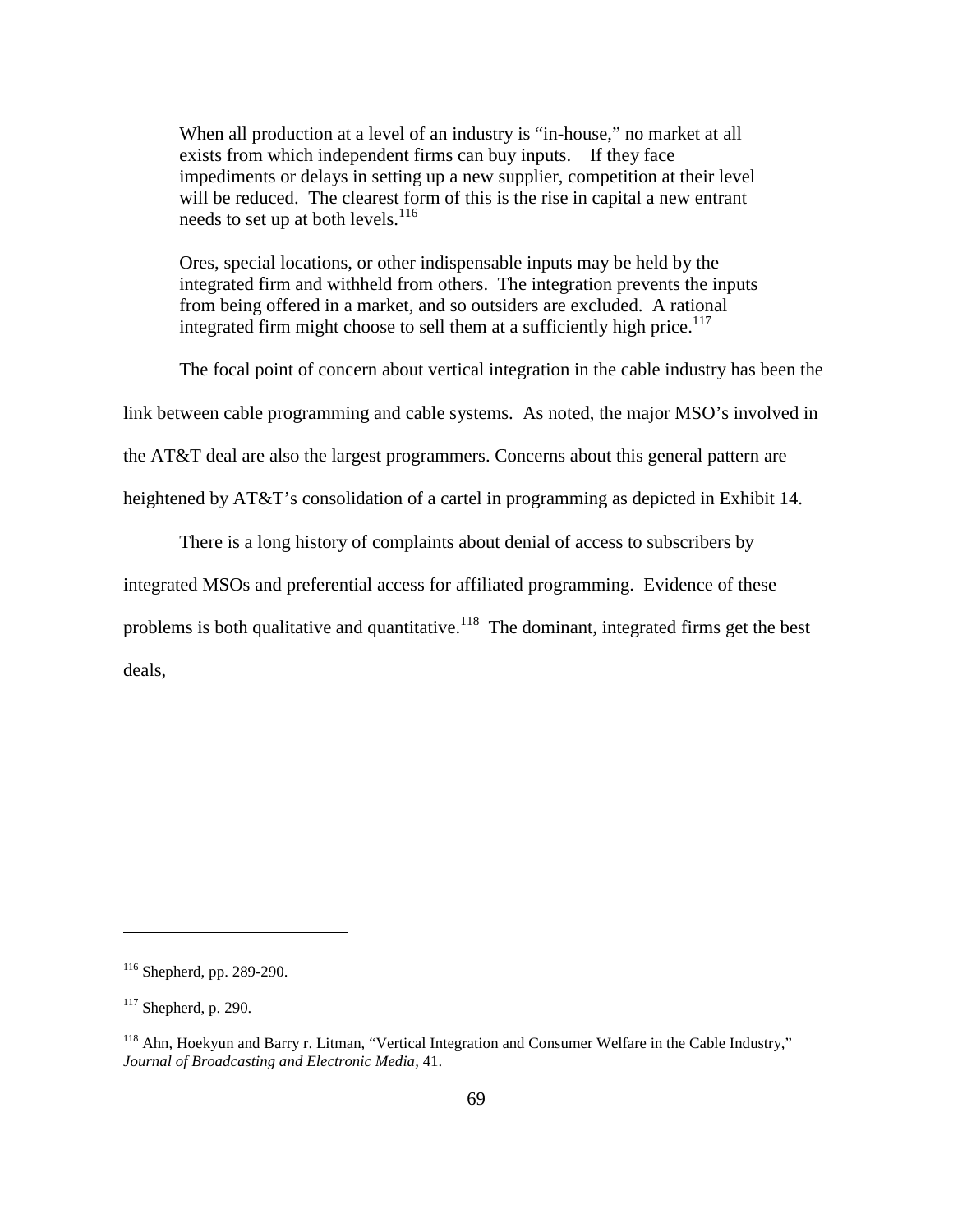> When all production at a level of an industry is "in-house," no market at all exists from which independent firms can buy inputs. If they face impediments or delays in setting up a new supplier, competition at their level will be reduced. The clearest form of this is the rise in capital a new entrant needs to set up at both levels.[116]
>
> Ores, special locations, or other indispensable inputs may be held by the integrated firm and withheld from others. The integration prevents the inputs from being offered in a market, and so outsiders are excluded. A rational integrated firm might choose to sell them at a sufficiently high price.[117]

The focal point of concern about vertical integration in the cable industry has been the link between cable programming and cable systems. As noted, the major MSO's involved in the AT&T deal are also the largest programmers. Concerns about this general pattern are heightened by AT&T's consolidation of a cartel in programming as depicted in Exhibit 14.

There is a long history of complaints about denial of access to subscribers by integrated MSOs and preferential access for affiliated programming. Evidence of these problems is both qualitative and quantitative.[118] The dominant, integrated firms get the best deals,

---

[116] Shepherd, pp. 289-290.

[117] Shepherd, p. 290.

[118] Ahn, Hoekyun and Barry r. Litman, "Vertical Integration and Consumer Welfare in the Cable Industry," *Journal of Broadcasting and Electronic Media,* 41.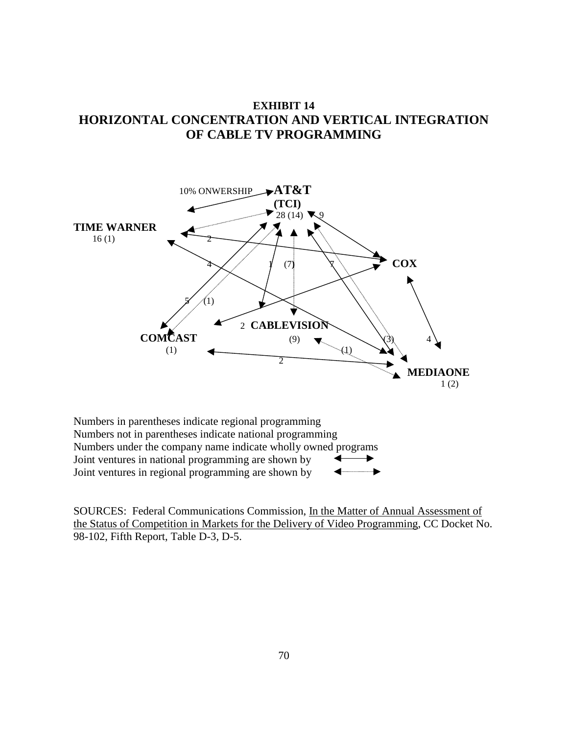**EXHIBIT 14**

## HORIZONTAL CONCENTRATION AND VERTICAL INTEGRATION OF CABLE TV PROGRAMMING

10% ONWERSHIP

**AT&T (TCI)**
28 (14)

**TIME WARNER**
16 (1)

**COX**

**CABLEVISION**
(9)

**COMCAST**
(1)

**MEDIAONE**
1 (2)

9 2 4 1 (7) 7 5 (1) 2 (3) 4 (1) 2

Numbers in parentheses indicate regional programming
Numbers not in parentheses indicate national programming
Numbers under the company name indicate wholly owned programs
Joint ventures in national programming are shown by ◄——►
Joint ventures in regional programming are shown by ◄·········►

SOURCES: Federal Communications Commission, In the Matter of Annual Assessment of the Status of Competition in Markets for the Delivery of Video Programming, CC Docket No. 98-102, Fifth Report, Table D-3, D-5.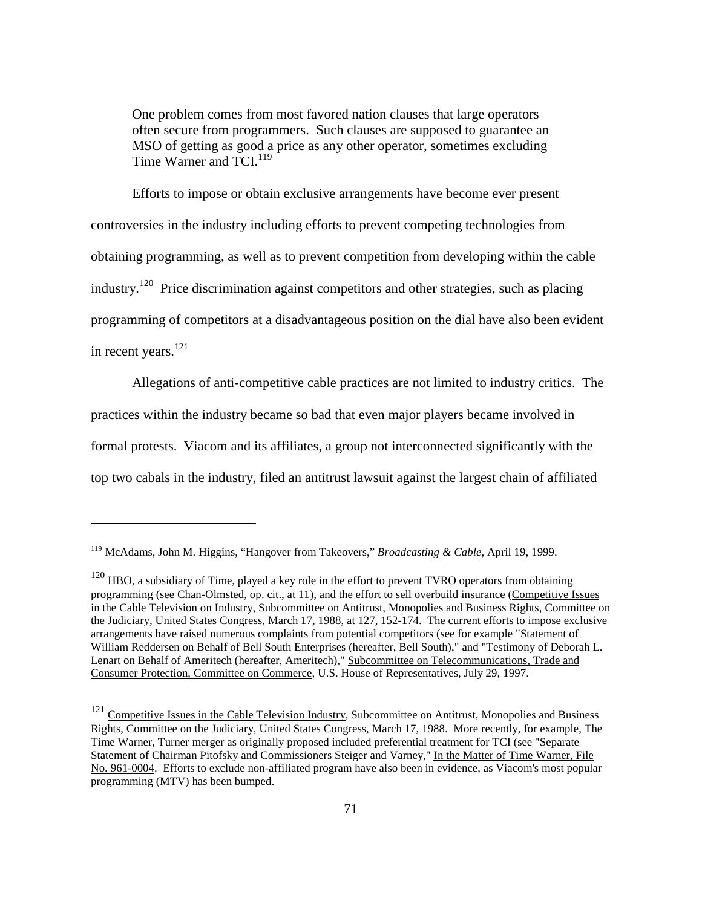> One problem comes from most favored nation clauses that large operators often secure from programmers. Such clauses are supposed to guarantee an MSO of getting as good a price as any other operator, sometimes excluding Time Warner and TCI.[119]

Efforts to impose or obtain exclusive arrangements have become ever present controversies in the industry including efforts to prevent competing technologies from obtaining programming, as well as to prevent competition from developing within the cable industry.[120] Price discrimination against competitors and other strategies, such as placing programming of competitors at a disadvantageous position on the dial have also been evident in recent years.[121]

Allegations of anti-competitive cable practices are not limited to industry critics. The practices within the industry became so bad that even major players became involved in formal protests. Viacom and its affiliates, a group not interconnected significantly with the top two cabals in the industry, filed an antitrust lawsuit against the largest chain of affiliated

---

[119] McAdams, John M. Higgins, "Hangover from Takeovers," *Broadcasting & Cable*, April 19, 1999.

[120] HBO, a subsidiary of Time, played a key role in the effort to prevent TVRO operators from obtaining programming (see Chan-Olmsted, op. cit., at 11), and the effort to sell overbuild insurance (Competitive Issues in the Cable Television on Industry, Subcommittee on Antitrust, Monopolies and Business Rights, Committee on the Judiciary, United States Congress, March 17, 1988, at 127, 152-174. The current efforts to impose exclusive arrangements have raised numerous complaints from potential competitors (see for example "Statement of William Reddersen on Behalf of Bell South Enterprises (hereafter, Bell South)," and "Testimony of Deborah L. Lenart on Behalf of Ameritech (hereafter, Ameritech)," Subcommittee on Telecommunications, Trade and Consumer Protection, Committee on Commerce, U.S. House of Representatives, July 29, 1997.

[121] Competitive Issues in the Cable Television Industry, Subcommittee on Antitrust, Monopolies and Business Rights, Committee on the Judiciary, United States Congress, March 17, 1988. More recently, for example, The Time Warner, Turner merger as originally proposed included preferential treatment for TCI (see "Separate Statement of Chairman Pitofsky and Commissioners Steiger and Varney," In the Matter of Time Warner, File No. 961-0004. Efforts to exclude non-affiliated program have also been in evidence, as Viacom's most popular programming (MTV) has been bumped.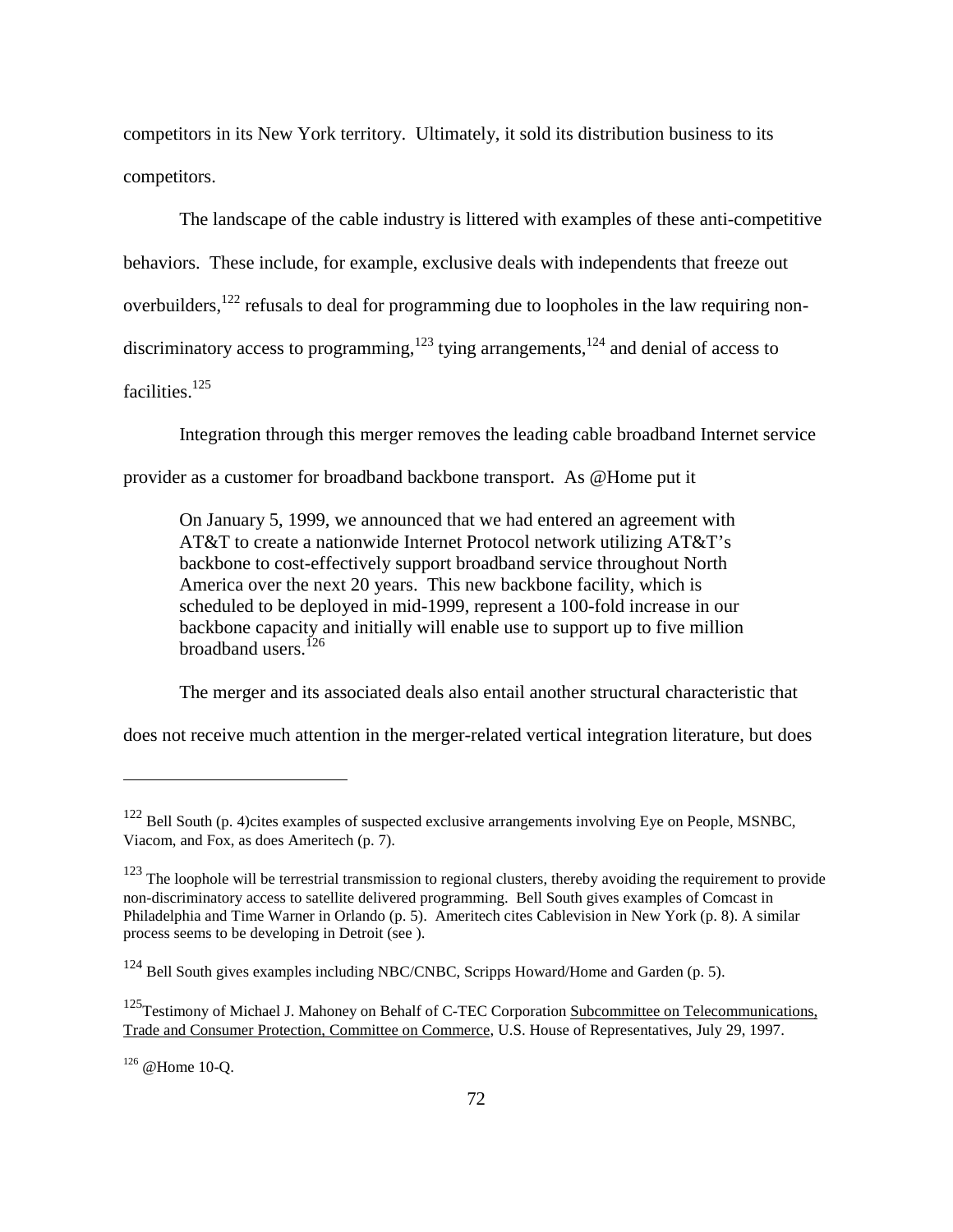competitors in its New York territory. Ultimately, it sold its distribution business to its competitors.

The landscape of the cable industry is littered with examples of these anti-competitive behaviors. These include, for example, exclusive deals with independents that freeze out overbuilders,[122] refusals to deal for programming due to loopholes in the law requiring non-discriminatory access to programming,[123] tying arrangements,[124] and denial of access to facilities.[125]

Integration through this merger removes the leading cable broadband Internet service provider as a customer for broadband backbone transport. As @Home put it

> On January 5, 1999, we announced that we had entered an agreement with AT&T to create a nationwide Internet Protocol network utilizing AT&T's backbone to cost-effectively support broadband service throughout North America over the next 20 years. This new backbone facility, which is scheduled to be deployed in mid-1999, represent a 100-fold increase in our backbone capacity and initially will enable use to support up to five million broadband users.[126]

The merger and its associated deals also entail another structural characteristic that does not receive much attention in the merger-related vertical integration literature, but does

---

[122] Bell South (p. 4)cites examples of suspected exclusive arrangements involving Eye on People, MSNBC, Viacom, and Fox, as does Ameritech (p. 7).

[123] The loophole will be terrestrial transmission to regional clusters, thereby avoiding the requirement to provide non-discriminatory access to satellite delivered programming. Bell South gives examples of Comcast in Philadelphia and Time Warner in Orlando (p. 5). Ameritech cites Cablevision in New York (p. 8). A similar process seems to be developing in Detroit (see ).

[124] Bell South gives examples including NBC/CNBC, Scripps Howard/Home and Garden (p. 5).

[125] Testimony of Michael J. Mahoney on Behalf of C-TEC Corporation <u>Subcommittee on Telecommunications, Trade and Consumer Protection, Committee on Commerce</u>, U.S. House of Representatives, July 29, 1997.

[126] @Home 10-Q.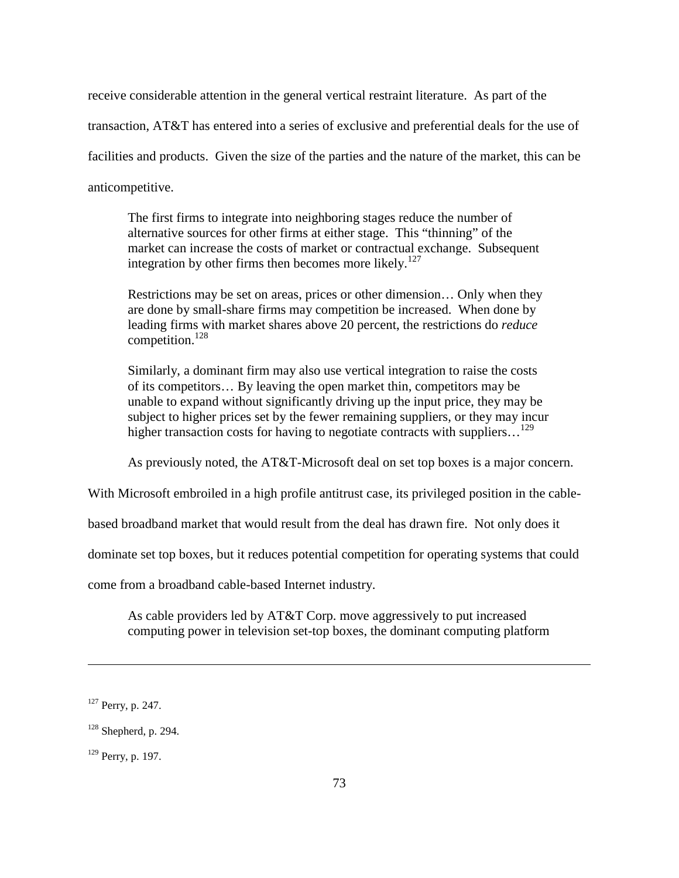receive considerable attention in the general vertical restraint literature. As part of the transaction, AT&T has entered into a series of exclusive and preferential deals for the use of facilities and products. Given the size of the parties and the nature of the market, this can be anticompetitive.

> The first firms to integrate into neighboring stages reduce the number of alternative sources for other firms at either stage. This "thinning" of the market can increase the costs of market or contractual exchange. Subsequent integration by other firms then becomes more likely.[127]

> Restrictions may be set on areas, prices or other dimension… Only when they are done by small-share firms may competition be increased. When done by leading firms with market shares above 20 percent, the restrictions do *reduce* competition.[128]

> Similarly, a dominant firm may also use vertical integration to raise the costs of its competitors… By leaving the open market thin, competitors may be unable to expand without significantly driving up the input price, they may be subject to higher prices set by the fewer remaining suppliers, or they may incur higher transaction costs for having to negotiate contracts with suppliers…[129]

As previously noted, the AT&T-Microsoft deal on set top boxes is a major concern. With Microsoft embroiled in a high profile antitrust case, its privileged position in the cable-based broadband market that would result from the deal has drawn fire. Not only does it dominate set top boxes, but it reduces potential competition for operating systems that could come from a broadband cable-based Internet industry.

> As cable providers led by AT&T Corp. move aggressively to put increased computing power in television set-top boxes, the dominant computing platform

---

[127] Perry, p. 247.

[128] Shepherd, p. 294.

[129] Perry, p. 197.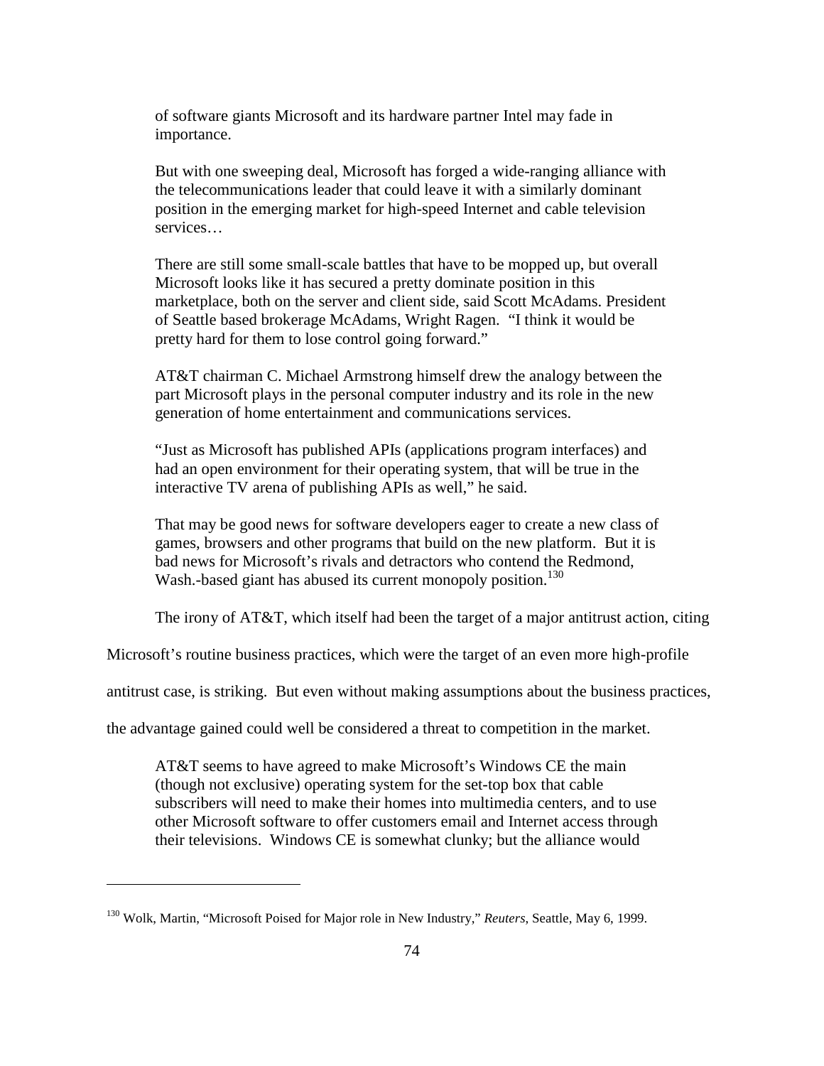> of software giants Microsoft and its hardware partner Intel may fade in importance.
>
> But with one sweeping deal, Microsoft has forged a wide-ranging alliance with the telecommunications leader that could leave it with a similarly dominant position in the emerging market for high-speed Internet and cable television services…
>
> There are still some small-scale battles that have to be mopped up, but overall Microsoft looks like it has secured a pretty dominate position in this marketplace, both on the server and client side, said Scott McAdams. President of Seattle based brokerage McAdams, Wright Ragen. "I think it would be pretty hard for them to lose control going forward."
>
> AT&T chairman C. Michael Armstrong himself drew the analogy between the part Microsoft plays in the personal computer industry and its role in the new generation of home entertainment and communications services.
>
> "Just as Microsoft has published APIs (applications program interfaces) and had an open environment for their operating system, that will be true in the interactive TV arena of publishing APIs as well," he said.
>
> That may be good news for software developers eager to create a new class of games, browsers and other programs that build on the new platform. But it is bad news for Microsoft's rivals and detractors who contend the Redmond, Wash.-based giant has abused its current monopoly position.[130]

The irony of AT&T, which itself had been the target of a major antitrust action, citing Microsoft's routine business practices, which were the target of an even more high-profile antitrust case, is striking. But even without making assumptions about the business practices, the advantage gained could well be considered a threat to competition in the market.

> AT&T seems to have agreed to make Microsoft's Windows CE the main (though not exclusive) operating system for the set-top box that cable subscribers will need to make their homes into multimedia centers, and to use other Microsoft software to offer customers email and Internet access through their televisions. Windows CE is somewhat clunky; but the alliance would

[130] Wolk, Martin, "Microsoft Poised for Major role in New Industry," *Reuters*, Seattle, May 6, 1999.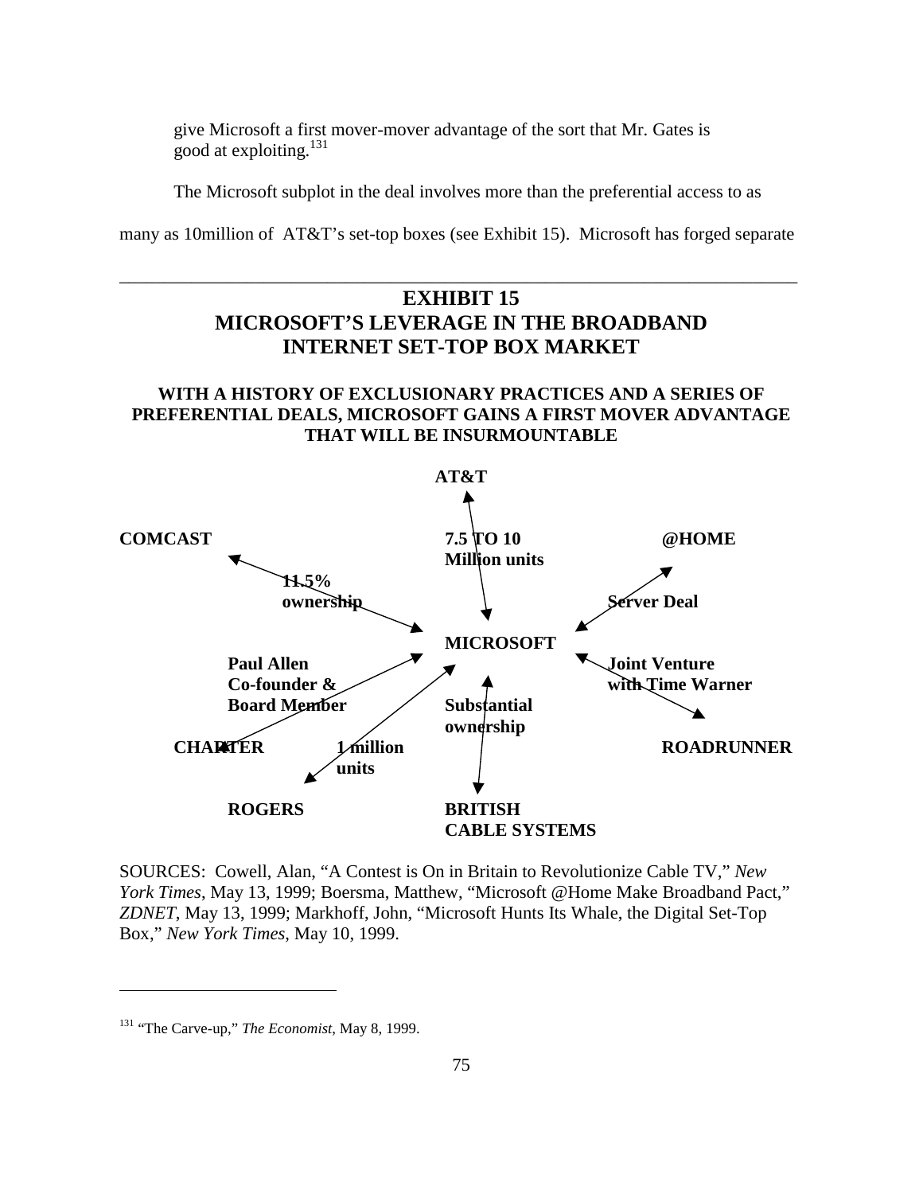give Microsoft a first mover-mover advantage of the sort that Mr. Gates is good at exploiting.[131]

The Microsoft subplot in the deal involves more than the preferential access to as many as 10million of AT&T's set-top boxes (see Exhibit 15). Microsoft has forged separate

---

## EXHIBIT 15
## MICROSOFT'S LEVERAGE IN THE BROADBAND INTERNET SET-TOP BOX MARKET

### WITH A HISTORY OF EXCLUSIONARY PRACTICES AND A SERIES OF PREFERENTIAL DEALS, MICROSOFT GAINS A FIRST MOVER ADVANTAGE THAT WILL BE INSURMOUNTABLE

**AT&T**

**COMCAST** — **11.5% ownership**

**7.5 TO 10 Million units**

**@HOME** — **Server Deal**

**MICROSOFT**

**Paul Allen Co-founder & Board Member**

**Joint Venture with Time Warner**

**Substantial ownership**

**CHARTER**

**1 million units**

**ROADRUNNER**

**ROGERS**

**BRITISH CABLE SYSTEMS**

SOURCES: Cowell, Alan, "A Contest is On in Britain to Revolutionize Cable TV," *New York Times*, May 13, 1999; Boersma, Matthew, "Microsoft @Home Make Broadband Pact," *ZDNET*, May 13, 1999; Markhoff, John, "Microsoft Hunts Its Whale, the Digital Set-Top Box," *New York Times*, May 10, 1999.

---

[131] "The Carve-up," *The Economist*, May 8, 1999.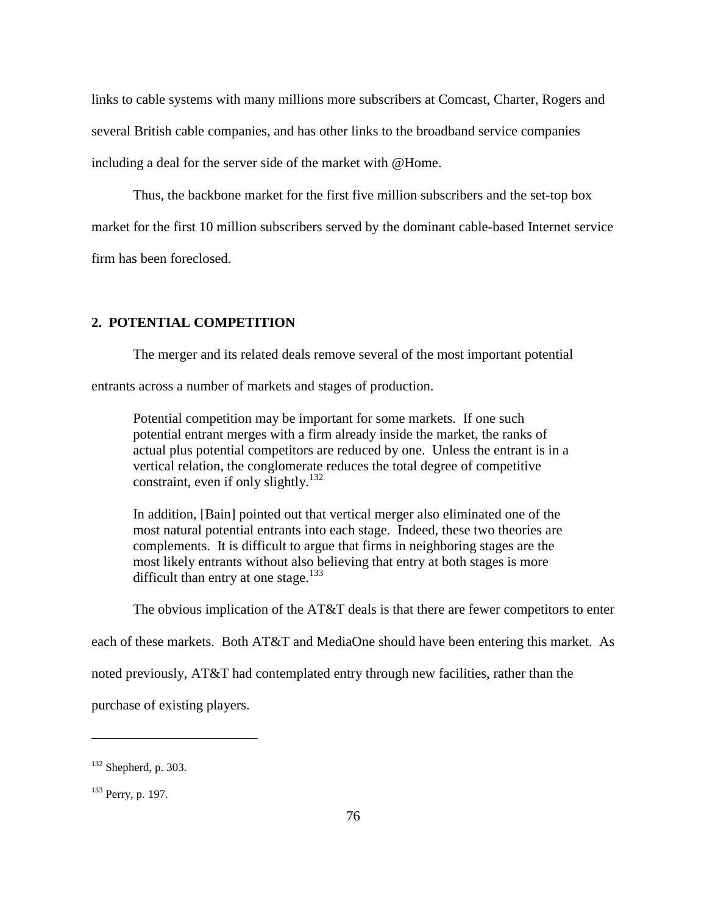links to cable systems with many millions more subscribers at Comcast, Charter, Rogers and several British cable companies, and has other links to the broadband service companies including a deal for the server side of the market with @Home.

Thus, the backbone market for the first five million subscribers and the set-top box market for the first 10 million subscribers served by the dominant cable-based Internet service firm has been foreclosed.

## 2. POTENTIAL COMPETITION

The merger and its related deals remove several of the most important potential entrants across a number of markets and stages of production.

> Potential competition may be important for some markets. If one such potential entrant merges with a firm already inside the market, the ranks of actual plus potential competitors are reduced by one. Unless the entrant is in a vertical relation, the conglomerate reduces the total degree of competitive constraint, even if only slightly.[132]
>
> In addition, [Bain] pointed out that vertical merger also eliminated one of the most natural potential entrants into each stage. Indeed, these two theories are complements. It is difficult to argue that firms in neighboring stages are the most likely entrants without also believing that entry at both stages is more difficult than entry at one stage.[133]

The obvious implication of the AT&T deals is that there are fewer competitors to enter each of these markets. Both AT&T and MediaOne should have been entering this market. As noted previously, AT&T had contemplated entry through new facilities, rather than the purchase of existing players.

---

[132] Shepherd, p. 303.

[133] Perry, p. 197.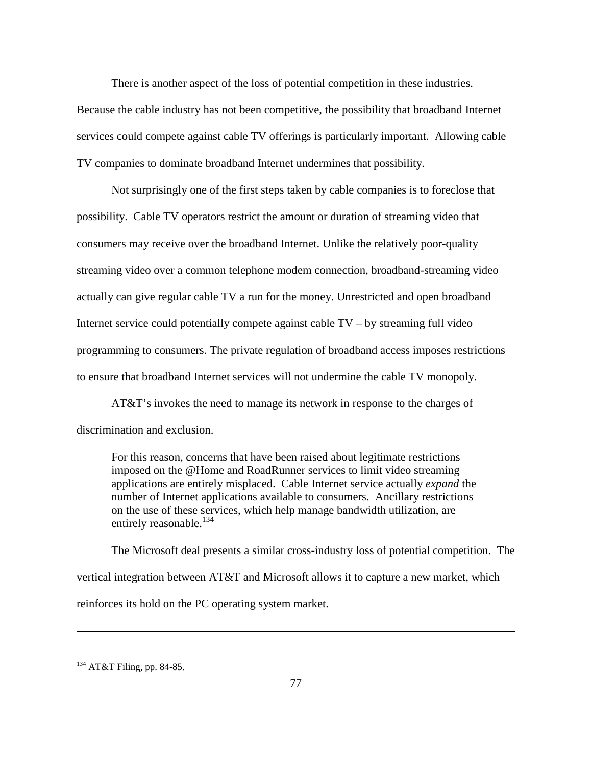There is another aspect of the loss of potential competition in these industries. Because the cable industry has not been competitive, the possibility that broadband Internet services could compete against cable TV offerings is particularly important. Allowing cable TV companies to dominate broadband Internet undermines that possibility.

Not surprisingly one of the first steps taken by cable companies is to foreclose that possibility. Cable TV operators restrict the amount or duration of streaming video that consumers may receive over the broadband Internet. Unlike the relatively poor-quality streaming video over a common telephone modem connection, broadband-streaming video actually can give regular cable TV a run for the money. Unrestricted and open broadband Internet service could potentially compete against cable TV – by streaming full video programming to consumers. The private regulation of broadband access imposes restrictions to ensure that broadband Internet services will not undermine the cable TV monopoly.

AT&T's invokes the need to manage its network in response to the charges of discrimination and exclusion.

> For this reason, concerns that have been raised about legitimate restrictions imposed on the @Home and RoadRunner services to limit video streaming applications are entirely misplaced. Cable Internet service actually *expand* the number of Internet applications available to consumers. Ancillary restrictions on the use of these services, which help manage bandwidth utilization, are entirely reasonable.[134]

The Microsoft deal presents a similar cross-industry loss of potential competition. The vertical integration between AT&T and Microsoft allows it to capture a new market, which reinforces its hold on the PC operating system market.

---

[134] AT&T Filing, pp. 84-85.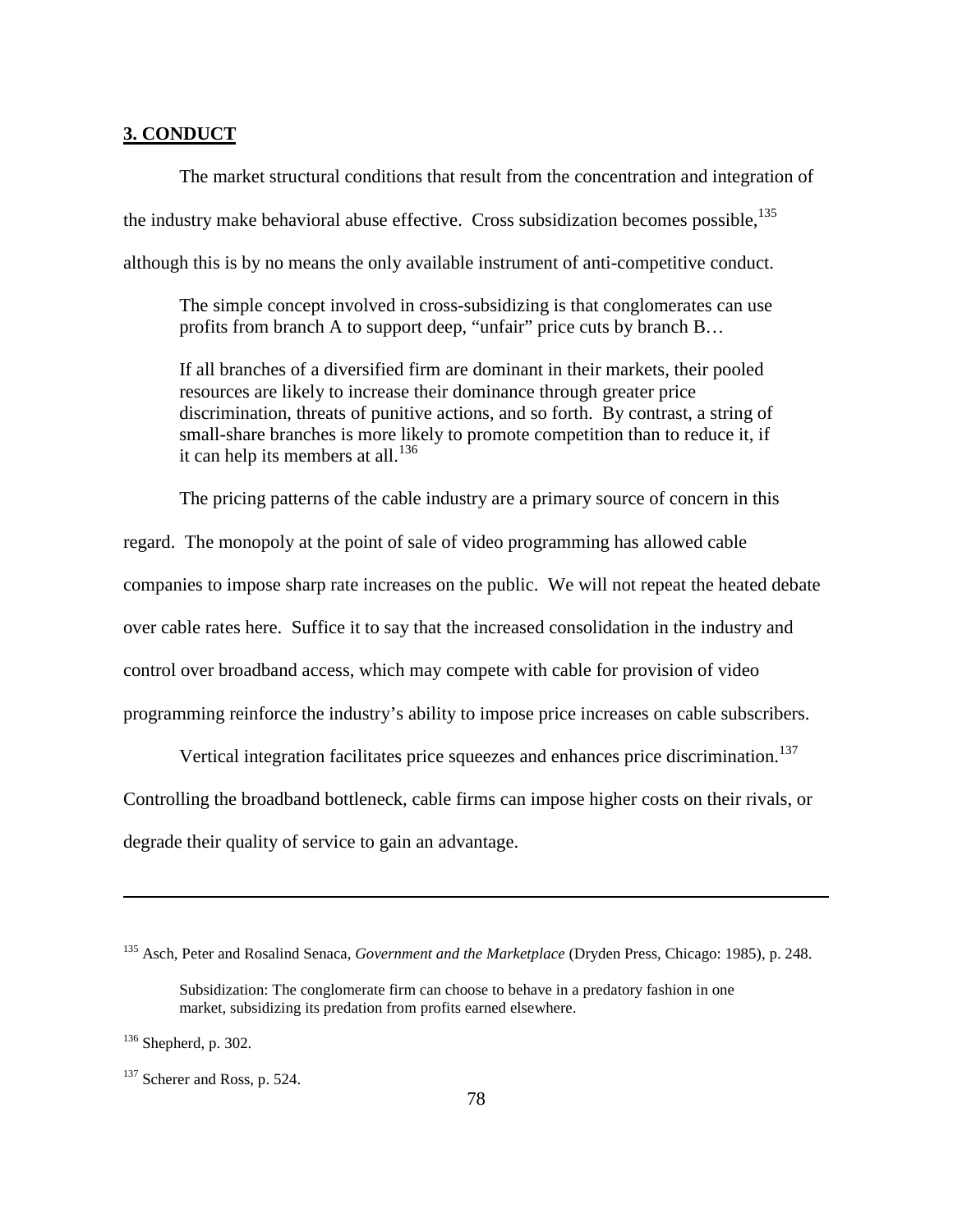## **3. CONDUCT**

The market structural conditions that result from the concentration and integration of the industry make behavioral abuse effective. Cross subsidization becomes possible,[135] although this is by no means the only available instrument of anti-competitive conduct.

> The simple concept involved in cross-subsidizing is that conglomerates can use profits from branch A to support deep, "unfair" price cuts by branch B…
>
> If all branches of a diversified firm are dominant in their markets, their pooled resources are likely to increase their dominance through greater price discrimination, threats of punitive actions, and so forth. By contrast, a string of small-share branches is more likely to promote competition than to reduce it, if it can help its members at all.[136]

The pricing patterns of the cable industry are a primary source of concern in this regard. The monopoly at the point of sale of video programming has allowed cable companies to impose sharp rate increases on the public. We will not repeat the heated debate over cable rates here. Suffice it to say that the increased consolidation in the industry and control over broadband access, which may compete with cable for provision of video programming reinforce the industry's ability to impose price increases on cable subscribers.

Vertical integration facilitates price squeezes and enhances price discrimination.[137] Controlling the broadband bottleneck, cable firms can impose higher costs on their rivals, or degrade their quality of service to gain an advantage.

---

[135] Asch, Peter and Rosalind Senaca, *Government and the Marketplace* (Dryden Press, Chicago: 1985), p. 248.

> Subsidization: The conglomerate firm can choose to behave in a predatory fashion in one market, subsidizing its predation from profits earned elsewhere.

[136] Shepherd, p. 302.

[137] Scherer and Ross, p. 524.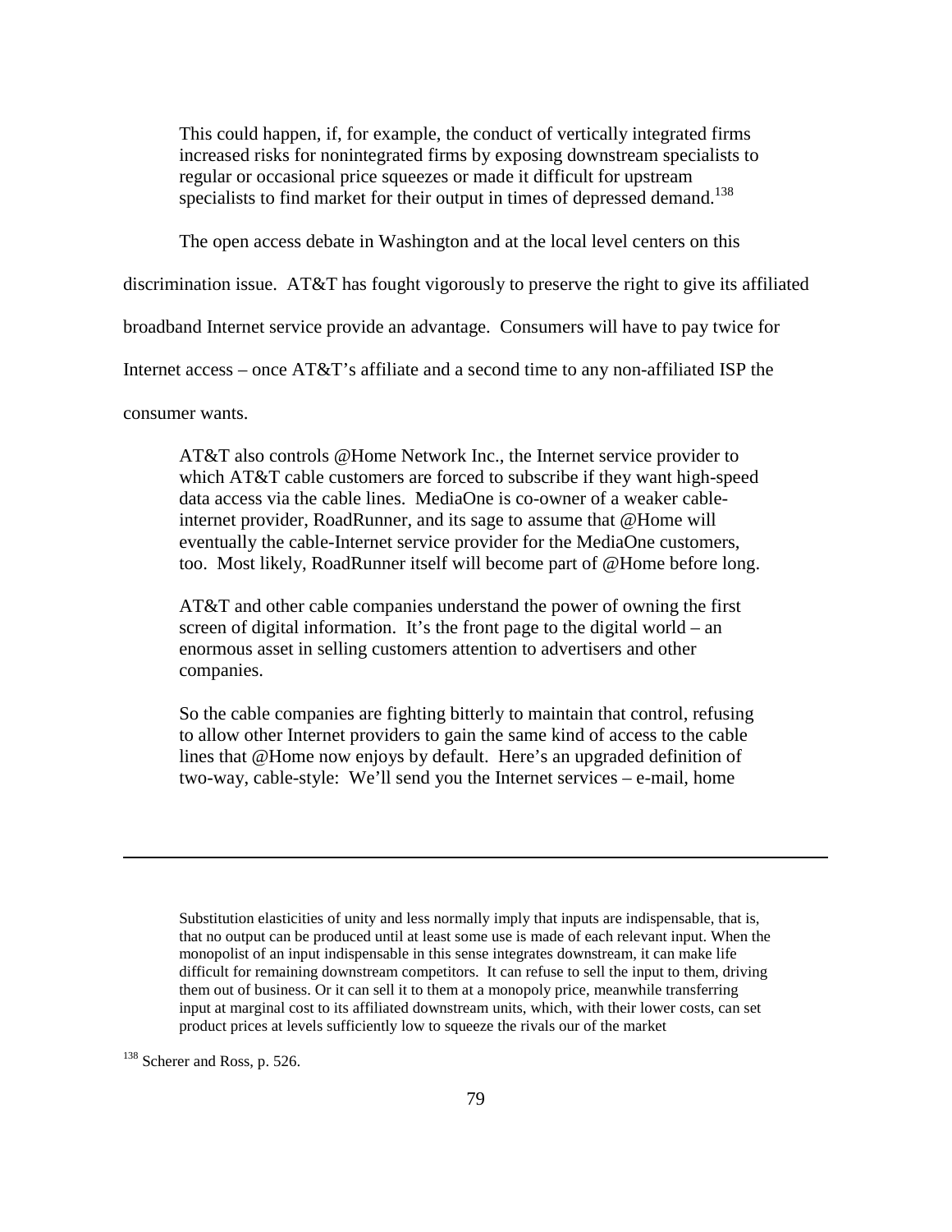> This could happen, if, for example, the conduct of vertically integrated firms increased risks for nonintegrated firms by exposing downstream specialists to regular or occasional price squeezes or made it difficult for upstream specialists to find market for their output in times of depressed demand.[138]

The open access debate in Washington and at the local level centers on this discrimination issue. AT&T has fought vigorously to preserve the right to give its affiliated broadband Internet service provide an advantage. Consumers will have to pay twice for Internet access – once AT&T's affiliate and a second time to any non-affiliated ISP the consumer wants.

> AT&T also controls @Home Network Inc., the Internet service provider to which AT&T cable customers are forced to subscribe if they want high-speed data access via the cable lines. MediaOne is co-owner of a weaker cable-internet provider, RoadRunner, and its sage to assume that @Home will eventually the cable-Internet service provider for the MediaOne customers, too. Most likely, RoadRunner itself will become part of @Home before long.
>
> AT&T and other cable companies understand the power of owning the first screen of digital information. It's the front page to the digital world – an enormous asset in selling customers attention to advertisers and other companies.
>
> So the cable companies are fighting bitterly to maintain that control, refusing to allow other Internet providers to gain the same kind of access to the cable lines that @Home now enjoys by default. Here's an upgraded definition of two-way, cable-style: We'll send you the Internet services – e-mail, home

---

> Substitution elasticities of unity and less normally imply that inputs are indispensable, that is, that no output can be produced until at least some use is made of each relevant input. When the monopolist of an input indispensable in this sense integrates downstream, it can make life difficult for remaining downstream competitors. It can refuse to sell the input to them, driving them out of business. Or it can sell it to them at a monopoly price, meanwhile transferring input at marginal cost to its affiliated downstream units, which, with their lower costs, can set product prices at levels sufficiently low to squeeze the rivals our of the market

[138] Scherer and Ross, p. 526.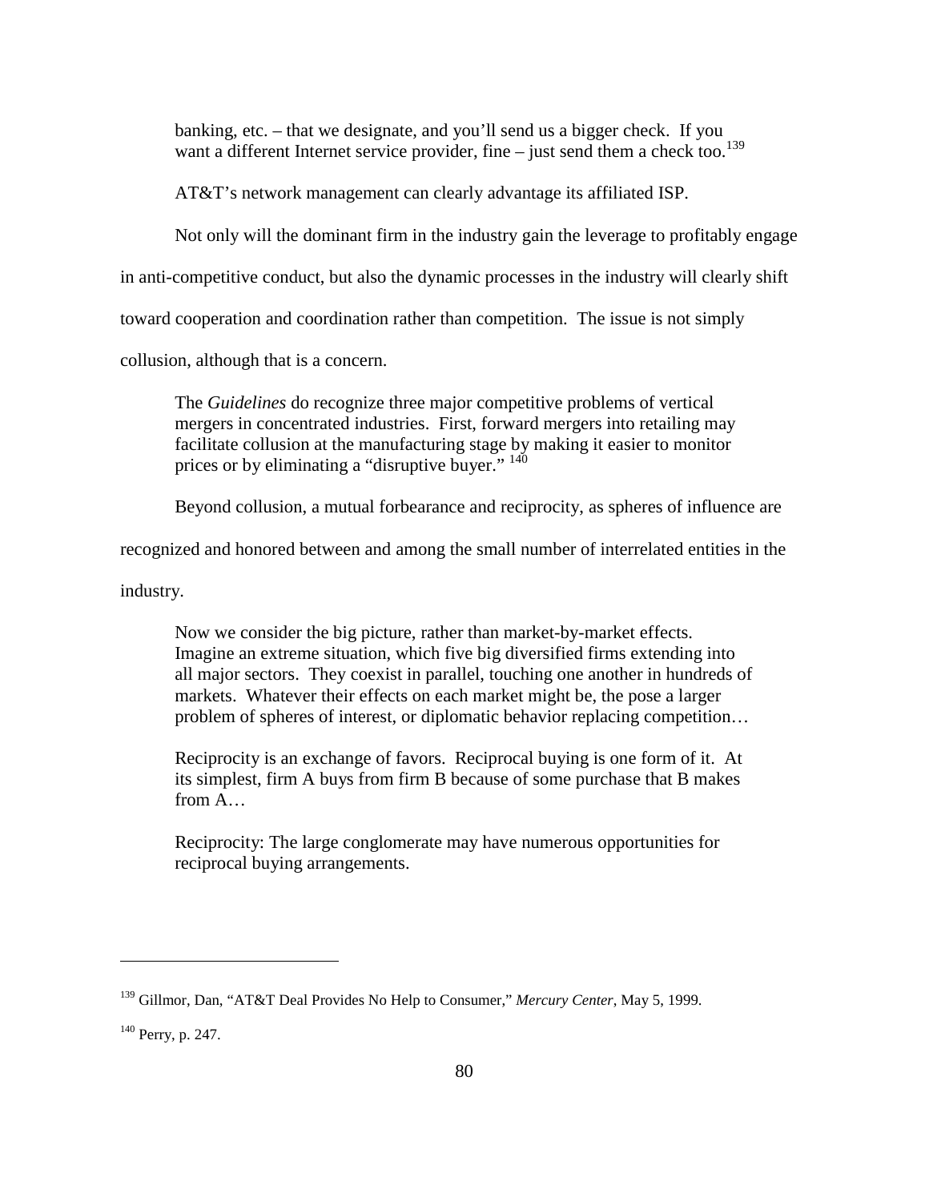> banking, etc. – that we designate, and you'll send us a bigger check. If you want a different Internet service provider, fine – just send them a check too.[139]

AT&T's network management can clearly advantage its affiliated ISP.

Not only will the dominant firm in the industry gain the leverage to profitably engage in anti-competitive conduct, but also the dynamic processes in the industry will clearly shift toward cooperation and coordination rather than competition. The issue is not simply collusion, although that is a concern.

> The *Guidelines* do recognize three major competitive problems of vertical mergers in concentrated industries. First, forward mergers into retailing may facilitate collusion at the manufacturing stage by making it easier to monitor prices or by eliminating a "disruptive buyer." [140]

Beyond collusion, a mutual forbearance and reciprocity, as spheres of influence are recognized and honored between and among the small number of interrelated entities in the industry.

> Now we consider the big picture, rather than market-by-market effects. Imagine an extreme situation, which five big diversified firms extending into all major sectors. They coexist in parallel, touching one another in hundreds of markets. Whatever their effects on each market might be, the pose a larger problem of spheres of interest, or diplomatic behavior replacing competition…
>
> Reciprocity is an exchange of favors. Reciprocal buying is one form of it. At its simplest, firm A buys from firm B because of some purchase that B makes from A…
>
> Reciprocity: The large conglomerate may have numerous opportunities for reciprocal buying arrangements.

---

[139] Gillmor, Dan, "AT&T Deal Provides No Help to Consumer," *Mercury Center*, May 5, 1999.

[140] Perry, p. 247.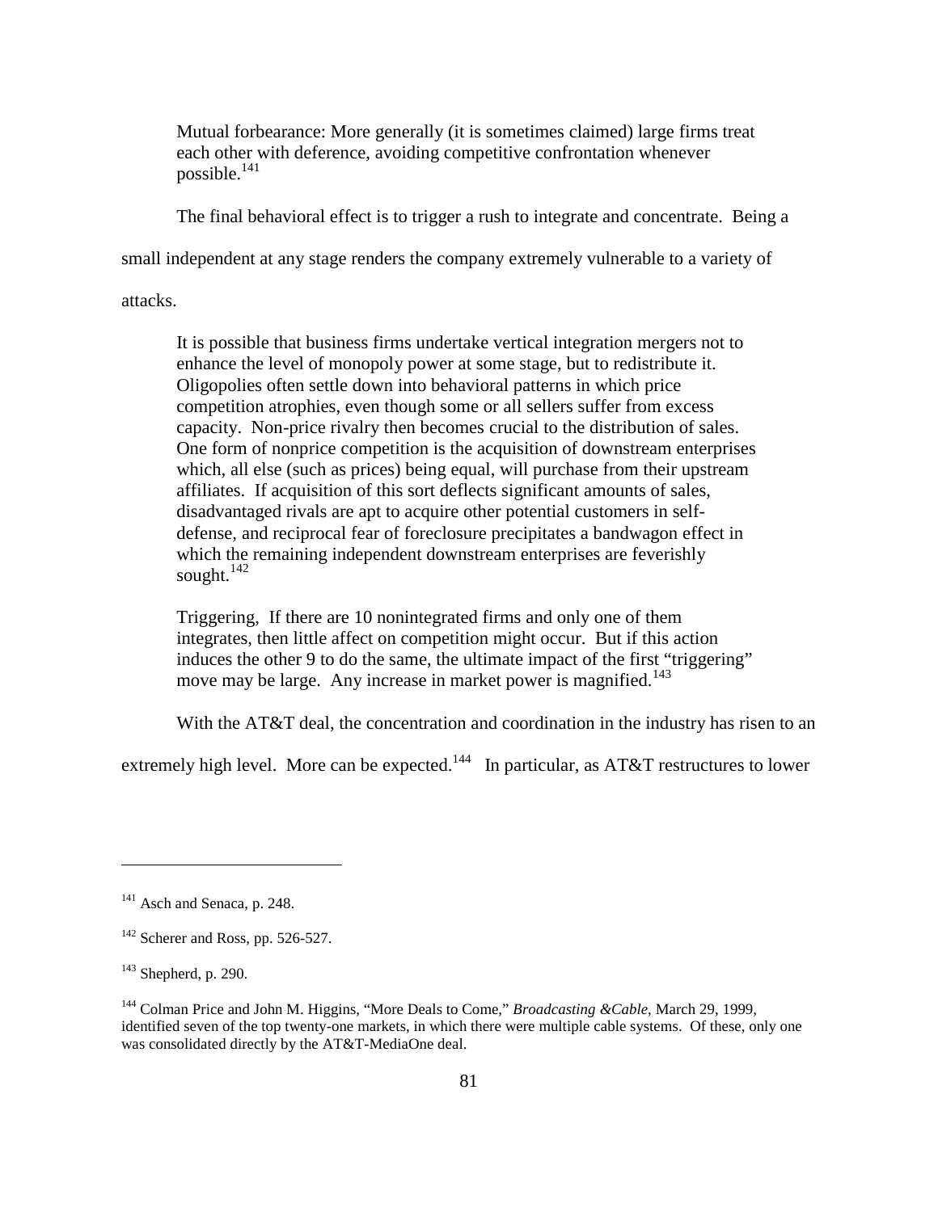> Mutual forbearance: More generally (it is sometimes claimed) large firms treat each other with deference, avoiding competitive confrontation whenever possible.[141]

The final behavioral effect is to trigger a rush to integrate and concentrate. Being a small independent at any stage renders the company extremely vulnerable to a variety of attacks.

> It is possible that business firms undertake vertical integration mergers not to enhance the level of monopoly power at some stage, but to redistribute it. Oligopolies often settle down into behavioral patterns in which price competition atrophies, even though some or all sellers suffer from excess capacity. Non-price rivalry then becomes crucial to the distribution of sales. One form of nonprice competition is the acquisition of downstream enterprises which, all else (such as prices) being equal, will purchase from their upstream affiliates. If acquisition of this sort deflects significant amounts of sales, disadvantaged rivals are apt to acquire other potential customers in self-defense, and reciprocal fear of foreclosure precipitates a bandwagon effect in which the remaining independent downstream enterprises are feverishly sought.[142]

> Triggering, If there are 10 nonintegrated firms and only one of them integrates, then little affect on competition might occur. But if this action induces the other 9 to do the same, the ultimate impact of the first "triggering" move may be large. Any increase in market power is magnified.[143]

With the AT&T deal, the concentration and coordination in the industry has risen to an extremely high level. More can be expected.[144] In particular, as AT&T restructures to lower

---

[141] Asch and Senaca, p. 248.

[142] Scherer and Ross, pp. 526-527.

[143] Shepherd, p. 290.

[144] Colman Price and John M. Higgins, "More Deals to Come," *Broadcasting &Cable*, March 29, 1999, identified seven of the top twenty-one markets, in which there were multiple cable systems. Of these, only one was consolidated directly by the AT&T-MediaOne deal.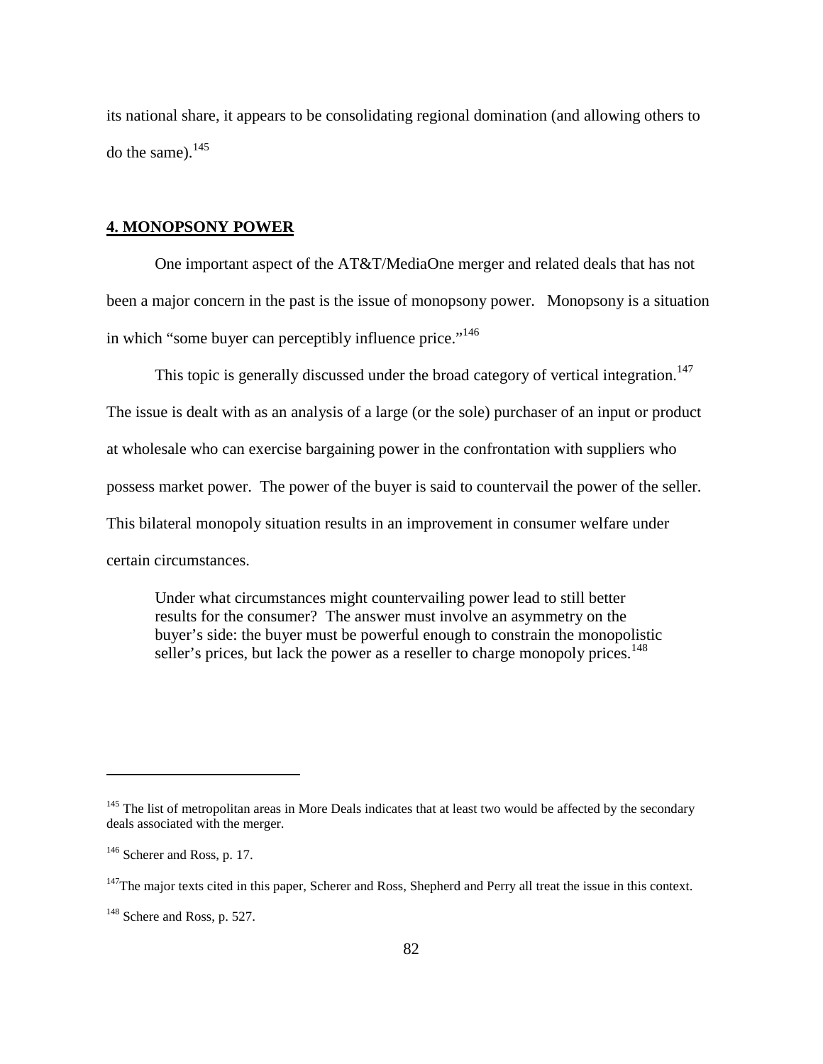its national share, it appears to be consolidating regional domination (and allowing others to do the same).[145]

## **4. MONOPSONY POWER**

One important aspect of the AT&T/MediaOne merger and related deals that has not been a major concern in the past is the issue of monopsony power. Monopsony is a situation in which "some buyer can perceptibly influence price."[146]

This topic is generally discussed under the broad category of vertical integration.[147] The issue is dealt with as an analysis of a large (or the sole) purchaser of an input or product at wholesale who can exercise bargaining power in the confrontation with suppliers who possess market power. The power of the buyer is said to countervail the power of the seller. This bilateral monopoly situation results in an improvement in consumer welfare under certain circumstances.

> Under what circumstances might countervailing power lead to still better results for the consumer? The answer must involve an asymmetry on the buyer's side: the buyer must be powerful enough to constrain the monopolistic seller's prices, but lack the power as a reseller to charge monopoly prices.[148]

---

[145] The list of metropolitan areas in More Deals indicates that at least two would be affected by the secondary deals associated with the merger.

[146] Scherer and Ross, p. 17.

[147] The major texts cited in this paper, Scherer and Ross, Shepherd and Perry all treat the issue in this context.

[148] Schere and Ross, p. 527.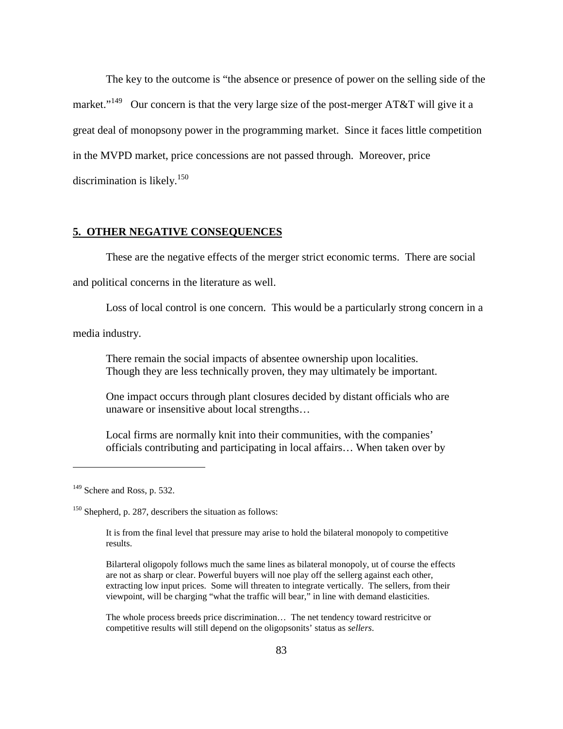The key to the outcome is "the absence or presence of power on the selling side of the market."[149] Our concern is that the very large size of the post-merger AT&T will give it a great deal of monopsony power in the programming market. Since it faces little competition in the MVPD market, price concessions are not passed through. Moreover, price discrimination is likely.[150]

## 5. OTHER NEGATIVE CONSEQUENCES

These are the negative effects of the merger strict economic terms. There are social and political concerns in the literature as well.

Loss of local control is one concern. This would be a particularly strong concern in a media industry.

> There remain the social impacts of absentee ownership upon localities. Though they are less technically proven, they may ultimately be important.
>
> One impact occurs through plant closures decided by distant officials who are unaware or insensitive about local strengths…
>
> Local firms are normally knit into their communities, with the companies' officials contributing and participating in local affairs… When taken over by

---

[149] Schere and Ross, p. 532.

[150] Shepherd, p. 287, describers the situation as follows:

> It is from the final level that pressure may arise to hold the bilateral monopoly to competitive results.
>
> Bilarteral oligopoly follows much the same lines as bilateral monopoly, ut of course the effects are not as sharp or clear. Powerful buyers will noe play off the sellerg against each other, extracting low input prices. Some will threaten to integrate vertically. The sellers, from their viewpoint, will be charging "what the traffic will bear," in line with demand elasticities.
>
> The whole process breeds price discrimination… The net tendency toward restricitve or competitive results will still depend on the oligopsonits' status as *sellers*.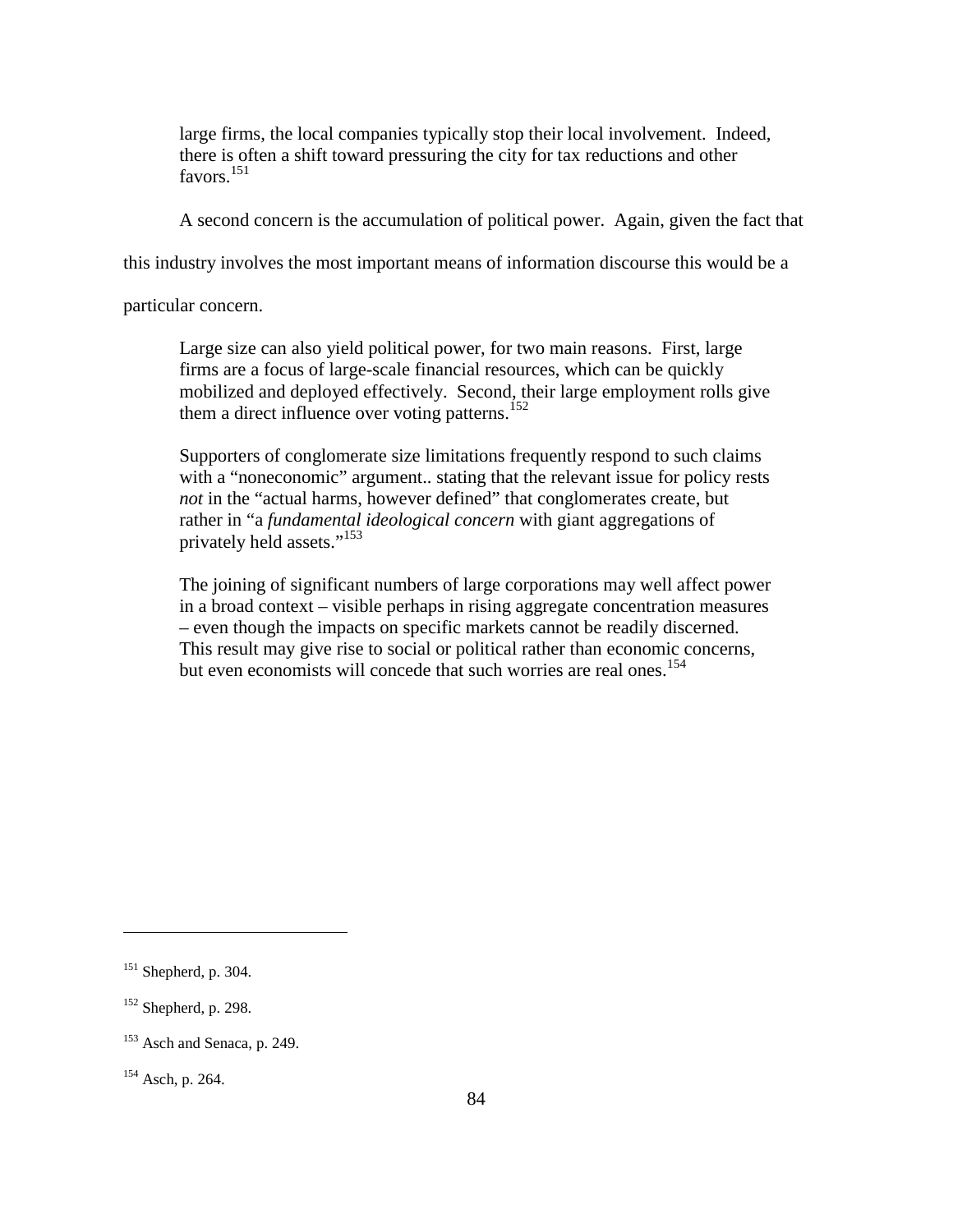> large firms, the local companies typically stop their local involvement. Indeed, there is often a shift toward pressuring the city for tax reductions and other favors.[151]

A second concern is the accumulation of political power. Again, given the fact that this industry involves the most important means of information discourse this would be a particular concern.

> Large size can also yield political power, for two main reasons. First, large firms are a focus of large-scale financial resources, which can be quickly mobilized and deployed effectively. Second, their large employment rolls give them a direct influence over voting patterns.[152]

> Supporters of conglomerate size limitations frequently respond to such claims with a "noneconomic" argument.. stating that the relevant issue for policy rests *not* in the "actual harms, however defined" that conglomerates create, but rather in "a *fundamental ideological concern* with giant aggregations of privately held assets."[153]

> The joining of significant numbers of large corporations may well affect power in a broad context – visible perhaps in rising aggregate concentration measures – even though the impacts on specific markets cannot be readily discerned. This result may give rise to social or political rather than economic concerns, but even economists will concede that such worries are real ones.[154]

---

[151] Shepherd, p. 304.

[152] Shepherd, p. 298.

[153] Asch and Senaca, p. 249.

[154] Asch, p. 264.